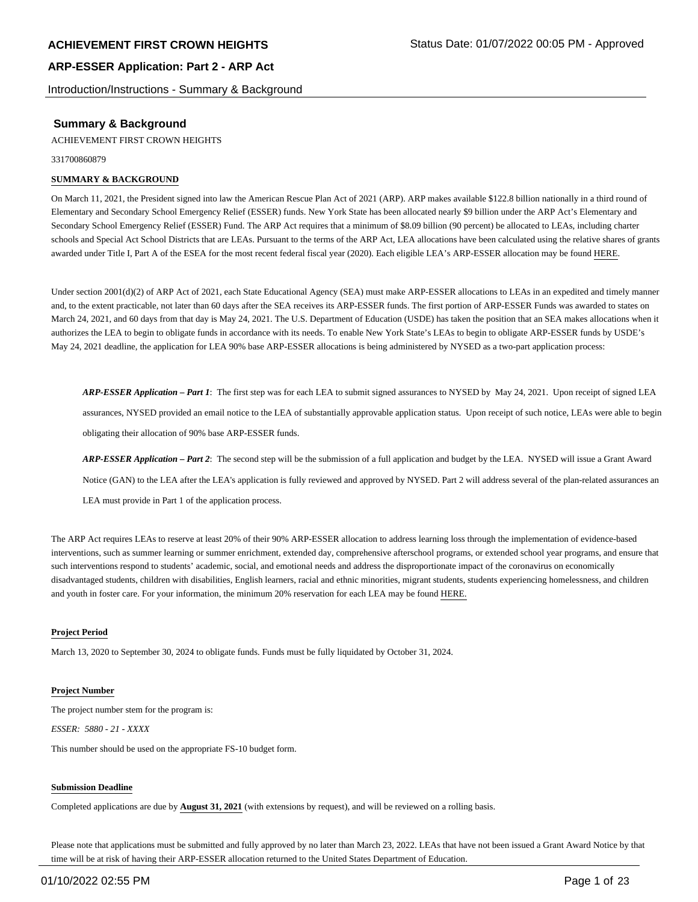# ACHIEVEMENT FIRST CROWN HEIGHTS

Status Date: 01/07/2022 00:05 PM - Approved

## ARP-ESSER Application: Part 2 - ARP Act

Introduction/Instructions - Summary & Background

### Summary & Background

ACHIEVEMENT FIRST CROWN HEIGHTS

331700860879

**SUMMARY & BACKGROUND**

On March 11, 2021, the President signed into law the American Rescue Plan Act of 2021 (ARP). ARP makes available $122.8 billion nationally in a third round of Elementary and Secondary School Emergency Relief (ESSER) funds. New York State has been allocated nearly $9 billion under the ARP Act's Elementary and Secondary School Emergency Relief (ESSER) Fund. The ARP Act requires that a minimum of $8.09 billion (90 percent) be allocated to LEAs, including charter schools and Special Act School Districts that are LEAs. Pursuant to the terms of the ARP Act, LEA allocations have been calculated using the relative shares of grants awarded under Title I, Part A of the ESEA for the most recent federal fiscal year (2020). Each eligible LEA's ARP-ESSER allocation may be found HERE.

Under section 2001(d)(2) of ARP Act of 2021, each State Educational Agency (SEA) must make ARP-ESSER allocations to LEAs in an expedited and timely manner and, to the extent practicable, not later than 60 days after the SEA receives its ARP-ESSER funds. The first portion of ARP-ESSER Funds was awarded to states on March 24, 2021, and 60 days from that day is May 24, 2021. The U.S. Department of Education (USDE) has taken the position that an SEA makes allocations when it authorizes the LEA to begin to obligate funds in accordance with its needs. To enable New York State's LEAs to begin to obligate ARP-ESSER funds by USDE's May 24, 2021 deadline, the application for LEA 90% base ARP-ESSER allocations is being administered by NYSED as a two-part application process:

> ***ARP-ESSER Application – Part 1***: The first step was for each LEA to submit signed assurances to NYSED by May 24, 2021. Upon receipt of signed LEA assurances, NYSED provided an email notice to the LEA of substantially approvable application status. Upon receipt of such notice, LEAs were able to begin obligating their allocation of 90% base ARP-ESSER funds.
>
> ***ARP-ESSER Application – Part 2***: The second step will be the submission of a full application and budget by the LEA. NYSED will issue a Grant Award Notice (GAN) to the LEA after the LEA's application is fully reviewed and approved by NYSED. Part 2 will address several of the plan-related assurances an LEA must provide in Part 1 of the application process.

The ARP Act requires LEAs to reserve at least 20% of their 90% ARP-ESSER allocation to address learning loss through the implementation of evidence-based interventions, such as summer learning or summer enrichment, extended day, comprehensive afterschool programs, or extended school year programs, and ensure that such interventions respond to students' academic, social, and emotional needs and address the disproportionate impact of the coronavirus on economically disadvantaged students, children with disabilities, English learners, racial and ethnic minorities, migrant students, students experiencing homelessness, and children and youth in foster care. For your information, the minimum 20% reservation for each LEA may be found HERE.

**Project Period**

March 13, 2020 to September 30, 2024 to obligate funds. Funds must be fully liquidated by October 31, 2024.

**Project Number**

The project number stem for the program is:

*ESSER: 5880 - 21 - XXXX*

This number should be used on the appropriate FS-10 budget form.

**Submission Deadline**

Completed applications are due by **August 31, 2021** (with extensions by request), and will be reviewed on a rolling basis.

Please note that applications must be submitted and fully approved by no later than March 23, 2022. LEAs that have not been issued a Grant Award Notice by that time will be at risk of having their ARP-ESSER allocation returned to the United States Department of Education.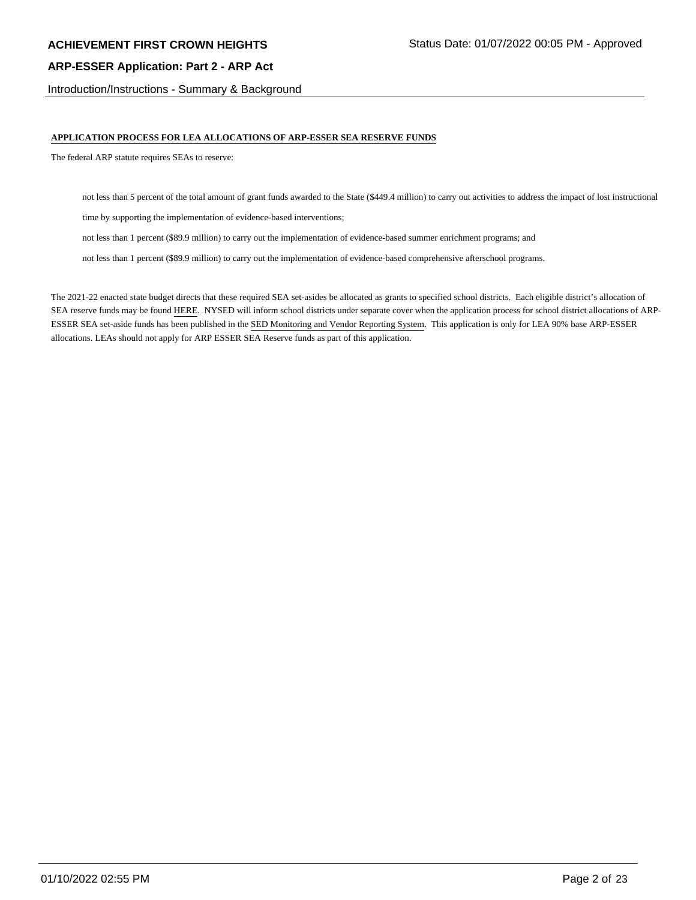Introduction/Instructions - Summary & Background

**APPLICATION PROCESS FOR LEA ALLOCATIONS OF ARP-ESSER SEA RESERVE FUNDS**

The federal ARP statute requires SEAs to reserve:

- not less than 5 percent of the total amount of grant funds awarded to the State ($449.4 million) to carry out activities to address the impact of lost instructional time by supporting the implementation of evidence-based interventions;
- not less than 1 percent ($89.9 million) to carry out the implementation of evidence-based summer enrichment programs; and
- not less than 1 percent ($89.9 million) to carry out the implementation of evidence-based comprehensive afterschool programs.

The 2021-22 enacted state budget directs that these required SEA set-asides be allocated as grants to specified school districts. Each eligible district's allocation of SEA reserve funds may be found HERE. NYSED will inform school districts under separate cover when the application process for school district allocations of ARP-ESSER SEA set-aside funds has been published in the SED Monitoring and Vendor Reporting System. This application is only for LEA 90% base ARP-ESSER allocations. LEAs should not apply for ARP ESSER SEA Reserve funds as part of this application.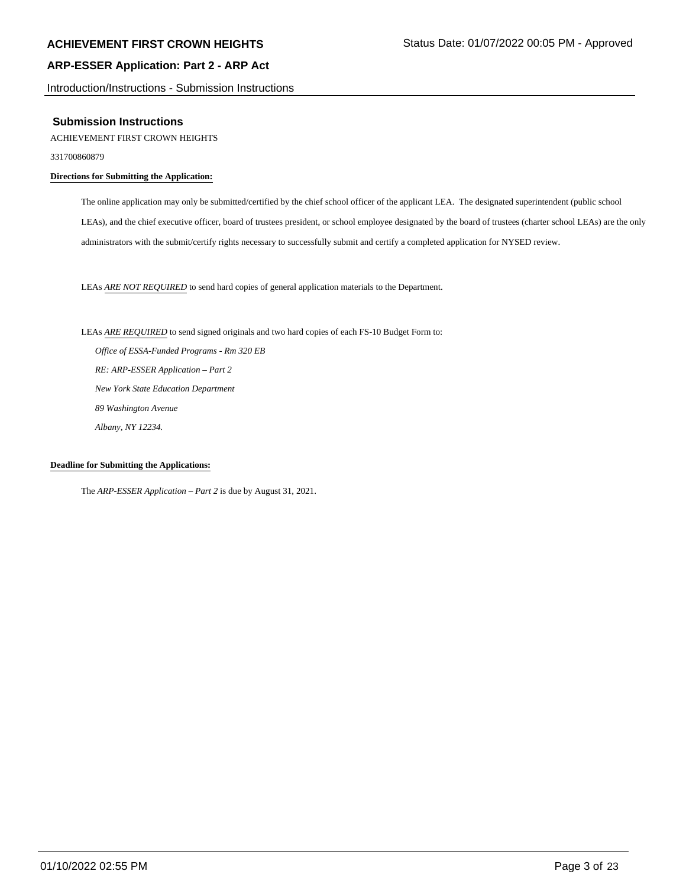## Submission Instructions

ACHIEVEMENT FIRST CROWN HEIGHTS

331700860879

**Directions for Submitting the Application:**

The online application may only be submitted/certified by the chief school officer of the applicant LEA. The designated superintendent (public school LEAs), and the chief executive officer, board of trustees president, or school employee designated by the board of trustees (charter school LEAs) are the only administrators with the submit/certify rights necessary to successfully submit and certify a completed application for NYSED review.

LEAs *ARE NOT REQUIRED* to send hard copies of general application materials to the Department.

LEAs *ARE REQUIRED* to send signed originals and two hard copies of each FS-10 Budget Form to:

*Office of ESSA-Funded Programs - Rm 320 EB*
*RE: ARP-ESSER Application – Part 2*
*New York State Education Department*
*89 Washington Avenue*
*Albany, NY 12234.*

**Deadline for Submitting the Applications:**

The *ARP-ESSER Application – Part 2* is due by August 31, 2021.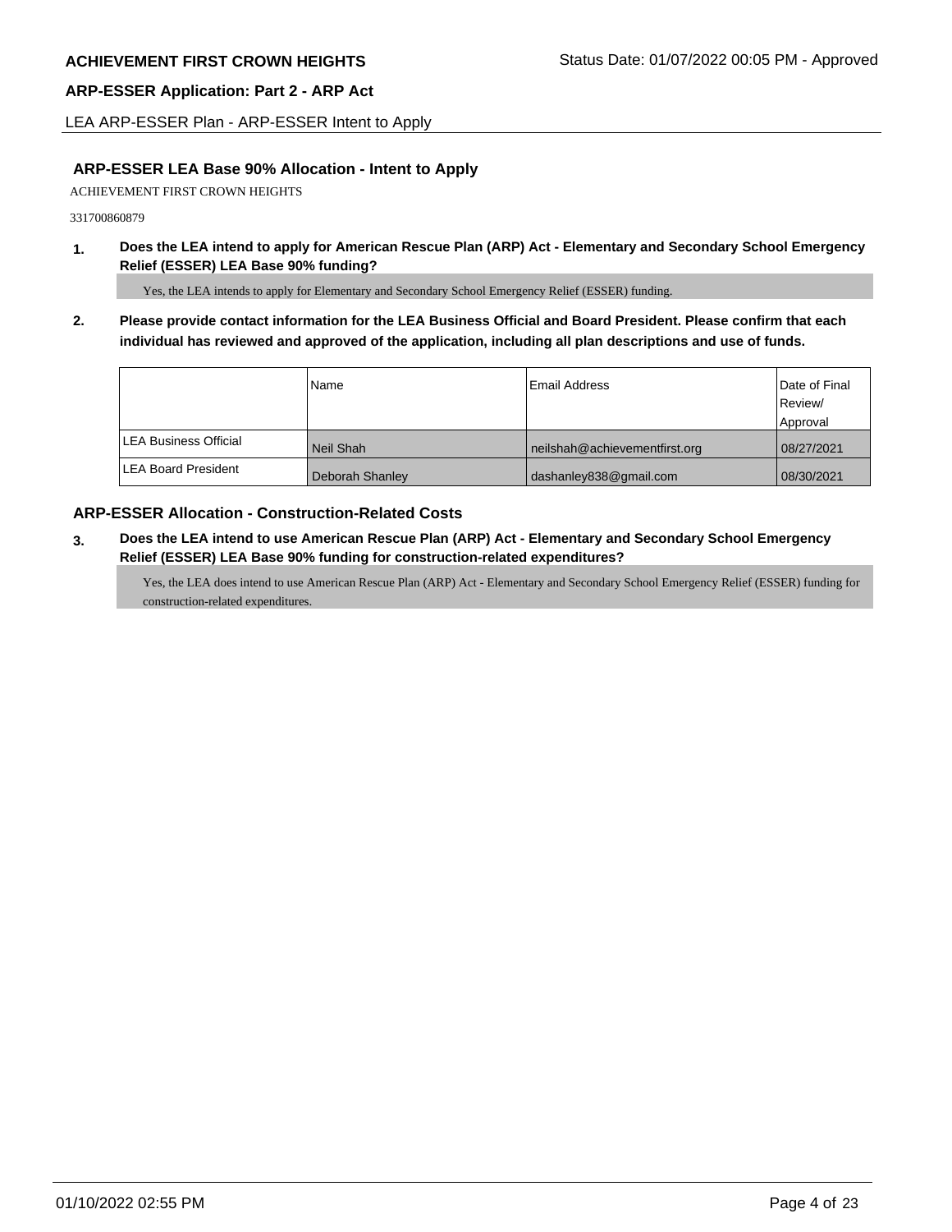## ARP-ESSER LEA Base 90% Allocation - Intent to Apply

ACHIEVEMENT FIRST CROWN HEIGHTS

331700860879

**1. Does the LEA intend to apply for American Rescue Plan (ARP) Act - Elementary and Secondary School Emergency Relief (ESSER) LEA Base 90% funding?**

Yes, the LEA intends to apply for Elementary and Secondary School Emergency Relief (ESSER) funding.

**2. Please provide contact information for the LEA Business Official and Board President. Please confirm that each individual has reviewed and approved of the application, including all plan descriptions and use of funds.**

| | Name | Email Address | Date of Final Review/ Approval |
|---|---|---|---|
| LEA Business Official | Neil Shah | neilshah@achievementfirst.org | 08/27/2021 |
| LEA Board President | Deborah Shanley | dashanley838@gmail.com | 08/30/2021 |

## ARP-ESSER Allocation - Construction-Related Costs

**3. Does the LEA intend to use American Rescue Plan (ARP) Act - Elementary and Secondary School Emergency Relief (ESSER) LEA Base 90% funding for construction-related expenditures?**

Yes, the LEA does intend to use American Rescue Plan (ARP) Act - Elementary and Secondary School Emergency Relief (ESSER) funding for construction-related expenditures.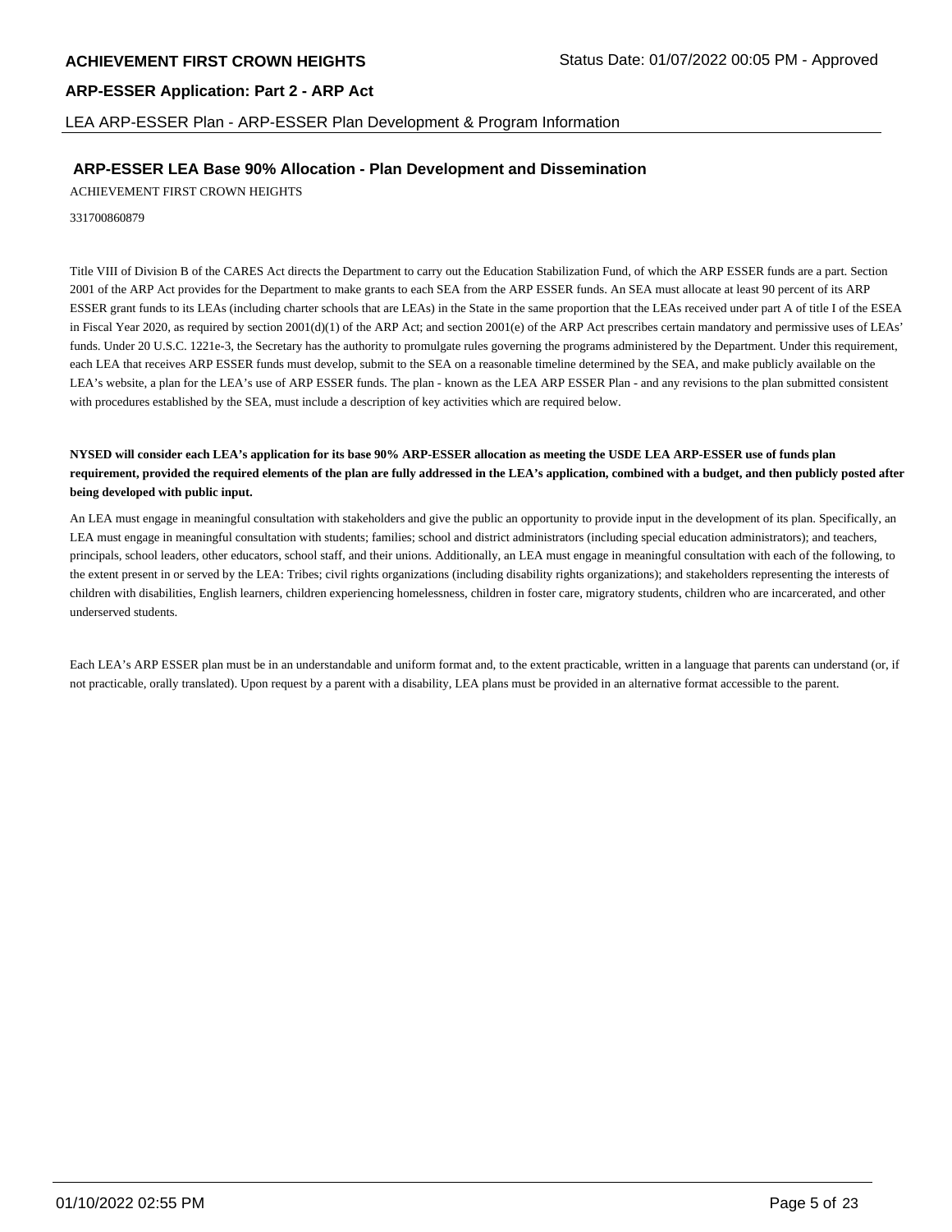## ARP-ESSER LEA Base 90% Allocation - Plan Development and Dissemination

ACHIEVEMENT FIRST CROWN HEIGHTS

331700860879

Title VIII of Division B of the CARES Act directs the Department to carry out the Education Stabilization Fund, of which the ARP ESSER funds are a part. Section 2001 of the ARP Act provides for the Department to make grants to each SEA from the ARP ESSER funds. An SEA must allocate at least 90 percent of its ARP ESSER grant funds to its LEAs (including charter schools that are LEAs) in the State in the same proportion that the LEAs received under part A of title I of the ESEA in Fiscal Year 2020, as required by section 2001(d)(1) of the ARP Act; and section 2001(e) of the ARP Act prescribes certain mandatory and permissive uses of LEAs' funds. Under 20 U.S.C. 1221e-3, the Secretary has the authority to promulgate rules governing the programs administered by the Department. Under this requirement, each LEA that receives ARP ESSER funds must develop, submit to the SEA on a reasonable timeline determined by the SEA, and make publicly available on the LEA's website, a plan for the LEA's use of ARP ESSER funds. The plan - known as the LEA ARP ESSER Plan - and any revisions to the plan submitted consistent with procedures established by the SEA, must include a description of key activities which are required below.

**NYSED will consider each LEA's application for its base 90% ARP-ESSER allocation as meeting the USDE LEA ARP-ESSER use of funds plan requirement, provided the required elements of the plan are fully addressed in the LEA's application, combined with a budget, and then publicly posted after being developed with public input.**

An LEA must engage in meaningful consultation with stakeholders and give the public an opportunity to provide input in the development of its plan. Specifically, an LEA must engage in meaningful consultation with students; families; school and district administrators (including special education administrators); and teachers, principals, school leaders, other educators, school staff, and their unions. Additionally, an LEA must engage in meaningful consultation with each of the following, to the extent present in or served by the LEA: Tribes; civil rights organizations (including disability rights organizations); and stakeholders representing the interests of children with disabilities, English learners, children experiencing homelessness, children in foster care, migratory students, children who are incarcerated, and other underserved students.

Each LEA's ARP ESSER plan must be in an understandable and uniform format and, to the extent practicable, written in a language that parents can understand (or, if not practicable, orally translated). Upon request by a parent with a disability, LEA plans must be provided in an alternative format accessible to the parent.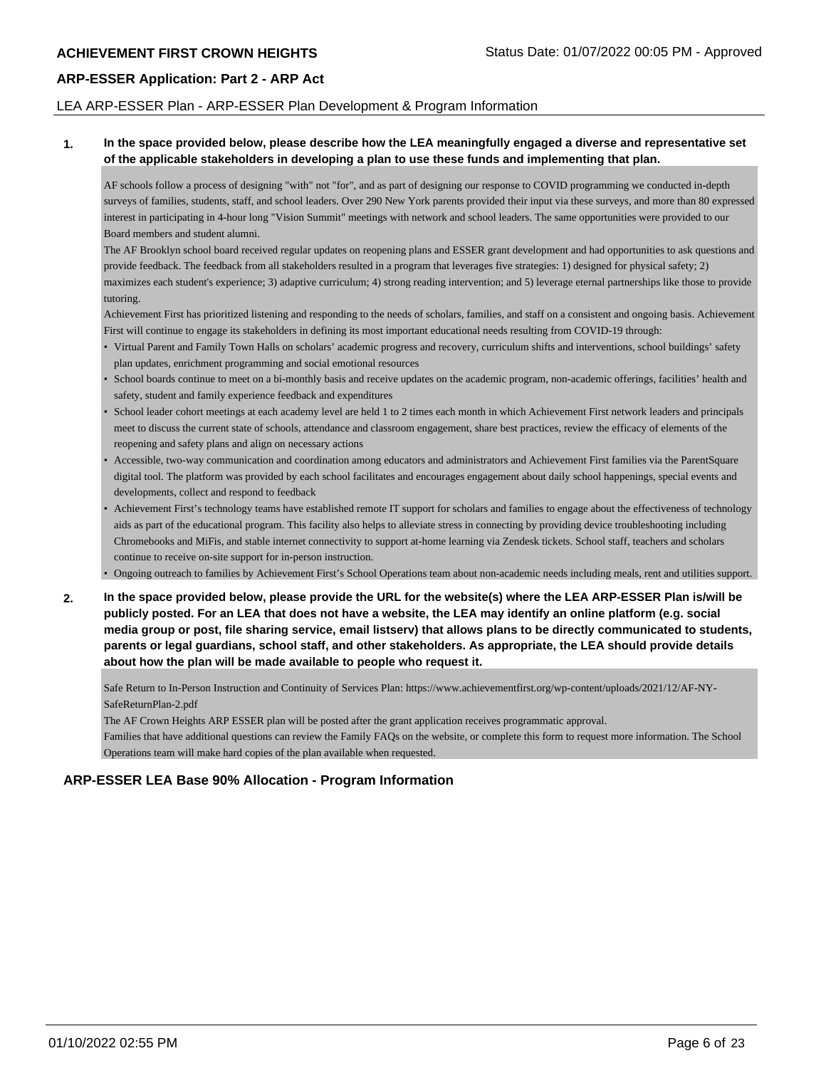LEA ARP-ESSER Plan - ARP-ESSER Plan Development & Program Information

**1. In the space provided below, please describe how the LEA meaningfully engaged a diverse and representative set of the applicable stakeholders in developing a plan to use these funds and implementing that plan.**

AF schools follow a process of designing "with" not "for", and as part of designing our response to COVID programming we conducted in-depth surveys of families, students, staff, and school leaders. Over 290 New York parents provided their input via these surveys, and more than 80 expressed interest in participating in 4-hour long "Vision Summit" meetings with network and school leaders. The same opportunities were provided to our Board members and student alumni.

The AF Brooklyn school board received regular updates on reopening plans and ESSER grant development and had opportunities to ask questions and provide feedback. The feedback from all stakeholders resulted in a program that leverages five strategies: 1) designed for physical safety; 2) maximizes each student's experience; 3) adaptive curriculum; 4) strong reading intervention; and 5) leverage eternal partnerships like those to provide tutoring.

Achievement First has prioritized listening and responding to the needs of scholars, families, and staff on a consistent and ongoing basis. Achievement First will continue to engage its stakeholders in defining its most important educational needs resulting from COVID-19 through:

- Virtual Parent and Family Town Halls on scholars' academic progress and recovery, curriculum shifts and interventions, school buildings' safety plan updates, enrichment programming and social emotional resources
- School boards continue to meet on a bi-monthly basis and receive updates on the academic program, non-academic offerings, facilities' health and safety, student and family experience feedback and expenditures
- School leader cohort meetings at each academy level are held 1 to 2 times each month in which Achievement First network leaders and principals meet to discuss the current state of schools, attendance and classroom engagement, share best practices, review the efficacy of elements of the reopening and safety plans and align on necessary actions
- Accessible, two-way communication and coordination among educators and administrators and Achievement First families via the ParentSquare digital tool. The platform was provided by each school facilitates and encourages engagement about daily school happenings, special events and developments, collect and respond to feedback
- Achievement First's technology teams have established remote IT support for scholars and families to engage about the effectiveness of technology aids as part of the educational program. This facility also helps to alleviate stress in connecting by providing device troubleshooting including Chromebooks and MiFis, and stable internet connectivity to support at-home learning via Zendesk tickets. School staff, teachers and scholars continue to receive on-site support for in-person instruction.
- Ongoing outreach to families by Achievement First's School Operations team about non-academic needs including meals, rent and utilities support.

**2. In the space provided below, please provide the URL for the website(s) where the LEA ARP-ESSER Plan is/will be publicly posted. For an LEA that does not have a website, the LEA may identify an online platform (e.g. social media group or post, file sharing service, email listserv) that allows plans to be directly communicated to students, parents or legal guardians, school staff, and other stakeholders. As appropriate, the LEA should provide details about how the plan will be made available to people who request it.**

Safe Return to In-Person Instruction and Continuity of Services Plan: https://www.achievementfirst.org/wp-content/uploads/2021/12/AF-NY-SafeReturnPlan-2.pdf

The AF Crown Heights ARP ESSER plan will be posted after the grant application receives programmatic approval.

Families that have additional questions can review the Family FAQs on the website, or complete this form to request more information. The School Operations team will make hard copies of the plan available when requested.

## ARP-ESSER LEA Base 90% Allocation - Program Information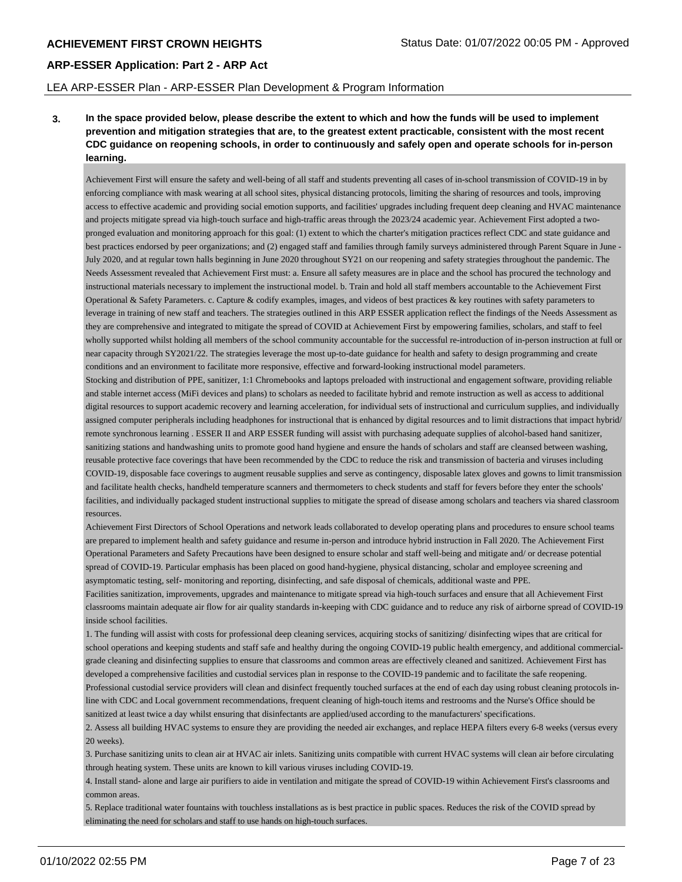LEA ARP-ESSER Plan - ARP-ESSER Plan Development & Program Information

**3. In the space provided below, please describe the extent to which and how the funds will be used to implement prevention and mitigation strategies that are, to the greatest extent practicable, consistent with the most recent CDC guidance on reopening schools, in order to continuously and safely open and operate schools for in-person learning.**

Achievement First will ensure the safety and well-being of all staff and students preventing all cases of in-school transmission of COVID-19 in by enforcing compliance with mask wearing at all school sites, physical distancing protocols, limiting the sharing of resources and tools, improving access to effective academic and providing social emotion supports, and facilities' upgrades including frequent deep cleaning and HVAC maintenance and projects mitigate spread via high-touch surface and high-traffic areas through the 2023/24 academic year. Achievement First adopted a two-pronged evaluation and monitoring approach for this goal: (1) extent to which the charter's mitigation practices reflect CDC and state guidance and best practices endorsed by peer organizations; and (2) engaged staff and families through family surveys administered through Parent Square in June - July 2020, and at regular town halls beginning in June 2020 throughout SY21 on our reopening and safety strategies throughout the pandemic. The Needs Assessment revealed that Achievement First must: a. Ensure all safety measures are in place and the school has procured the technology and instructional materials necessary to implement the instructional model. b. Train and hold all staff members accountable to the Achievement First Operational & Safety Parameters. c. Capture & codify examples, images, and videos of best practices & key routines with safety parameters to leverage in training of new staff and teachers. The strategies outlined in this ARP ESSER application reflect the findings of the Needs Assessment as they are comprehensive and integrated to mitigate the spread of COVID at Achievement First by empowering families, scholars, and staff to feel wholly supported whilst holding all members of the school community accountable for the successful re-introduction of in-person instruction at full or near capacity through SY2021/22. The strategies leverage the most up-to-date guidance for health and safety to design programming and create conditions and an environment to facilitate more responsive, effective and forward-looking instructional model parameters.

Stocking and distribution of PPE, sanitizer, 1:1 Chromebooks and laptops preloaded with instructional and engagement software, providing reliable and stable internet access (MiFi devices and plans) to scholars as needed to facilitate hybrid and remote instruction as well as access to additional digital resources to support academic recovery and learning acceleration, for individual sets of instructional and curriculum supplies, and individually assigned computer peripherals including headphones for instructional that is enhanced by digital resources and to limit distractions that impact hybrid/ remote synchronous learning . ESSER II and ARP ESSER funding will assist with purchasing adequate supplies of alcohol-based hand sanitizer, sanitizing stations and handwashing units to promote good hand hygiene and ensure the hands of scholars and staff are cleansed between washing, reusable protective face coverings that have been recommended by the CDC to reduce the risk and transmission of bacteria and viruses including COVID-19, disposable face coverings to augment reusable supplies and serve as contingency, disposable latex gloves and gowns to limit transmission and facilitate health checks, handheld temperature scanners and thermometers to check students and staff for fevers before they enter the schools' facilities, and individually packaged student instructional supplies to mitigate the spread of disease among scholars and teachers via shared classroom resources.

Achievement First Directors of School Operations and network leads collaborated to develop operating plans and procedures to ensure school teams are prepared to implement health and safety guidance and resume in-person and introduce hybrid instruction in Fall 2020. The Achievement First Operational Parameters and Safety Precautions have been designed to ensure scholar and staff well-being and mitigate and/ or decrease potential spread of COVID-19. Particular emphasis has been placed on good hand-hygiene, physical distancing, scholar and employee screening and asymptomatic testing, self- monitoring and reporting, disinfecting, and safe disposal of chemicals, additional waste and PPE.

Facilities sanitization, improvements, upgrades and maintenance to mitigate spread via high-touch surfaces and ensure that all Achievement First classrooms maintain adequate air flow for air quality standards in-keeping with CDC guidance and to reduce any risk of airborne spread of COVID-19 inside school facilities.

1. The funding will assist with costs for professional deep cleaning services, acquiring stocks of sanitizing/ disinfecting wipes that are critical for school operations and keeping students and staff safe and healthy during the ongoing COVID-19 public health emergency, and additional commercial-grade cleaning and disinfecting supplies to ensure that classrooms and common areas are effectively cleaned and sanitized. Achievement First has developed a comprehensive facilities and custodial services plan in response to the COVID-19 pandemic and to facilitate the safe reopening. Professional custodial service providers will clean and disinfect frequently touched surfaces at the end of each day using robust cleaning protocols in-line with CDC and Local government recommendations, frequent cleaning of high-touch items and restrooms and the Nurse's Office should be sanitized at least twice a day whilst ensuring that disinfectants are applied/used according to the manufacturers' specifications.
2. Assess all building HVAC systems to ensure they are providing the needed air exchanges, and replace HEPA filters every 6-8 weeks (versus every 20 weeks).
3. Purchase sanitizing units to clean air at HVAC air inlets. Sanitizing units compatible with current HVAC systems will clean air before circulating through heating system. These units are known to kill various viruses including COVID-19.
4. Install stand- alone and large air purifiers to aide in ventilation and mitigate the spread of COVID-19 within Achievement First's classrooms and common areas.
5. Replace traditional water fountains with touchless installations as is best practice in public spaces. Reduces the risk of the COVID spread by eliminating the need for scholars and staff to use hands on high-touch surfaces.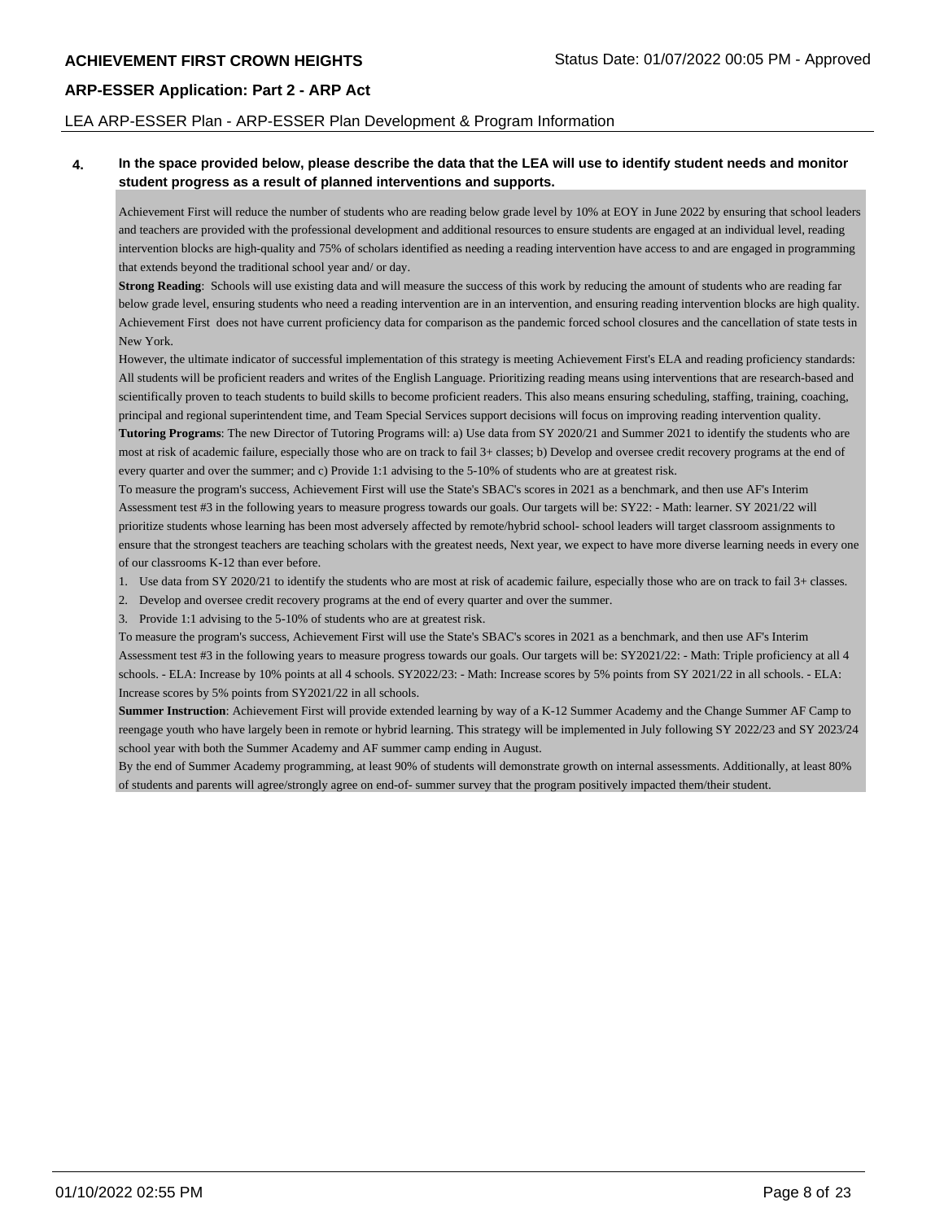**4. In the space provided below, please describe the data that the LEA will use to identify student needs and monitor student progress as a result of planned interventions and supports.**

Achievement First will reduce the number of students who are reading below grade level by 10% at EOY in June 2022 by ensuring that school leaders and teachers are provided with the professional development and additional resources to ensure students are engaged at an individual level, reading intervention blocks are high-quality and 75% of scholars identified as needing a reading intervention have access to and are engaged in programming that extends beyond the traditional school year and/ or day.

**Strong Reading**: Schools will use existing data and will measure the success of this work by reducing the amount of students who are reading far below grade level, ensuring students who need a reading intervention are in an intervention, and ensuring reading intervention blocks are high quality. Achievement First does not have current proficiency data for comparison as the pandemic forced school closures and the cancellation of state tests in New York.

However, the ultimate indicator of successful implementation of this strategy is meeting Achievement First's ELA and reading proficiency standards: All students will be proficient readers and writes of the English Language. Prioritizing reading means using interventions that are research-based and scientifically proven to teach students to build skills to become proficient readers. This also means ensuring scheduling, staffing, training, coaching, principal and regional superintendent time, and Team Special Services support decisions will focus on improving reading intervention quality.

**Tutoring Programs**: The new Director of Tutoring Programs will: a) Use data from SY 2020/21 and Summer 2021 to identify the students who are most at risk of academic failure, especially those who are on track to fail 3+ classes; b) Develop and oversee credit recovery programs at the end of every quarter and over the summer; and c) Provide 1:1 advising to the 5-10% of students who are at greatest risk.

To measure the program's success, Achievement First will use the State's SBAC's scores in 2021 as a benchmark, and then use AF's Interim Assessment test #3 in the following years to measure progress towards our goals. Our targets will be: SY22: - Math: learner. SY 2021/22 will prioritize students whose learning has been most adversely affected by remote/hybrid school- school leaders will target classroom assignments to ensure that the strongest teachers are teaching scholars with the greatest needs, Next year, we expect to have more diverse learning needs in every one of our classrooms K-12 than ever before.

1. Use data from SY 2020/21 to identify the students who are most at risk of academic failure, especially those who are on track to fail 3+ classes.
2. Develop and oversee credit recovery programs at the end of every quarter and over the summer.
3. Provide 1:1 advising to the 5-10% of students who are at greatest risk.

To measure the program's success, Achievement First will use the State's SBAC's scores in 2021 as a benchmark, and then use AF's Interim Assessment test #3 in the following years to measure progress towards our goals. Our targets will be: SY2021/22: - Math: Triple proficiency at all 4 schools. - ELA: Increase by 10% points at all 4 schools. SY2022/23: - Math: Increase scores by 5% points from SY 2021/22 in all schools. - ELA: Increase scores by 5% points from SY2021/22 in all schools.

**Summer Instruction**: Achievement First will provide extended learning by way of a K-12 Summer Academy and the Change Summer AF Camp to reengage youth who have largely been in remote or hybrid learning. This strategy will be implemented in July following SY 2022/23 and SY 2023/24 school year with both the Summer Academy and AF summer camp ending in August.

By the end of Summer Academy programming, at least 90% of students will demonstrate growth on internal assessments. Additionally, at least 80% of students and parents will agree/strongly agree on end-of- summer survey that the program positively impacted them/their student.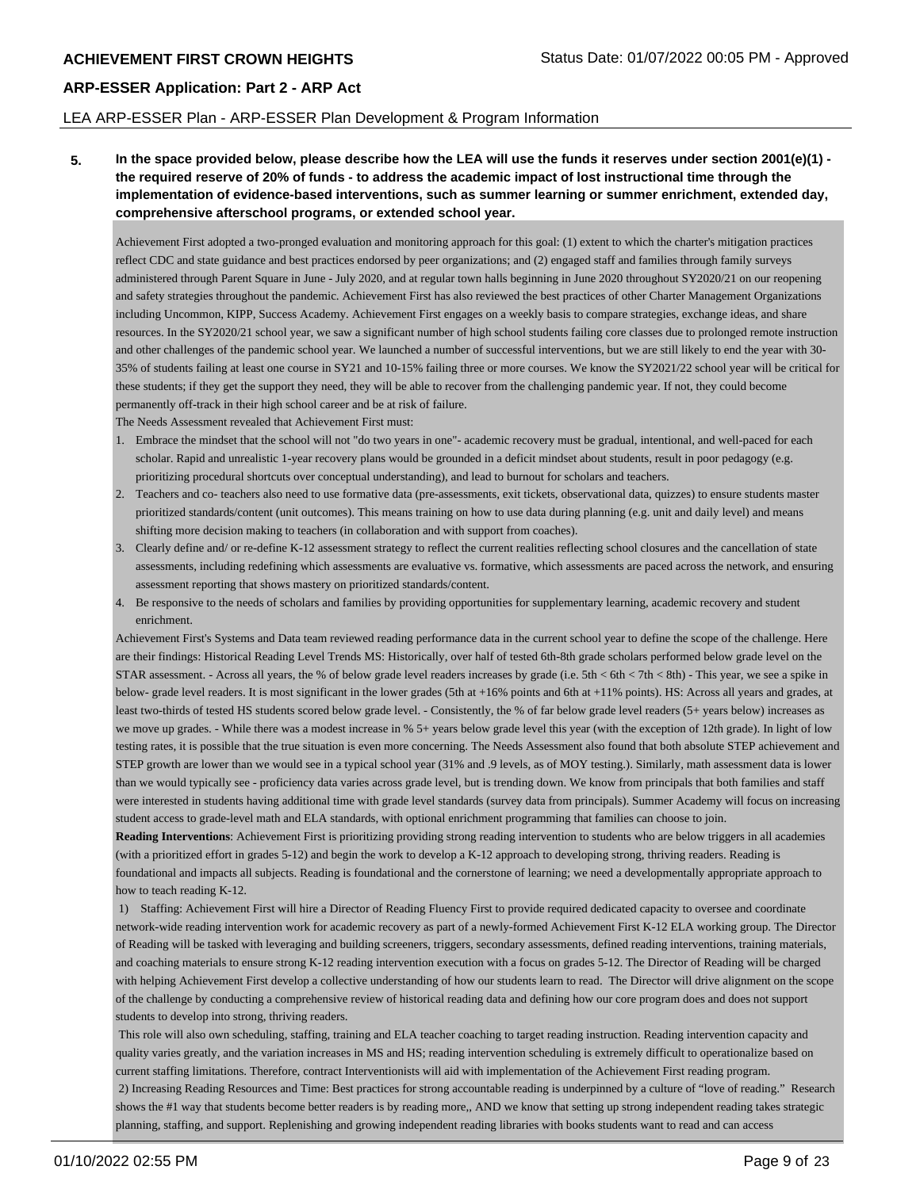LEA ARP-ESSER Plan - ARP-ESSER Plan Development & Program Information

**5. In the space provided below, please describe how the LEA will use the funds it reserves under section 2001(e)(1) - the required reserve of 20% of funds - to address the academic impact of lost instructional time through the implementation of evidence-based interventions, such as summer learning or summer enrichment, extended day, comprehensive afterschool programs, or extended school year.**

Achievement First adopted a two-pronged evaluation and monitoring approach for this goal: (1) extent to which the charter's mitigation practices reflect CDC and state guidance and best practices endorsed by peer organizations; and (2) engaged staff and families through family surveys administered through Parent Square in June - July 2020, and at regular town halls beginning in June 2020 throughout SY2020/21 on our reopening and safety strategies throughout the pandemic. Achievement First has also reviewed the best practices of other Charter Management Organizations including Uncommon, KIPP, Success Academy. Achievement First engages on a weekly basis to compare strategies, exchange ideas, and share resources. In the SY2020/21 school year, we saw a significant number of high school students failing core classes due to prolonged remote instruction and other challenges of the pandemic school year. We launched a number of successful interventions, but we are still likely to end the year with 30-35% of students failing at least one course in SY21 and 10-15% failing three or more courses. We know the SY2021/22 school year will be critical for these students; if they get the support they need, they will be able to recover from the challenging pandemic year. If not, they could become permanently off-track in their high school career and be at risk of failure.

The Needs Assessment revealed that Achievement First must:

1. Embrace the mindset that the school will not "do two years in one"- academic recovery must be gradual, intentional, and well-paced for each scholar. Rapid and unrealistic 1-year recovery plans would be grounded in a deficit mindset about students, result in poor pedagogy (e.g. prioritizing procedural shortcuts over conceptual understanding), and lead to burnout for scholars and teachers.
2. Teachers and co- teachers also need to use formative data (pre-assessments, exit tickets, observational data, quizzes) to ensure students master prioritized standards/content (unit outcomes). This means training on how to use data during planning (e.g. unit and daily level) and means shifting more decision making to teachers (in collaboration and with support from coaches).
3. Clearly define and/ or re-define K-12 assessment strategy to reflect the current realities reflecting school closures and the cancellation of state assessments, including redefining which assessments are evaluative vs. formative, which assessments are paced across the network, and ensuring assessment reporting that shows mastery on prioritized standards/content.
4. Be responsive to the needs of scholars and families by providing opportunities for supplementary learning, academic recovery and student enrichment.

Achievement First's Systems and Data team reviewed reading performance data in the current school year to define the scope of the challenge. Here are their findings: Historical Reading Level Trends MS: Historically, over half of tested 6th-8th grade scholars performed below grade level on the STAR assessment. - Across all years, the % of below grade level readers increases by grade (i.e. 5th < 6th < 7th < 8th) - This year, we see a spike in below- grade level readers. It is most significant in the lower grades (5th at +16% points and 6th at +11% points). HS: Across all years and grades, at least two-thirds of tested HS students scored below grade level. - Consistently, the % of far below grade level readers (5+ years below) increases as we move up grades. - While there was a modest increase in % 5+ years below grade level this year (with the exception of 12th grade). In light of low testing rates, it is possible that the true situation is even more concerning. The Needs Assessment also found that both absolute STEP achievement and STEP growth are lower than we would see in a typical school year (31% and .9 levels, as of MOY testing.). Similarly, math assessment data is lower than we would typically see - proficiency data varies across grade level, but is trending down. We know from principals that both families and staff were interested in students having additional time with grade level standards (survey data from principals). Summer Academy will focus on increasing student access to grade-level math and ELA standards, with optional enrichment programming that families can choose to join.

**Reading Interventions**: Achievement First is prioritizing providing strong reading intervention to students who are below triggers in all academies (with a prioritized effort in grades 5-12) and begin the work to develop a K-12 approach to developing strong, thriving readers. Reading is foundational and impacts all subjects. Reading is foundational and the cornerstone of learning; we need a developmentally appropriate approach to how to teach reading K-12.

1) Staffing: Achievement First will hire a Director of Reading Fluency First to provide required dedicated capacity to oversee and coordinate network-wide reading intervention work for academic recovery as part of a newly-formed Achievement First K-12 ELA working group. The Director of Reading will be tasked with leveraging and building screeners, triggers, secondary assessments, defined reading interventions, training materials, and coaching materials to ensure strong K-12 reading intervention execution with a focus on grades 5-12. The Director of Reading will be charged with helping Achievement First develop a collective understanding of how our students learn to read. The Director will drive alignment on the scope of the challenge by conducting a comprehensive review of historical reading data and defining how our core program does and does not support students to develop into strong, thriving readers.

This role will also own scheduling, staffing, training and ELA teacher coaching to target reading instruction. Reading intervention capacity and quality varies greatly, and the variation increases in MS and HS; reading intervention scheduling is extremely difficult to operationalize based on current staffing limitations. Therefore, contract Interventionists will aid with implementation of the Achievement First reading program.

2) Increasing Reading Resources and Time: Best practices for strong accountable reading is underpinned by a culture of "love of reading." Research shows the #1 way that students become better readers is by reading more,, AND we know that setting up strong independent reading takes strategic planning, staffing, and support. Replenishing and growing independent reading libraries with books students want to read and can access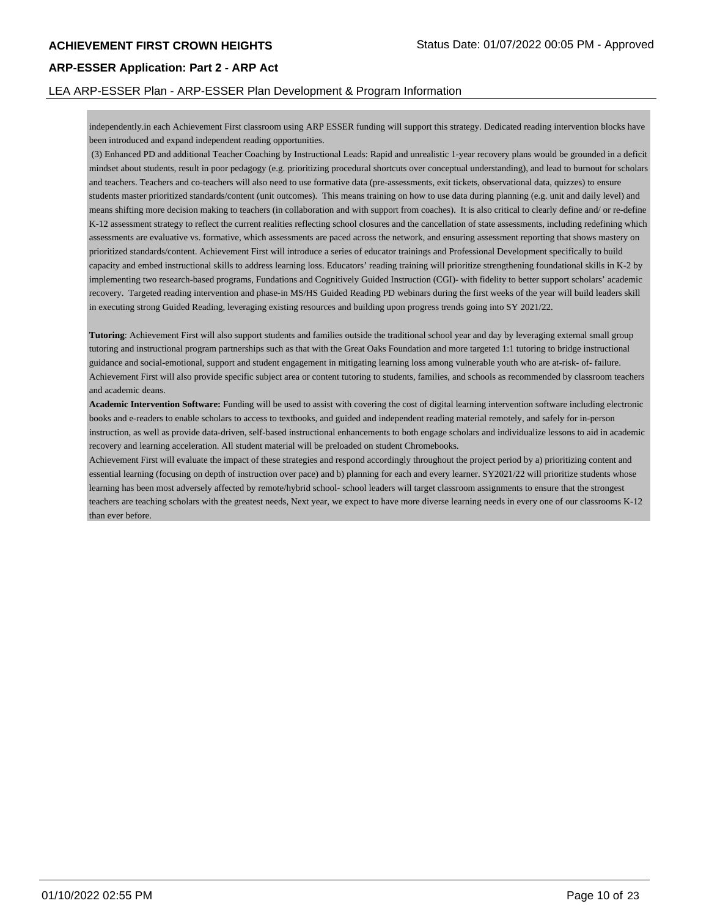independently.in each Achievement First classroom using ARP ESSER funding will support this strategy. Dedicated reading intervention blocks have been introduced and expand independent reading opportunities.

(3) Enhanced PD and additional Teacher Coaching by Instructional Leads: Rapid and unrealistic 1-year recovery plans would be grounded in a deficit mindset about students, result in poor pedagogy (e.g. prioritizing procedural shortcuts over conceptual understanding), and lead to burnout for scholars and teachers. Teachers and co-teachers will also need to use formative data (pre-assessments, exit tickets, observational data, quizzes) to ensure students master prioritized standards/content (unit outcomes). This means training on how to use data during planning (e.g. unit and daily level) and means shifting more decision making to teachers (in collaboration and with support from coaches). It is also critical to clearly define and/ or re-define K-12 assessment strategy to reflect the current realities reflecting school closures and the cancellation of state assessments, including redefining which assessments are evaluative vs. formative, which assessments are paced across the network, and ensuring assessment reporting that shows mastery on prioritized standards/content. Achievement First will introduce a series of educator trainings and Professional Development specifically to build capacity and embed instructional skills to address learning loss. Educators' reading training will prioritize strengthening foundational skills in K-2 by implementing two research-based programs, Fundations and Cognitively Guided Instruction (CGI)- with fidelity to better support scholars' academic recovery. Targeted reading intervention and phase-in MS/HS Guided Reading PD webinars during the first weeks of the year will build leaders skill in executing strong Guided Reading, leveraging existing resources and building upon progress trends going into SY 2021/22.

**Tutoring**: Achievement First will also support students and families outside the traditional school year and day by leveraging external small group tutoring and instructional program partnerships such as that with the Great Oaks Foundation and more targeted 1:1 tutoring to bridge instructional guidance and social-emotional, support and student engagement in mitigating learning loss among vulnerable youth who are at-risk- of- failure. Achievement First will also provide specific subject area or content tutoring to students, families, and schools as recommended by classroom teachers and academic deans.

**Academic Intervention Software:** Funding will be used to assist with covering the cost of digital learning intervention software including electronic books and e-readers to enable scholars to access to textbooks, and guided and independent reading material remotely, and safely for in-person instruction, as well as provide data-driven, self-based instructional enhancements to both engage scholars and individualize lessons to aid in academic recovery and learning acceleration. All student material will be preloaded on student Chromebooks.

Achievement First will evaluate the impact of these strategies and respond accordingly throughout the project period by a) prioritizing content and essential learning (focusing on depth of instruction over pace) and b) planning for each and every learner. SY2021/22 will prioritize students whose learning has been most adversely affected by remote/hybrid school- school leaders will target classroom assignments to ensure that the strongest teachers are teaching scholars with the greatest needs, Next year, we expect to have more diverse learning needs in every one of our classrooms K-12 than ever before.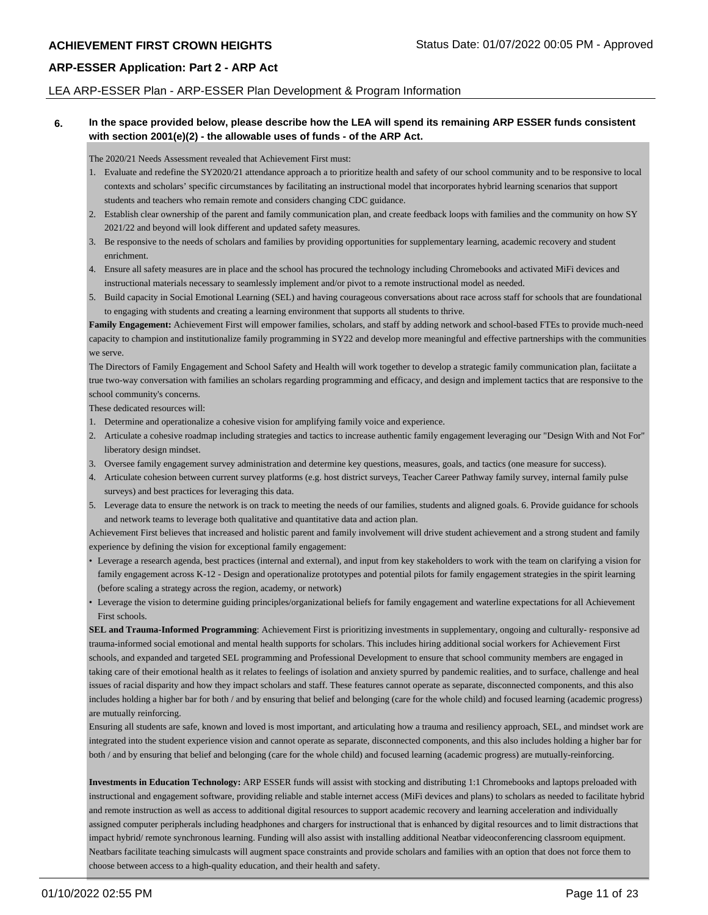**6. In the space provided below, please describe how the LEA will spend its remaining ARP ESSER funds consistent with section 2001(e)(2) - the allowable uses of funds - of the ARP Act.**

The 2020/21 Needs Assessment revealed that Achievement First must:

1. Evaluate and redefine the SY2020/21 attendance approach a to prioritize health and safety of our school community and to be responsive to local contexts and scholars' specific circumstances by facilitating an instructional model that incorporates hybrid learning scenarios that support students and teachers who remain remote and considers changing CDC guidance.
2. Establish clear ownership of the parent and family communication plan, and create feedback loops with families and the community on how SY 2021/22 and beyond will look different and updated safety measures.
3. Be responsive to the needs of scholars and families by providing opportunities for supplementary learning, academic recovery and student enrichment.
4. Ensure all safety measures are in place and the school has procured the technology including Chromebooks and activated MiFi devices and instructional materials necessary to seamlessly implement and/or pivot to a remote instructional model as needed.
5. Build capacity in Social Emotional Learning (SEL) and having courageous conversations about race across staff for schools that are foundational to engaging with students and creating a learning environment that supports all students to thrive.

**Family Engagement:** Achievement First will empower families, scholars, and staff by adding network and school-based FTEs to provide much-need capacity to champion and institutionalize family programming in SY22 and develop more meaningful and effective partnerships with the communities we serve.

The Directors of Family Engagement and School Safety and Health will work together to develop a strategic family communication plan, faciitate a true two-way conversation with families an scholars regarding programming and efficacy, and design and implement tactics that are responsive to the school community's concerns.

These dedicated resources will:

1. Determine and operationalize a cohesive vision for amplifying family voice and experience.
2. Articulate a cohesive roadmap including strategies and tactics to increase authentic family engagement leveraging our "Design With and Not For" liberatory design mindset.
3. Oversee family engagement survey administration and determine key questions, measures, goals, and tactics (one measure for success).
4. Articulate cohesion between current survey platforms (e.g. host district surveys, Teacher Career Pathway family survey, internal family pulse surveys) and best practices for leveraging this data.
5. Leverage data to ensure the network is on track to meeting the needs of our families, students and aligned goals. 6. Provide guidance for schools and network teams to leverage both qualitative and quantitative data and action plan.

Achievement First believes that increased and holistic parent and family involvement will drive student achievement and a strong student and family experience by defining the vision for exceptional family engagement:

- Leverage a research agenda, best practices (internal and external), and input from key stakeholders to work with the team on clarifying a vision for family engagement across K-12 - Design and operationalize prototypes and potential pilots for family engagement strategies in the spirit learning (before scaling a strategy across the region, academy, or network)
- Leverage the vision to determine guiding principles/organizational beliefs for family engagement and waterline expectations for all Achievement First schools.

**SEL and Trauma-Informed Programming**: Achievement First is prioritizing investments in supplementary, ongoing and culturally- responsive ad trauma-informed social emotional and mental health supports for scholars. This includes hiring additional social workers for Achievement First schools, and expanded and targeted SEL programming and Professional Development to ensure that school community members are engaged in taking care of their emotional health as it relates to feelings of isolation and anxiety spurred by pandemic realities, and to surface, challenge and heal issues of racial disparity and how they impact scholars and staff. These features cannot operate as separate, disconnected components, and this also includes holding a higher bar for both / and by ensuring that belief and belonging (care for the whole child) and focused learning (academic progress) are mutually reinforcing.

Ensuring all students are safe, known and loved is most important, and articulating how a trauma and resiliency approach, SEL, and mindset work are integrated into the student experience vision and cannot operate as separate, disconnected components, and this also includes holding a higher bar for both / and by ensuring that belief and belonging (care for the whole child) and focused learning (academic progress) are mutually-reinforcing.

**Investments in Education Technology:** ARP ESSER funds will assist with stocking and distributing 1:1 Chromebooks and laptops preloaded with instructional and engagement software, providing reliable and stable internet access (MiFi devices and plans) to scholars as needed to facilitate hybrid and remote instruction as well as access to additional digital resources to support academic recovery and learning acceleration and individually assigned computer peripherals including headphones and chargers for instructional that is enhanced by digital resources and to limit distractions that impact hybrid/ remote synchronous learning. Funding will also assist with installing additional Neatbar videoconferencing classroom equipment. Neatbars facilitate teaching simulcasts will augment space constraints and provide scholars and families with an option that does not force them to choose between access to a high-quality education, and their health and safety.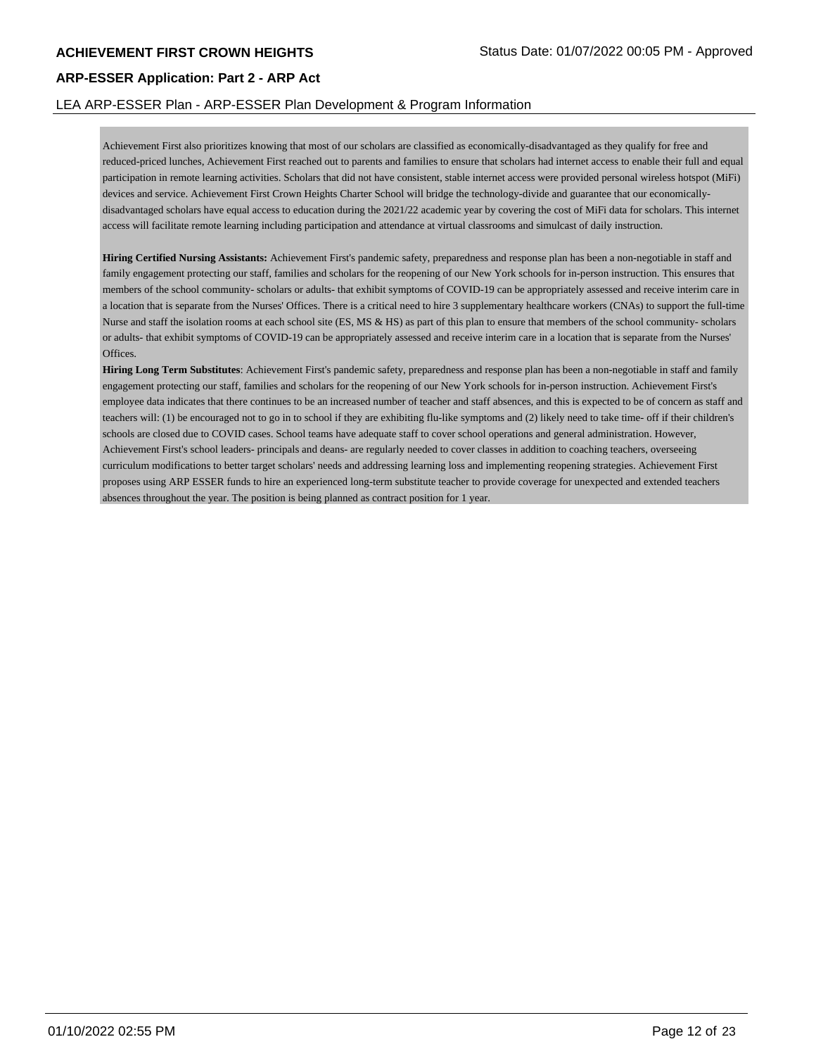Achievement First also prioritizes knowing that most of our scholars are classified as economically-disadvantaged as they qualify for free and reduced-priced lunches, Achievement First reached out to parents and families to ensure that scholars had internet access to enable their full and equal participation in remote learning activities. Scholars that did not have consistent, stable internet access were provided personal wireless hotspot (MiFi) devices and service. Achievement First Crown Heights Charter School will bridge the technology-divide and guarantee that our economically-disadvantaged scholars have equal access to education during the 2021/22 academic year by covering the cost of MiFi data for scholars. This internet access will facilitate remote learning including participation and attendance at virtual classrooms and simulcast of daily instruction.

**Hiring Certified Nursing Assistants:** Achievement First's pandemic safety, preparedness and response plan has been a non-negotiable in staff and family engagement protecting our staff, families and scholars for the reopening of our New York schools for in-person instruction. This ensures that members of the school community- scholars or adults- that exhibit symptoms of COVID-19 can be appropriately assessed and receive interim care in a location that is separate from the Nurses' Offices. There is a critical need to hire 3 supplementary healthcare workers (CNAs) to support the full-time Nurse and staff the isolation rooms at each school site (ES, MS & HS) as part of this plan to ensure that members of the school community- scholars or adults- that exhibit symptoms of COVID-19 can be appropriately assessed and receive interim care in a location that is separate from the Nurses' Offices.

**Hiring Long Term Substitutes**: Achievement First's pandemic safety, preparedness and response plan has been a non-negotiable in staff and family engagement protecting our staff, families and scholars for the reopening of our New York schools for in-person instruction. Achievement First's employee data indicates that there continues to be an increased number of teacher and staff absences, and this is expected to be of concern as staff and teachers will: (1) be encouraged not to go in to school if they are exhibiting flu-like symptoms and (2) likely need to take time- off if their children's schools are closed due to COVID cases. School teams have adequate staff to cover school operations and general administration. However, Achievement First's school leaders- principals and deans- are regularly needed to cover classes in addition to coaching teachers, overseeing curriculum modifications to better target scholars' needs and addressing learning loss and implementing reopening strategies. Achievement First proposes using ARP ESSER funds to hire an experienced long-term substitute teacher to provide coverage for unexpected and extended teachers absences throughout the year. The position is being planned as contract position for 1 year.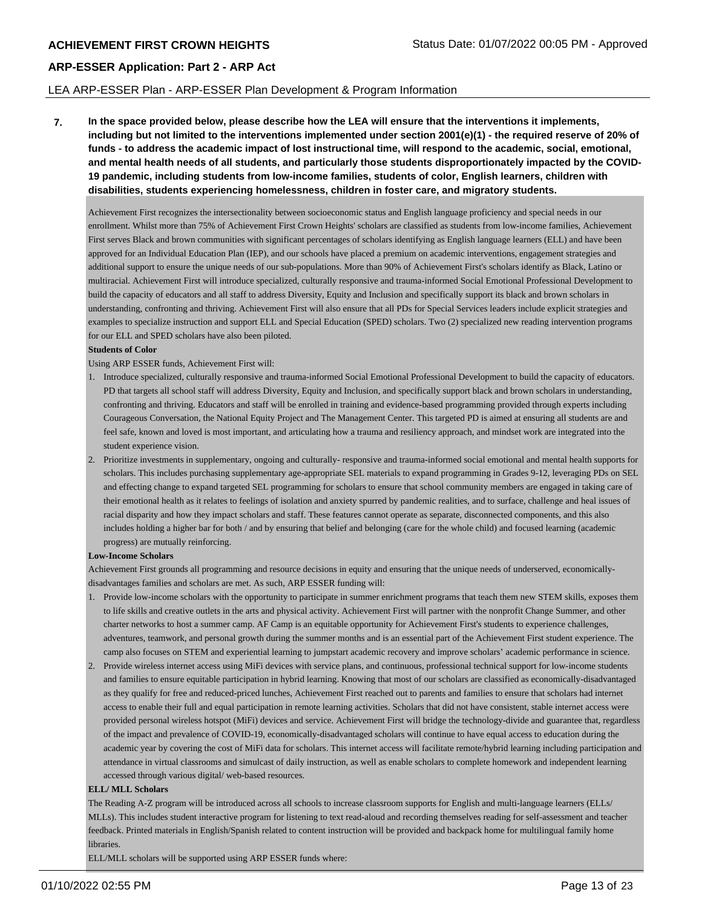**7. In the space provided below, please describe how the LEA will ensure that the interventions it implements, including but not limited to the interventions implemented under section 2001(e)(1) - the required reserve of 20% of funds - to address the academic impact of lost instructional time, will respond to the academic, social, emotional, and mental health needs of all students, and particularly those students disproportionately impacted by the COVID-19 pandemic, including students from low-income families, students of color, English learners, children with disabilities, students experiencing homelessness, children in foster care, and migratory students.**

Achievement First recognizes the intersectionality between socioeconomic status and English language proficiency and special needs in our enrollment. Whilst more than 75% of Achievement First Crown Heights' scholars are classified as students from low-income families, Achievement First serves Black and brown communities with significant percentages of scholars identifying as English language learners (ELL) and have been approved for an Individual Education Plan (IEP), and our schools have placed a premium on academic interventions, engagement strategies and additional support to ensure the unique needs of our sub-populations. More than 90% of Achievement First's scholars identify as Black, Latino or multiracial. Achievement First will introduce specialized, culturally responsive and trauma-informed Social Emotional Professional Development to build the capacity of educators and all staff to address Diversity, Equity and Inclusion and specifically support its black and brown scholars in understanding, confronting and thriving. Achievement First will also ensure that all PDs for Special Services leaders include explicit strategies and examples to specialize instruction and support ELL and Special Education (SPED) scholars. Two (2) specialized new reading intervention programs for our ELL and SPED scholars have also been piloted.

**Students of Color**

Using ARP ESSER funds, Achievement First will:

1. Introduce specialized, culturally responsive and trauma-informed Social Emotional Professional Development to build the capacity of educators. PD that targets all school staff will address Diversity, Equity and Inclusion, and specifically support black and brown scholars in understanding, confronting and thriving. Educators and staff will be enrolled in training and evidence-based programming provided through experts including Courageous Conversation, the National Equity Project and The Management Center. This targeted PD is aimed at ensuring all students are and feel safe, known and loved is most important, and articulating how a trauma and resiliency approach, and mindset work are integrated into the student experience vision.
2. Prioritize investments in supplementary, ongoing and culturally- responsive and trauma-informed social emotional and mental health supports for scholars. This includes purchasing supplementary age-appropriate SEL materials to expand programming in Grades 9-12, leveraging PDs on SEL and effecting change to expand targeted SEL programming for scholars to ensure that school community members are engaged in taking care of their emotional health as it relates to feelings of isolation and anxiety spurred by pandemic realities, and to surface, challenge and heal issues of racial disparity and how they impact scholars and staff. These features cannot operate as separate, disconnected components, and this also includes holding a higher bar for both / and by ensuring that belief and belonging (care for the whole child) and focused learning (academic progress) are mutually reinforcing.

**Low-Income Scholars**

Achievement First grounds all programming and resource decisions in equity and ensuring that the unique needs of underserved, economically-disadvantages families and scholars are met. As such, ARP ESSER funding will:

1. Provide low-income scholars with the opportunity to participate in summer enrichment programs that teach them new STEM skills, exposes them to life skills and creative outlets in the arts and physical activity. Achievement First will partner with the nonprofit Change Summer, and other charter networks to host a summer camp. AF Camp is an equitable opportunity for Achievement First's students to experience challenges, adventures, teamwork, and personal growth during the summer months and is an essential part of the Achievement First student experience. The camp also focuses on STEM and experiential learning to jumpstart academic recovery and improve scholars' academic performance in science.
2. Provide wireless internet access using MiFi devices with service plans, and continuous, professional technical support for low-income students and families to ensure equitable participation in hybrid learning. Knowing that most of our scholars are classified as economically-disadvantaged as they qualify for free and reduced-priced lunches, Achievement First reached out to parents and families to ensure that scholars had internet access to enable their full and equal participation in remote learning activities. Scholars that did not have consistent, stable internet access were provided personal wireless hotspot (MiFi) devices and service. Achievement First will bridge the technology-divide and guarantee that, regardless of the impact and prevalence of COVID-19, economically-disadvantaged scholars will continue to have equal access to education during the academic year by covering the cost of MiFi data for scholars. This internet access will facilitate remote/hybrid learning including participation and attendance in virtual classrooms and simulcast of daily instruction, as well as enable scholars to complete homework and independent learning accessed through various digital/ web-based resources.

**ELL/ MLL Scholars**

The Reading A-Z program will be introduced across all schools to increase classroom supports for English and multi-language learners (ELLs/ MLLs). This includes student interactive program for listening to text read-aloud and recording themselves reading for self-assessment and teacher feedback. Printed materials in English/Spanish related to content instruction will be provided and backpack home for multilingual family home libraries.

ELL/MLL scholars will be supported using ARP ESSER funds where: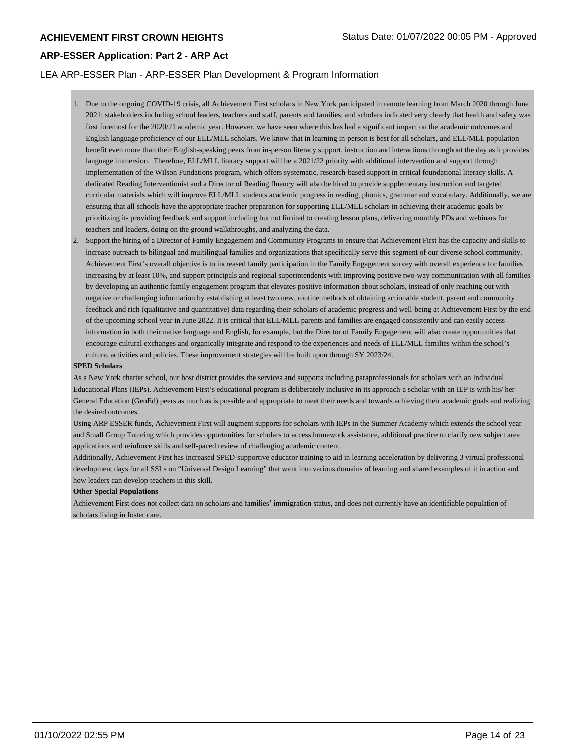1. Due to the ongoing COVID-19 crisis, all Achievement First scholars in New York participated in remote learning from March 2020 through June 2021; stakeholders including school leaders, teachers and staff, parents and families, and scholars indicated very clearly that health and safety was first foremost for the 2020/21 academic year. However, we have seen where this has had a significant impact on the academic outcomes and English language proficiency of our ELL/MLL scholars. We know that in learning in-person is best for all scholars, and ELL/MLL population benefit even more than their English-speaking peers from in-person literacy support, instruction and interactions throughout the day as it provides language immersion. Therefore, ELL/MLL literacy support will be a 2021/22 priority with additional intervention and support through implementation of the Wilson Fundations program, which offers systematic, research-based support in critical foundational literacy skills. A dedicated Reading Interventionist and a Director of Reading fluency will also be hired to provide supplementary instruction and targeted curricular materials which will improve ELL/MLL students academic progress in reading, phonics, grammar and vocabulary. Additionally, we are ensuring that all schools have the appropriate teacher preparation for supporting ELL/MLL scholars in achieving their academic goals by prioritizing it- providing feedback and support including but not limited to creating lesson plans, delivering monthly PDs and webinars for teachers and leaders, doing on the ground walkthroughs, and analyzing the data.
2. Support the hiring of a Director of Family Engagement and Community Programs to ensure that Achievement First has the capacity and skills to increase outreach to bilingual and multilingual families and organizations that specifically serve this segment of our diverse school community. Achievement First's overall objective is to increased family participation in the Family Engagement survey with overall experience for families increasing by at least 10%, and support principals and regional superintendents with improving positive two-way communication with all families by developing an authentic family engagement program that elevates positive information about scholars, instead of only reaching out with negative or challenging information by establishing at least two new, routine methods of obtaining actionable student, parent and community feedback and rich (qualitative and quantitative) data regarding their scholars of academic progress and well-being at Achievement First by the end of the upcoming school year in June 2022. It is critical that ELL/MLL parents and families are engaged consistently and can easily access information in both their native language and English, for example, but the Director of Family Engagement will also create opportunities that encourage cultural exchanges and organically integrate and respond to the experiences and needs of ELL/MLL families within the school's culture, activities and policies. These improvement strategies will be built upon through SY 2023/24.

**SPED Scholars**

As a New York charter school, our host district provides the services and supports including paraprofessionals for scholars with an Individual Educational Plans (IEPs). Achievement First's educational program is deliberately inclusive in its approach-a scholar with an IEP is with his/ her General Education (GenEd) peers as much as is possible and appropriate to meet their needs and towards achieving their academic goals and realizing the desired outcomes.

Using ARP ESSER funds, Achievement First will augment supports for scholars with IEPs in the Summer Academy which extends the school year and Small Group Tutoring which provides opportunities for scholars to access homework assistance, additional practice to clarify new subject area applications and reinforce skills and self-paced review of challenging academic content.

Additionally, Achievement First has increased SPED-supportive educator training to aid in learning acceleration by delivering 3 virtual professional development days for all SSLs on "Universal Design Learning" that went into various domains of learning and shared examples of it in action and how leaders can develop teachers in this skill.

**Other Special Populations**

Achievement First does not collect data on scholars and families' immigration status, and does not currently have an identifiable population of scholars living in foster care.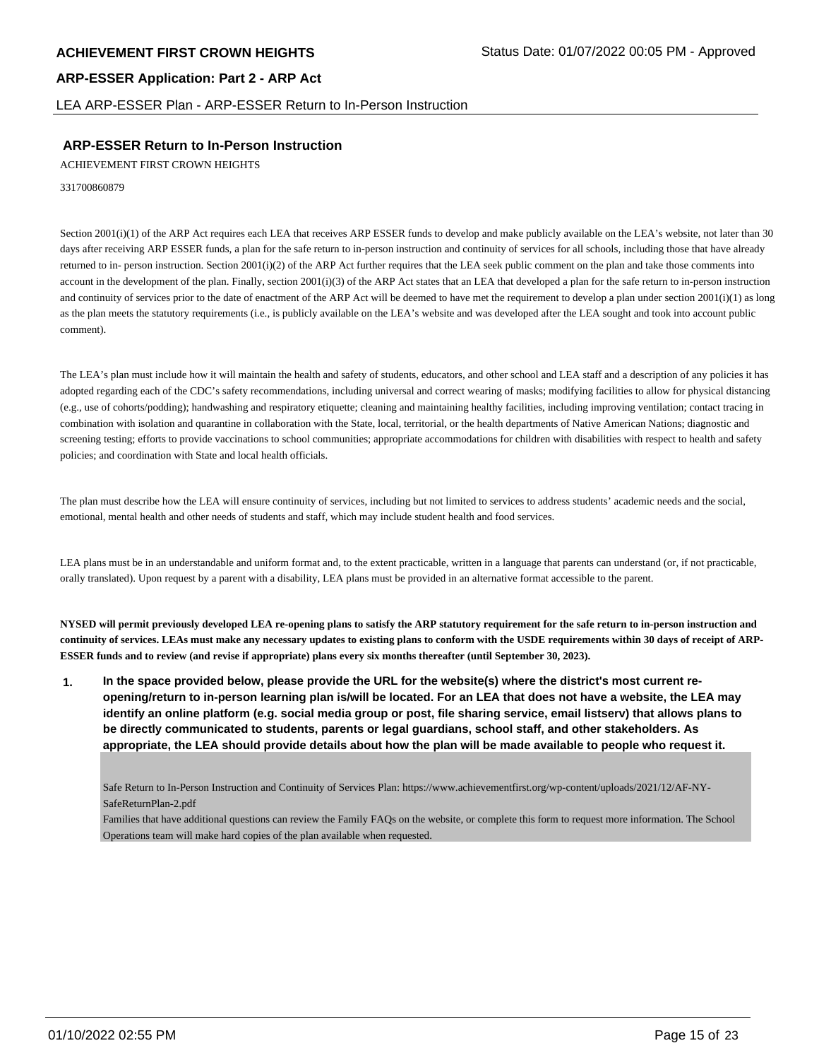## ARP-ESSER Return to In-Person Instruction

ACHIEVEMENT FIRST CROWN HEIGHTS

331700860879

Section 2001(i)(1) of the ARP Act requires each LEA that receives ARP ESSER funds to develop and make publicly available on the LEA's website, not later than 30 days after receiving ARP ESSER funds, a plan for the safe return to in-person instruction and continuity of services for all schools, including those that have already returned to in- person instruction. Section 2001(i)(2) of the ARP Act further requires that the LEA seek public comment on the plan and take those comments into account in the development of the plan. Finally, section 2001(i)(3) of the ARP Act states that an LEA that developed a plan for the safe return to in-person instruction and continuity of services prior to the date of enactment of the ARP Act will be deemed to have met the requirement to develop a plan under section 2001(i)(1) as long as the plan meets the statutory requirements (i.e., is publicly available on the LEA's website and was developed after the LEA sought and took into account public comment).

The LEA's plan must include how it will maintain the health and safety of students, educators, and other school and LEA staff and a description of any policies it has adopted regarding each of the CDC's safety recommendations, including universal and correct wearing of masks; modifying facilities to allow for physical distancing (e.g., use of cohorts/podding); handwashing and respiratory etiquette; cleaning and maintaining healthy facilities, including improving ventilation; contact tracing in combination with isolation and quarantine in collaboration with the State, local, territorial, or the health departments of Native American Nations; diagnostic and screening testing; efforts to provide vaccinations to school communities; appropriate accommodations for children with disabilities with respect to health and safety policies; and coordination with State and local health officials.

The plan must describe how the LEA will ensure continuity of services, including but not limited to services to address students' academic needs and the social, emotional, mental health and other needs of students and staff, which may include student health and food services.

LEA plans must be in an understandable and uniform format and, to the extent practicable, written in a language that parents can understand (or, if not practicable, orally translated). Upon request by a parent with a disability, LEA plans must be provided in an alternative format accessible to the parent.

**NYSED will permit previously developed LEA re-opening plans to satisfy the ARP statutory requirement for the safe return to in-person instruction and continuity of services. LEAs must make any necessary updates to existing plans to conform with the USDE requirements within 30 days of receipt of ARP-ESSER funds and to review (and revise if appropriate) plans every six months thereafter (until September 30, 2023).**

**1. In the space provided below, please provide the URL for the website(s) where the district's most current re-opening/return to in-person learning plan is/will be located. For an LEA that does not have a website, the LEA may identify an online platform (e.g. social media group or post, file sharing service, email listserv) that allows plans to be directly communicated to students, parents or legal guardians, school staff, and other stakeholders. As appropriate, the LEA should provide details about how the plan will be made available to people who request it.**

Safe Return to In-Person Instruction and Continuity of Services Plan: https://www.achievementfirst.org/wp-content/uploads/2021/12/AF-NY-SafeReturnPlan-2.pdf
Families that have additional questions can review the Family FAQs on the website, or complete this form to request more information. The School Operations team will make hard copies of the plan available when requested.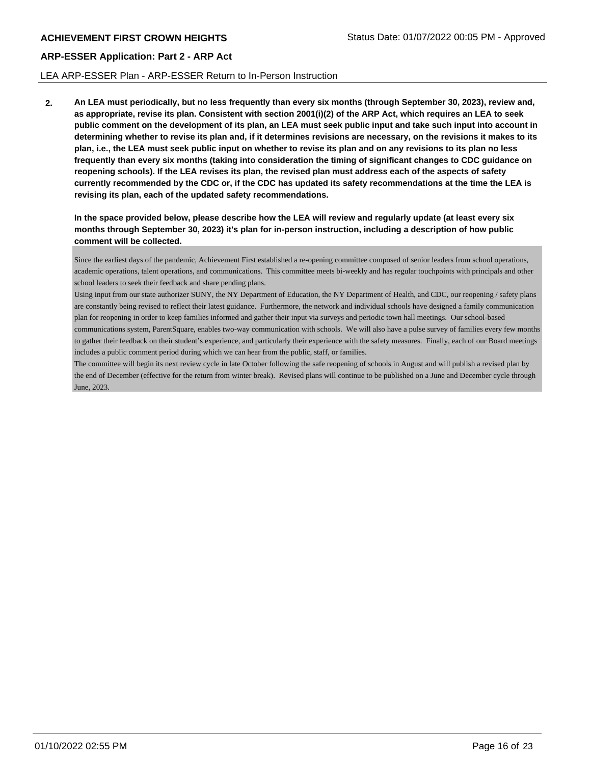LEA ARP-ESSER Plan - ARP-ESSER Return to In-Person Instruction

**2. An LEA must periodically, but no less frequently than every six months (through September 30, 2023), review and, as appropriate, revise its plan. Consistent with section 2001(i)(2) of the ARP Act, which requires an LEA to seek public comment on the development of its plan, an LEA must seek public input and take such input into account in determining whether to revise its plan and, if it determines revisions are necessary, on the revisions it makes to its plan, i.e., the LEA must seek public input on whether to revise its plan and on any revisions to its plan no less frequently than every six months (taking into consideration the timing of significant changes to CDC guidance on reopening schools). If the LEA revises its plan, the revised plan must address each of the aspects of safety currently recommended by the CDC or, if the CDC has updated its safety recommendations at the time the LEA is revising its plan, each of the updated safety recommendations.**

**In the space provided below, please describe how the LEA will review and regularly update (at least every six months through September 30, 2023) it's plan for in-person instruction, including a description of how public comment will be collected.**

Since the earliest days of the pandemic, Achievement First established a re-opening committee composed of senior leaders from school operations, academic operations, talent operations, and communications. This committee meets bi-weekly and has regular touchpoints with principals and other school leaders to seek their feedback and share pending plans.

Using input from our state authorizer SUNY, the NY Department of Education, the NY Department of Health, and CDC, our reopening / safety plans are constantly being revised to reflect their latest guidance. Furthermore, the network and individual schools have designed a family communication plan for reopening in order to keep families informed and gather their input via surveys and periodic town hall meetings. Our school-based communications system, ParentSquare, enables two-way communication with schools. We will also have a pulse survey of families every few months to gather their feedback on their student's experience, and particularly their experience with the safety measures. Finally, each of our Board meetings includes a public comment period during which we can hear from the public, staff, or families.

The committee will begin its next review cycle in late October following the safe reopening of schools in August and will publish a revised plan by the end of December (effective for the return from winter break). Revised plans will continue to be published on a June and December cycle through June, 2023.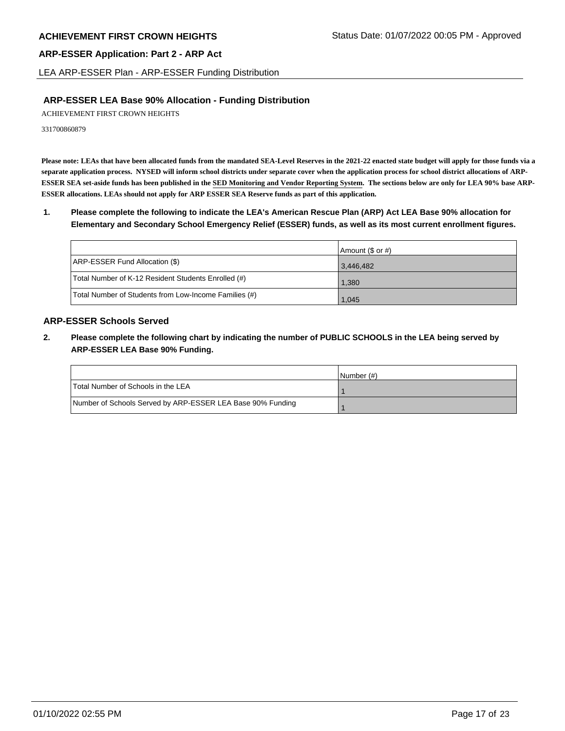## ARP-ESSER LEA Base 90% Allocation - Funding Distribution

ACHIEVEMENT FIRST CROWN HEIGHTS

331700860879

**Please note: LEAs that have been allocated funds from the mandated SEA-Level Reserves in the 2021-22 enacted state budget will apply for those funds via a separate application process. NYSED will inform school districts under separate cover when the application process for school district allocations of ARP-ESSER SEA set-aside funds has been published in the SED Monitoring and Vendor Reporting System. The sections below are only for LEA 90% base ARP-ESSER allocations. LEAs should not apply for ARP ESSER SEA Reserve funds as part of this application.**

**1. Please complete the following to indicate the LEA's American Rescue Plan (ARP) Act LEA Base 90% allocation for Elementary and Secondary School Emergency Relief (ESSER) funds, as well as its most current enrollment figures.**

| | Amount ($ or #) |
|---|---|
| ARP-ESSER Fund Allocation ($) | 3,446,482 |
| Total Number of K-12 Resident Students Enrolled (#) | 1,380 |
| Total Number of Students from Low-Income Families (#) | 1,045 |

## ARP-ESSER Schools Served

**2. Please complete the following chart by indicating the number of PUBLIC SCHOOLS in the LEA being served by ARP-ESSER LEA Base 90% Funding.**

| | Number (#) |
|---|---|
| Total Number of Schools in the LEA | 1 |
| Number of Schools Served by ARP-ESSER LEA Base 90% Funding | 1 |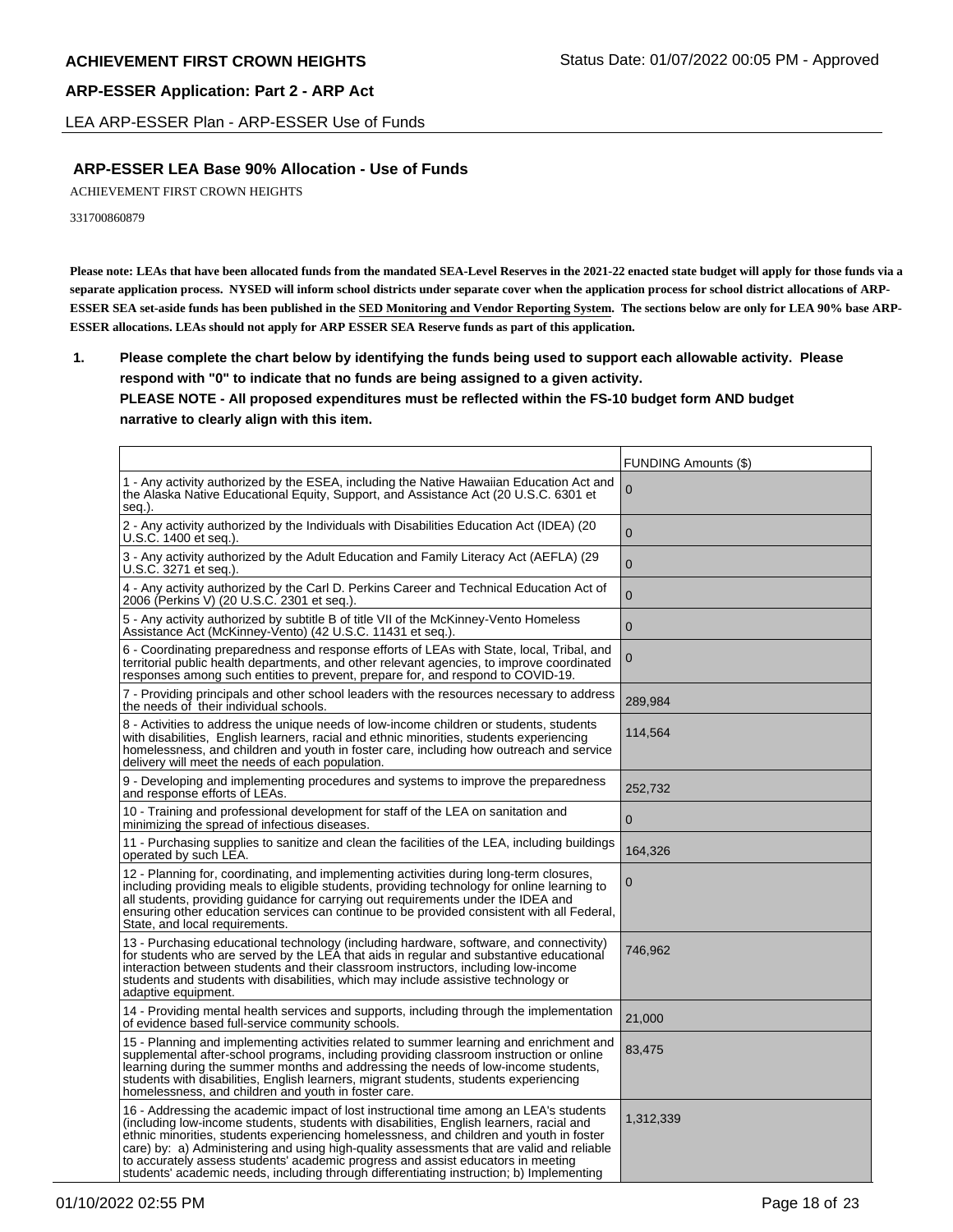## ARP-ESSER LEA Base 90% Allocation - Use of Funds

ACHIEVEMENT FIRST CROWN HEIGHTS

331700860879

**Please note: LEAs that have been allocated funds from the mandated SEA-Level Reserves in the 2021-22 enacted state budget will apply for those funds via a separate application process. NYSED will inform school districts under separate cover when the application process for school district allocations of ARP-ESSER SEA set-aside funds has been published in the SED Monitoring and Vendor Reporting System. The sections below are only for LEA 90% base ARP-ESSER allocations. LEAs should not apply for ARP ESSER SEA Reserve funds as part of this application.**

1. **Please complete the chart below by identifying the funds being used to support each allowable activity. Please respond with "0" to indicate that no funds are being assigned to a given activity.**
   **PLEASE NOTE - All proposed expenditures must be reflected within the FS-10 budget form AND budget narrative to clearly align with this item.**

| | FUNDING Amounts ($) |
|---|---|
| 1 - Any activity authorized by the ESEA, including the Native Hawaiian Education Act and the Alaska Native Educational Equity, Support, and Assistance Act (20 U.S.C. 6301 et seq.). | 0 |
| 2 - Any activity authorized by the Individuals with Disabilities Education Act (IDEA) (20 U.S.C. 1400 et seq.). | 0 |
| 3 - Any activity authorized by the Adult Education and Family Literacy Act (AEFLA) (29 U.S.C. 3271 et seq.). | 0 |
| 4 - Any activity authorized by the Carl D. Perkins Career and Technical Education Act of 2006 (Perkins V) (20 U.S.C. 2301 et seq.). | 0 |
| 5 - Any activity authorized by subtitle B of title VII of the McKinney-Vento Homeless Assistance Act (McKinney-Vento) (42 U.S.C. 11431 et seq.). | 0 |
| 6 - Coordinating preparedness and response efforts of LEAs with State, local, Tribal, and territorial public health departments, and other relevant agencies, to improve coordinated responses among such entities to prevent, prepare for, and respond to COVID-19. | 0 |
| 7 - Providing principals and other school leaders with the resources necessary to address the needs of their individual schools. | 289,984 |
| 8 - Activities to address the unique needs of low-income children or students, students with disabilities, English learners, racial and ethnic minorities, students experiencing homelessness, and children and youth in foster care, including how outreach and service delivery will meet the needs of each population. | 114,564 |
| 9 - Developing and implementing procedures and systems to improve the preparedness and response efforts of LEAs. | 252,732 |
| 10 - Training and professional development for staff of the LEA on sanitation and minimizing the spread of infectious diseases. | 0 |
| 11 - Purchasing supplies to sanitize and clean the facilities of the LEA, including buildings operated by such LEA. | 164,326 |
| 12 - Planning for, coordinating, and implementing activities during long-term closures, including providing meals to eligible students, providing technology for online learning to all students, providing guidance for carrying out requirements under the IDEA and ensuring other education services can continue to be provided consistent with all Federal, State, and local requirements. | 0 |
| 13 - Purchasing educational technology (including hardware, software, and connectivity) for students who are served by the LEA that aids in regular and substantive educational interaction between students and their classroom instructors, including low-income students and students with disabilities, which may include assistive technology or adaptive equipment. | 746,962 |
| 14 - Providing mental health services and supports, including through the implementation of evidence based full-service community schools. | 21,000 |
| 15 - Planning and implementing activities related to summer learning and enrichment and supplemental after-school programs, including providing classroom instruction or online learning during the summer months and addressing the needs of low-income students, students with disabilities, English learners, migrant students, students experiencing homelessness, and children and youth in foster care. | 83,475 |
| 16 - Addressing the academic impact of lost instructional time among an LEA's students (including low-income students, students with disabilities, English learners, racial and ethnic minorities, students experiencing homelessness, and children and youth in foster care) by: a) Administering and using high-quality assessments that are valid and reliable to accurately assess students' academic progress and assist educators in meeting students' academic needs, including through differentiating instruction; b) Implementing | 1,312,339 |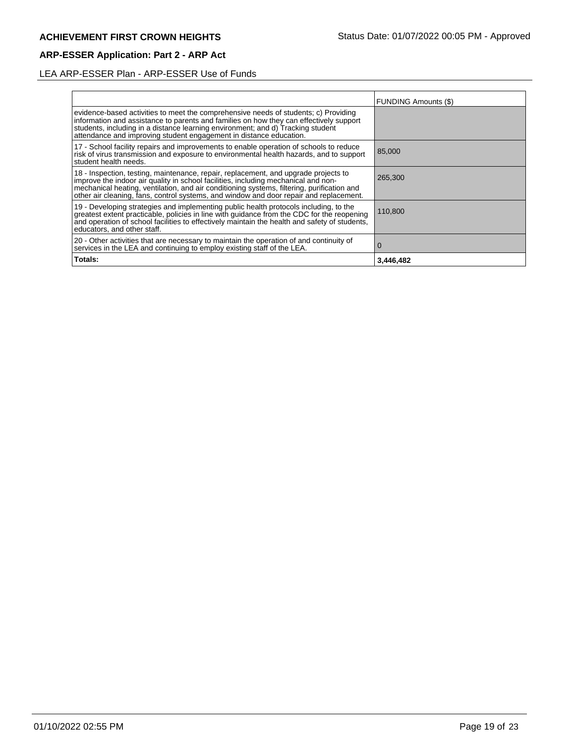## ARP-ESSER Application: Part 2 - ARP Act

LEA ARP-ESSER Plan - ARP-ESSER Use of Funds

| | FUNDING Amounts ($) |
|---|---|
| evidence-based activities to meet the comprehensive needs of students; c) Providing information and assistance to parents and families on how they can effectively support students, including in a distance learning environment; and d) Tracking student attendance and improving student engagement in distance education. | |
| 17 - School facility repairs and improvements to enable operation of schools to reduce risk of virus transmission and exposure to environmental health hazards, and to support student health needs. | 85,000 |
| 18 - Inspection, testing, maintenance, repair, replacement, and upgrade projects to improve the indoor air quality in school facilities, including mechanical and non-mechanical heating, ventilation, and air conditioning systems, filtering, purification and other air cleaning, fans, control systems, and window and door repair and replacement. | 265,300 |
| 19 - Developing strategies and implementing public health protocols including, to the greatest extent practicable, policies in line with guidance from the CDC for the reopening and operation of school facilities to effectively maintain the health and safety of students, educators, and other staff. | 110,800 |
| 20 - Other activities that are necessary to maintain the operation of and continuity of services in the LEA and continuing to employ existing staff of the LEA. | 0 |
| **Totals:** | **3,446,482** |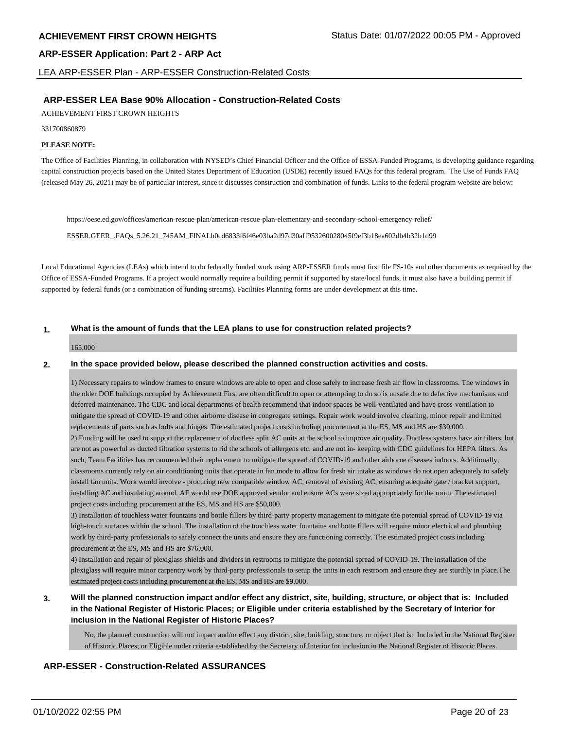## ARP-ESSER LEA Base 90% Allocation - Construction-Related Costs

ACHIEVEMENT FIRST CROWN HEIGHTS

331700860879

**PLEASE NOTE:**

The Office of Facilities Planning, in collaboration with NYSED's Chief Financial Officer and the Office of ESSA-Funded Programs, is developing guidance regarding capital construction projects based on the United States Department of Education (USDE) recently issued FAQs for this federal program. The Use of Funds FAQ (released May 26, 2021) may be of particular interest, since it discusses construction and combination of funds. Links to the federal program website are below:

https://oese.ed.gov/offices/american-rescue-plan/american-rescue-plan-elementary-and-secondary-school-emergency-relief/

ESSER.GEER_.FAQs_5.26.21_745AM_FINALb0cd6833f6f46e03ba2d97d30aff953260028045f9ef3b18ea602db4b32b1d99

Local Educational Agencies (LEAs) which intend to do federally funded work using ARP-ESSER funds must first file FS-10s and other documents as required by the Office of ESSA-Funded Programs. If a project would normally require a building permit if supported by state/local funds, it must also have a building permit if supported by federal funds (or a combination of funding streams). Facilities Planning forms are under development at this time.

**1. What is the amount of funds that the LEA plans to use for construction related projects?**

165,000

**2. In the space provided below, please described the planned construction activities and costs.**

1) Necessary repairs to window frames to ensure windows are able to open and close safely to increase fresh air flow in classrooms. The windows in the older DOE buildings occupied by Achievement First are often difficult to open or attempting to do so is unsafe due to defective mechanisms and deferred maintenance. The CDC and local departments of health recommend that indoor spaces be well-ventilated and have cross-ventilation to mitigate the spread of COVID-19 and other airborne disease in congregate settings. Repair work would involve cleaning, minor repair and limited replacements of parts such as bolts and hinges. The estimated project costs including procurement at the ES, MS and HS are $30,000.
2) Funding will be used to support the replacement of ductless split AC units at the school to improve air quality. Ductless systems have air filters, but are not as powerful as ducted filtration systems to rid the schools of allergens etc. and are not in- keeping with CDC guidelines for HEPA filters. As such, Team Facilities has recommended their replacement to mitigate the spread of COVID-19 and other airborne diseases indoors. Additionally, classrooms currently rely on air conditioning units that operate in fan mode to allow for fresh air intake as windows do not open adequately to safely install fan units. Work would involve - procuring new compatible window AC, removal of existing AC, ensuring adequate gate / bracket support, installing AC and insulating around. AF would use DOE approved vendor and ensure ACs were sized appropriately for the room. The estimated project costs including procurement at the ES, MS and HS are $50,000.
3) Installation of touchless water fountains and bottle fillers by third-party property management to mitigate the potential spread of COVID-19 via high-touch surfaces within the school. The installation of the touchless water fountains and botte fillers will require minor electrical and plumbing work by third-party professionals to safely connect the units and ensure they are functioning correctly. The estimated project costs including procurement at the ES, MS and HS are $76,000.
4) Installation and repair of plexiglass shields and dividers in restrooms to mitigate the potential spread of COVID-19. The installation of the plexiglass will require minor carpentry work by third-party professionals to setup the units in each restroom and ensure they are sturdily in place.The estimated project costs including procurement at the ES, MS and HS are $9,000.

**3. Will the planned construction impact and/or effect any district, site, building, structure, or object that is: Included in the National Register of Historic Places; or Eligible under criteria established by the Secretary of Interior for inclusion in the National Register of Historic Places?**

No, the planned construction will not impact and/or effect any district, site, building, structure, or object that is: Included in the National Register of Historic Places; or Eligible under criteria established by the Secretary of Interior for inclusion in the National Register of Historic Places.

## ARP-ESSER - Construction-Related ASSURANCES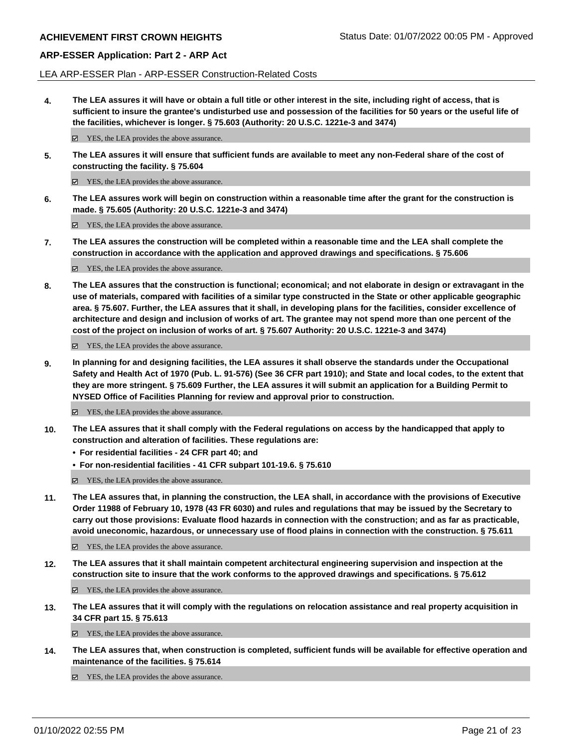LEA ARP-ESSER Plan - ARP-ESSER Construction-Related Costs

**4. The LEA assures it will have or obtain a full title or other interest in the site, including right of access, that is sufficient to insure the grantee's undisturbed use and possession of the facilities for 50 years or the useful life of the facilities, whichever is longer. § 75.603 (Authority: 20 U.S.C. 1221e-3 and 3474)**

☑ YES, the LEA provides the above assurance.

**5. The LEA assures it will ensure that sufficient funds are available to meet any non-Federal share of the cost of constructing the facility. § 75.604**

☑ YES, the LEA provides the above assurance.

**6. The LEA assures work will begin on construction within a reasonable time after the grant for the construction is made. § 75.605 (Authority: 20 U.S.C. 1221e-3 and 3474)**

☑ YES, the LEA provides the above assurance.

**7. The LEA assures the construction will be completed within a reasonable time and the LEA shall complete the construction in accordance with the application and approved drawings and specifications. § 75.606**

☑ YES, the LEA provides the above assurance.

**8. The LEA assures that the construction is functional; economical; and not elaborate in design or extravagant in the use of materials, compared with facilities of a similar type constructed in the State or other applicable geographic area. § 75.607. Further, the LEA assures that it shall, in developing plans for the facilities, consider excellence of architecture and design and inclusion of works of art. The grantee may not spend more than one percent of the cost of the project on inclusion of works of art. § 75.607 Authority: 20 U.S.C. 1221e-3 and 3474)**

☑ YES, the LEA provides the above assurance.

**9. In planning for and designing facilities, the LEA assures it shall observe the standards under the Occupational Safety and Health Act of 1970 (Pub. L. 91-576) (See 36 CFR part 1910); and State and local codes, to the extent that they are more stringent. § 75.609 Further, the LEA assures it will submit an application for a Building Permit to NYSED Office of Facilities Planning for review and approval prior to construction.**

☑ YES, the LEA provides the above assurance.

**10. The LEA assures that it shall comply with the Federal regulations on access by the handicapped that apply to construction and alteration of facilities. These regulations are:**

- **For residential facilities - 24 CFR part 40; and**
- **For non-residential facilities - 41 CFR subpart 101-19.6. § 75.610**

☑ YES, the LEA provides the above assurance.

**11. The LEA assures that, in planning the construction, the LEA shall, in accordance with the provisions of Executive Order 11988 of February 10, 1978 (43 FR 6030) and rules and regulations that may be issued by the Secretary to carry out those provisions: Evaluate flood hazards in connection with the construction; and as far as practicable, avoid uneconomic, hazardous, or unnecessary use of flood plains in connection with the construction. § 75.611**

☑ YES, the LEA provides the above assurance.

**12. The LEA assures that it shall maintain competent architectural engineering supervision and inspection at the construction site to insure that the work conforms to the approved drawings and specifications. § 75.612**

☑ YES, the LEA provides the above assurance.

**13. The LEA assures that it will comply with the regulations on relocation assistance and real property acquisition in 34 CFR part 15. § 75.613**

☑ YES, the LEA provides the above assurance.

**14. The LEA assures that, when construction is completed, sufficient funds will be available for effective operation and maintenance of the facilities. § 75.614**

☑ YES, the LEA provides the above assurance.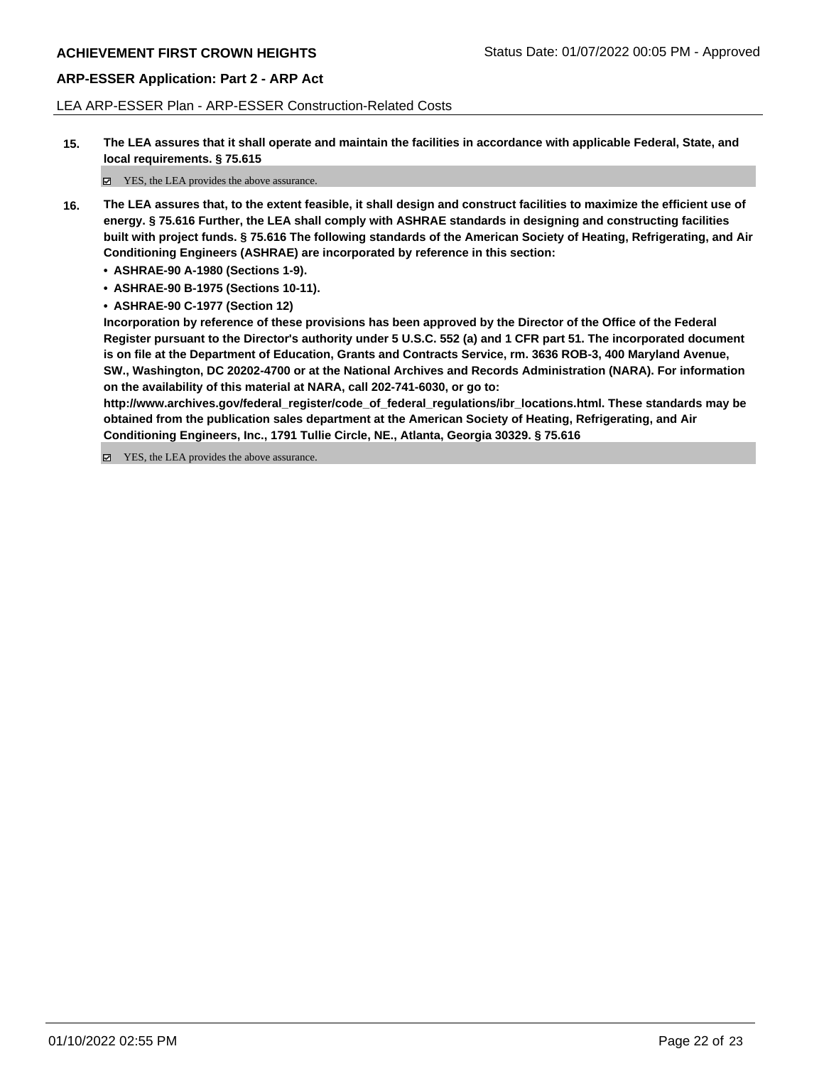LEA ARP-ESSER Plan - ARP-ESSER Construction-Related Costs

**15. The LEA assures that it shall operate and maintain the facilities in accordance with applicable Federal, State, and local requirements. § 75.615**

☑ YES, the LEA provides the above assurance.

**16. The LEA assures that, to the extent feasible, it shall design and construct facilities to maximize the efficient use of energy. § 75.616 Further, the LEA shall comply with ASHRAE standards in designing and constructing facilities built with project funds. § 75.616 The following standards of the American Society of Heating, Refrigerating, and Air Conditioning Engineers (ASHRAE) are incorporated by reference in this section:**

- **ASHRAE-90 A-1980 (Sections 1-9).**
- **ASHRAE-90 B-1975 (Sections 10-11).**
- **ASHRAE-90 C-1977 (Section 12)**

**Incorporation by reference of these provisions has been approved by the Director of the Office of the Federal Register pursuant to the Director's authority under 5 U.S.C. 552 (a) and 1 CFR part 51. The incorporated document is on file at the Department of Education, Grants and Contracts Service, rm. 3636 ROB-3, 400 Maryland Avenue, SW., Washington, DC 20202-4700 or at the National Archives and Records Administration (NARA). For information on the availability of this material at NARA, call 202-741-6030, or go to: http://www.archives.gov/federal_register/code_of_federal_regulations/ibr_locations.html. These standards may be obtained from the publication sales department at the American Society of Heating, Refrigerating, and Air Conditioning Engineers, Inc., 1791 Tullie Circle, NE., Atlanta, Georgia 30329. § 75.616**

☑ YES, the LEA provides the above assurance.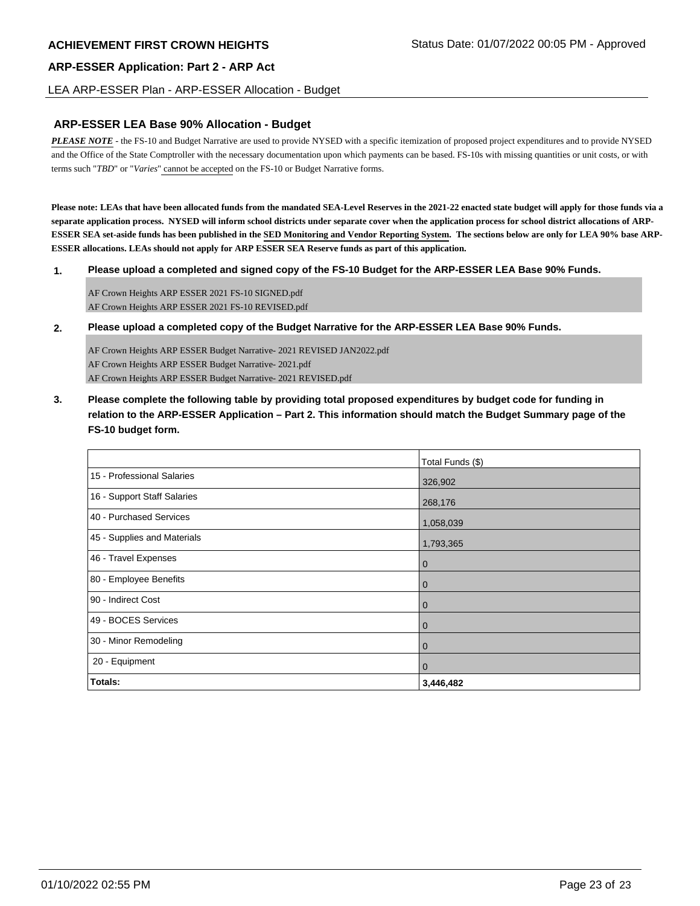## ARP-ESSER LEA Base 90% Allocation - Budget

***PLEASE NOTE*** - the FS-10 and Budget Narrative are used to provide NYSED with a specific itemization of proposed project expenditures and to provide NYSED and the Office of the State Comptroller with the necessary documentation upon which payments can be based. FS-10s with missing quantities or unit costs, or with terms such "*TBD*" or "*Varies*" cannot be accepted on the FS-10 or Budget Narrative forms.

**Please note: LEAs that have been allocated funds from the mandated SEA-Level Reserves in the 2021-22 enacted state budget will apply for those funds via a separate application process. NYSED will inform school districts under separate cover when the application process for school district allocations of ARP-ESSER SEA set-aside funds has been published in the SED Monitoring and Vendor Reporting System. The sections below are only for LEA 90% base ARP-ESSER allocations. LEAs should not apply for ARP ESSER SEA Reserve funds as part of this application.**

**1. Please upload a completed and signed copy of the FS-10 Budget for the ARP-ESSER LEA Base 90% Funds.**

AF Crown Heights ARP ESSER 2021 FS-10 SIGNED.pdf
AF Crown Heights ARP ESSER 2021 FS-10 REVISED.pdf

**2. Please upload a completed copy of the Budget Narrative for the ARP-ESSER LEA Base 90% Funds.**

AF Crown Heights ARP ESSER Budget Narrative- 2021 REVISED JAN2022.pdf
AF Crown Heights ARP ESSER Budget Narrative- 2021.pdf
AF Crown Heights ARP ESSER Budget Narrative- 2021 REVISED.pdf

**3. Please complete the following table by providing total proposed expenditures by budget code for funding in relation to the ARP-ESSER Application – Part 2. This information should match the Budget Summary page of the FS-10 budget form.**

| | Total Funds ($) |
|---|---|
| 15 - Professional Salaries | 326,902 |
| 16 - Support Staff Salaries | 268,176 |
| 40 - Purchased Services | 1,058,039 |
| 45 - Supplies and Materials | 1,793,365 |
| 46 - Travel Expenses | 0 |
| 80 - Employee Benefits | 0 |
| 90 - Indirect Cost | 0 |
| 49 - BOCES Services | 0 |
| 30 - Minor Remodeling | 0 |
| 20 - Equipment | 0 |
| **Totals:** | **3,446,482** |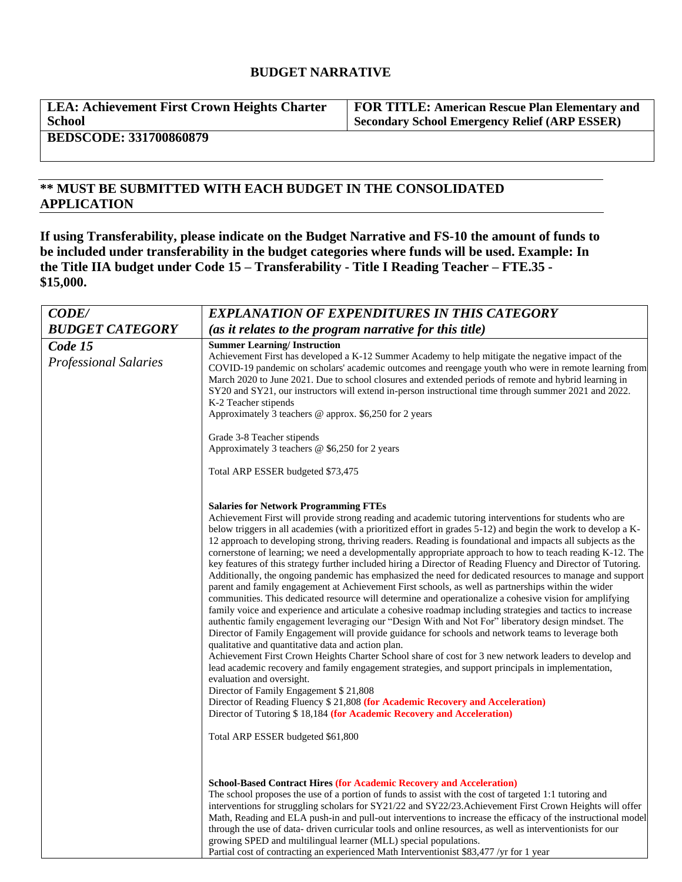# BUDGET NARRATIVE

| LEA: Achievement First Crown Heights Charter School | FOR TITLE: American Rescue Plan Elementary and Secondary School Emergency Relief (ARP ESSER) |
|---|---|
| BEDSCODE: 331700860879 | |

**\*\* MUST BE SUBMITTED WITH EACH BUDGET IN THE CONSOLIDATED APPLICATION**

**If using Transferability, please indicate on the Budget Narrative and FS-10 the amount of funds to be included under transferability in the budget categories where funds will be used. Example: In the Title IIA budget under Code 15 – Transferability - Title I Reading Teacher – FTE.35 - $15,000.**

| *CODE/ BUDGET CATEGORY* | *EXPLANATION OF EXPENDITURES IN THIS CATEGORY (as it relates to the program narrative for this title)* |
|---|---|
| *Code 15* *Professional Salaries* | **Summer Learning/ Instruction**<br>Achievement First has developed a K-12 Summer Academy to help mitigate the negative impact of the COVID-19 pandemic on scholars' academic outcomes and reengage youth who were in remote learning from March 2020 to June 2021. Due to school closures and extended periods of remote and hybrid learning in SY20 and SY21, our instructors will extend in-person instructional time through summer 2021 and 2022.<br>K-2 Teacher stipends<br>Approximately 3 teachers @ approx. $6,250 for 2 years<br><br>Grade 3-8 Teacher stipends<br>Approximately 3 teachers @ $6,250 for 2 years<br><br>Total ARP ESSER budgeted $73,475<br><br>**Salaries for Network Programming FTEs**<br>Achievement First will provide strong reading and academic tutoring interventions for students who are below triggers in all academies (with a prioritized effort in grades 5-12) and begin the work to develop a K-12 approach to developing strong, thriving readers. Reading is foundational and impacts all subjects as the cornerstone of learning; we need a developmentally appropriate approach to how to teach reading K-12. The key features of this strategy further included hiring a Director of Reading Fluency and Director of Tutoring. Additionally, the ongoing pandemic has emphasized the need for dedicated resources to manage and support parent and family engagement at Achievement First schools, as well as partnerships within the wider communities. This dedicated resource will determine and operationalize a cohesive vision for amplifying family voice and experience and articulate a cohesive roadmap including strategies and tactics to increase authentic family engagement leveraging our "Design With and Not For" liberatory design mindset. The Director of Family Engagement will provide guidance for schools and network teams to leverage both qualitative and quantitative data and action plan.<br>Achievement First Crown Heights Charter School share of cost for 3 new network leaders to develop and lead academic recovery and family engagement strategies, and support principals in implementation, evaluation and oversight.<br>Director of Family Engagement $ 21,808<br>Director of Reading Fluency $ 21,808 **(for Academic Recovery and Acceleration)**<br>Director of Tutoring $ 18,184 **(for Academic Recovery and Acceleration)**<br><br>Total ARP ESSER budgeted $61,800<br><br>**School-Based Contract Hires (for Academic Recovery and Acceleration)**<br>The school proposes the use of a portion of funds to assist with the cost of targeted 1:1 tutoring and interventions for struggling scholars for SY21/22 and SY22/23.Achievement First Crown Heights will offer Math, Reading and ELA push-in and pull-out interventions to increase the efficacy of the instructional model through the use of data- driven curricular tools and online resources, as well as interventionists for our growing SPED and multilingual learner (MLL) special populations.<br>Partial cost of contracting an experienced Math Interventionist $83,477 /yr for 1 year |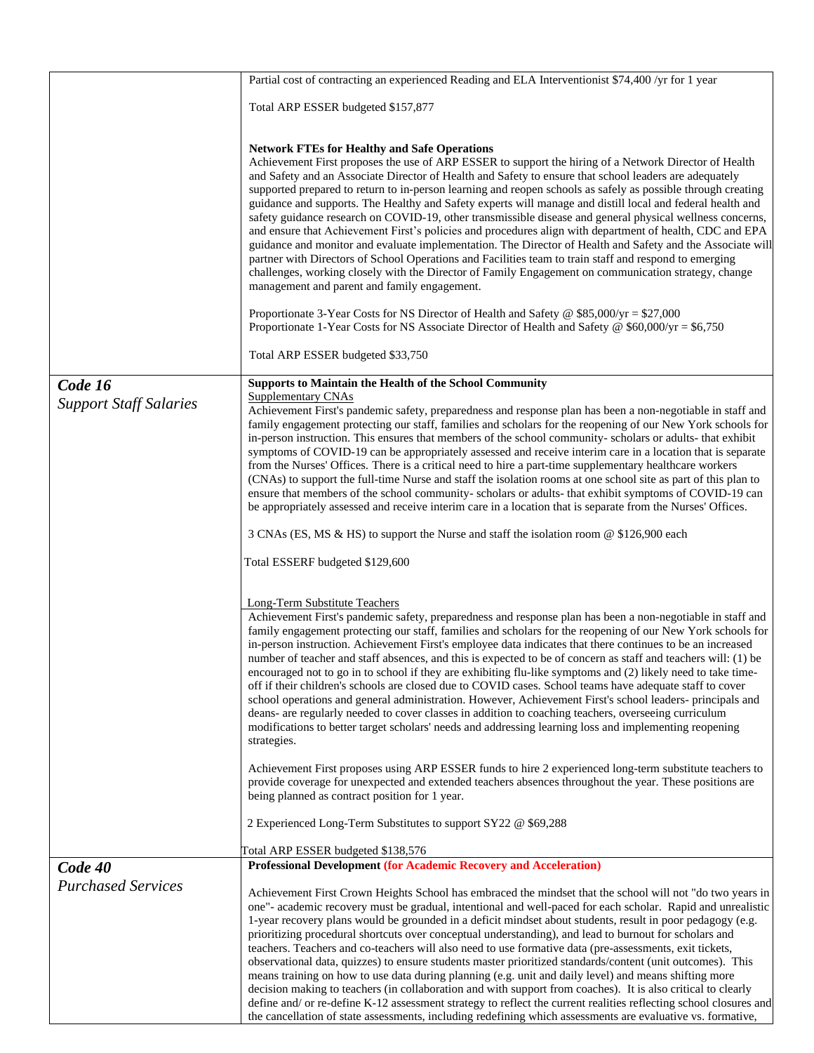| | |
|---|---|
| | Partial cost of contracting an experienced Reading and ELA Interventionist $74,400 /yr for 1 year<br><br>Total ARP ESSER budgeted $157,877<br><br>**Network FTEs for Healthy and Safe Operations**<br>Achievement First proposes the use of ARP ESSER to support the hiring of a Network Director of Health and Safety and an Associate Director of Health and Safety to ensure that school leaders are adequately supported prepared to return to in-person learning and reopen schools as safely as possible through creating guidance and supports. The Healthy and Safety experts will manage and distill local and federal health and safety guidance research on COVID-19, other transmissible disease and general physical wellness concerns, and ensure that Achievement First's policies and procedures align with department of health, CDC and EPA guidance and monitor and evaluate implementation. The Director of Health and Safety and the Associate will partner with Directors of School Operations and Facilities team to train staff and respond to emerging challenges, working closely with the Director of Family Engagement on communication strategy, change management and parent and family engagement.<br><br>Proportionate 3-Year Costs for NS Director of Health and Safety @ $85,000/yr = $27,000<br>Proportionate 1-Year Costs for NS Associate Director of Health and Safety @ $60,000/yr = $6,750<br><br>Total ARP ESSER budgeted $33,750 |
| ***Code 16***<br>*Support Staff Salaries* | **Supports to Maintain the Health of the School Community**<br>Supplementary CNAs<br>Achievement First's pandemic safety, preparedness and response plan has been a non-negotiable in staff and family engagement protecting our staff, families and scholars for the reopening of our New York schools for in-person instruction. This ensures that members of the school community- scholars or adults- that exhibit symptoms of COVID-19 can be appropriately assessed and receive interim care in a location that is separate from the Nurses' Offices. There is a critical need to hire a part-time supplementary healthcare workers (CNAs) to support the full-time Nurse and staff the isolation rooms at one school site as part of this plan to ensure that members of the school community- scholars or adults- that exhibit symptoms of COVID-19 can be appropriately assessed and receive interim care in a location that is separate from the Nurses' Offices.<br><br>3 CNAs (ES, MS & HS) to support the Nurse and staff the isolation room @ $126,900 each<br><br>Total ESSERF budgeted $129,600<br><br>Long-Term Substitute Teachers<br>Achievement First's pandemic safety, preparedness and response plan has been a non-negotiable in staff and family engagement protecting our staff, families and scholars for the reopening of our New York schools for in-person instruction. Achievement First's employee data indicates that there continues to be an increased number of teacher and staff absences, and this is expected to be of concern as staff and teachers will: (1) be encouraged not to go in to school if they are exhibiting flu-like symptoms and (2) likely need to take time-off if their children's schools are closed due to COVID cases. School teams have adequate staff to cover school operations and general administration. However, Achievement First's school leaders- principals and deans- are regularly needed to cover classes in addition to coaching teachers, overseeing curriculum modifications to better target scholars' needs and addressing learning loss and implementing reopening strategies.<br><br>Achievement First proposes using ARP ESSER funds to hire 2 experienced long-term substitute teachers to provide coverage for unexpected and extended teachers absences throughout the year. These positions are being planned as contract position for 1 year.<br><br>2 Experienced Long-Term Substitutes to support SY22 @ $69,288<br><br>Total ARP ESSER budgeted $138,576 |
| ***Code 40***<br>*Purchased Services* | **Professional Development (for Academic Recovery and Acceleration)**<br><br>Achievement First Crown Heights School has embraced the mindset that the school will not "do two years in one"- academic recovery must be gradual, intentional and well-paced for each scholar. Rapid and unrealistic 1-year recovery plans would be grounded in a deficit mindset about students, result in poor pedagogy (e.g. prioritizing procedural shortcuts over conceptual understanding), and lead to burnout for scholars and teachers. Teachers and co-teachers will also need to use formative data (pre-assessments, exit tickets, observational data, quizzes) to ensure students master prioritized standards/content (unit outcomes). This means training on how to use data during planning (e.g. unit and daily level) and means shifting more decision making to teachers (in collaboration and with support from coaches). It is also critical to clearly define and/ or re-define K-12 assessment strategy to reflect the current realities reflecting school closures and the cancellation of state assessments, including redefining which assessments are evaluative vs. formative, |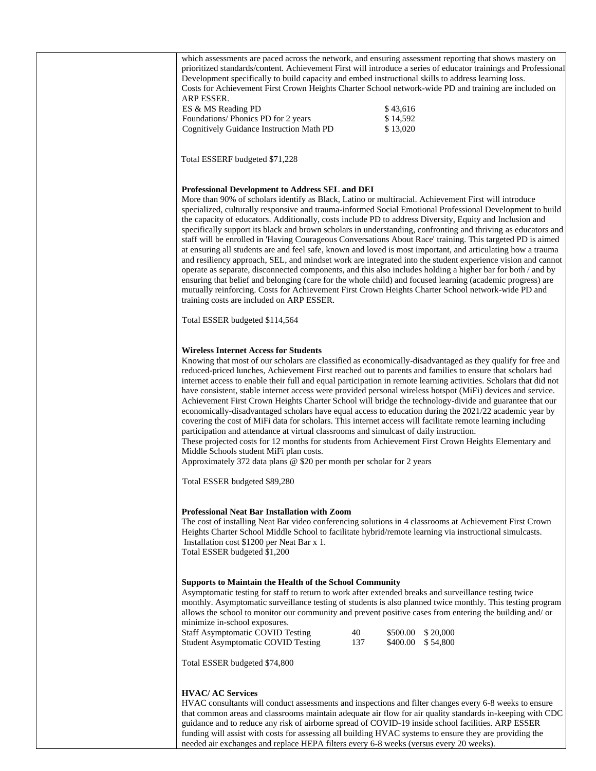which assessments are paced across the network, and ensuring assessment reporting that shows mastery on prioritized standards/content. Achievement First will introduce a series of educator trainings and Professional Development specifically to build capacity and embed instructional skills to address learning loss.
Costs for Achievement First Crown Heights Charter School network-wide PD and training are included on ARP ESSER.

| | |
|---|---|
| ES & MS Reading PD | $ 43,616 |
| Foundations/ Phonics PD for 2 years | $ 14,592 |
| Cognitively Guidance Instruction Math PD | $ 13,020 |

Total ESSERF budgeted $71,228

**Professional Development to Address SEL and DEI**
More than 90% of scholars identify as Black, Latino or multiracial. Achievement First will introduce specialized, culturally responsive and trauma-informed Social Emotional Professional Development to build the capacity of educators. Additionally, costs include PD to address Diversity, Equity and Inclusion and specifically support its black and brown scholars in understanding, confronting and thriving as educators and staff will be enrolled in 'Having Courageous Conversations About Race' training. This targeted PD is aimed at ensuring all students are and feel safe, known and loved is most important, and articulating how a trauma and resiliency approach, SEL, and mindset work are integrated into the student experience vision and cannot operate as separate, disconnected components, and this also includes holding a higher bar for both / and by ensuring that belief and belonging (care for the whole child) and focused learning (academic progress) are mutually reinforcing. Costs for Achievement First Crown Heights Charter School network-wide PD and training costs are included on ARP ESSER.

Total ESSER budgeted $114,564

**Wireless Internet Access for Students**
Knowing that most of our scholars are classified as economically-disadvantaged as they qualify for free and reduced-priced lunches, Achievement First reached out to parents and families to ensure that scholars had internet access to enable their full and equal participation in remote learning activities. Scholars that did not have consistent, stable internet access were provided personal wireless hotspot (MiFi) devices and service. Achievement First Crown Heights Charter School will bridge the technology-divide and guarantee that our economically-disadvantaged scholars have equal access to education during the 2021/22 academic year by covering the cost of MiFi data for scholars. This internet access will facilitate remote learning including participation and attendance at virtual classrooms and simulcast of daily instruction.
These projected costs for 12 months for students from Achievement First Crown Heights Elementary and Middle Schools student MiFi plan costs.
Approximately 372 data plans @ $20 per month per scholar for 2 years

Total ESSER budgeted $89,280

**Professional Neat Bar Installation with Zoom**
The cost of installing Neat Bar video conferencing solutions in 4 classrooms at Achievement First Crown Heights Charter School Middle School to facilitate hybrid/remote learning via instructional simulcasts.
Installation cost $1200 per Neat Bar x 1.
Total ESSER budgeted $1,200

**Supports to Maintain the Health of the School Community**
Asymptomatic testing for staff to return to work after extended breaks and surveillance testing twice monthly. Asymptomatic surveillance testing of students is also planned twice monthly. This testing program allows the school to monitor our community and prevent positive cases from entering the building and/ or minimize in-school exposures.

| | | | |
|---|---|---|---|
| Staff Asymptomatic COVID Testing | 40 | $500.00 | $ 20,000 |
| Student Asymptomatic COVID Testing | 137 | $400.00 | $ 54,800 |

Total ESSER budgeted $74,800

**HVAC/ AC Services**
HVAC consultants will conduct assessments and inspections and filter changes every 6-8 weeks to ensure that common areas and classrooms maintain adequate air flow for air quality standards in-keeping with CDC guidance and to reduce any risk of airborne spread of COVID-19 inside school facilities. ARP ESSER funding will assist with costs for assessing all building HVAC systems to ensure they are providing the needed air exchanges and replace HEPA filters every 6-8 weeks (versus every 20 weeks).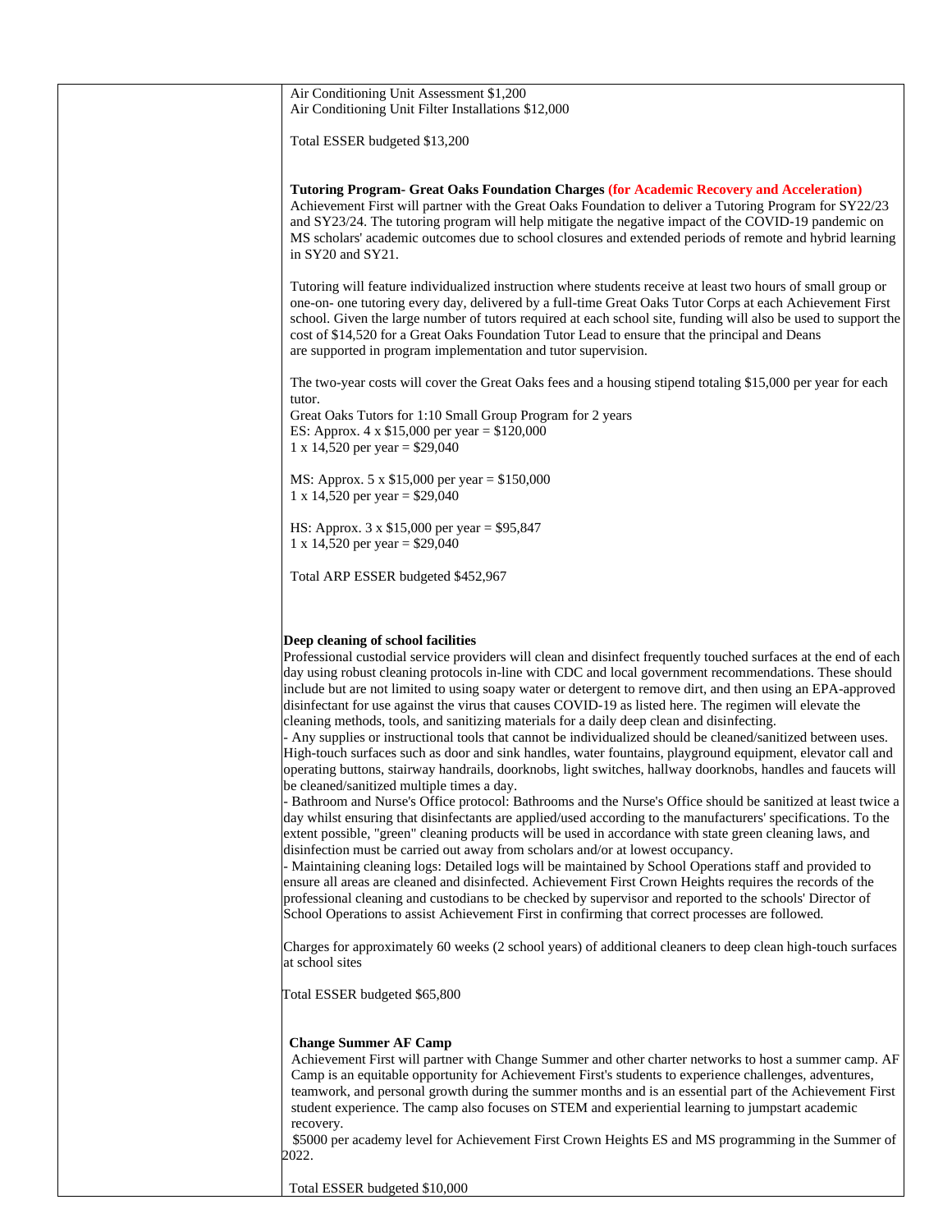Air Conditioning Unit Assessment $1,200
Air Conditioning Unit Filter Installations $12,000

Total ESSER budgeted $13,200

**Tutoring Program- Great Oaks Foundation Charges (for Academic Recovery and Acceleration)**
Achievement First will partner with the Great Oaks Foundation to deliver a Tutoring Program for SY22/23 and SY23/24. The tutoring program will help mitigate the negative impact of the COVID-19 pandemic on MS scholars' academic outcomes due to school closures and extended periods of remote and hybrid learning in SY20 and SY21.

Tutoring will feature individualized instruction where students receive at least two hours of small group or one-on- one tutoring every day, delivered by a full-time Great Oaks Tutor Corps at each Achievement First school. Given the large number of tutors required at each school site, funding will also be used to support the cost of $14,520 for a Great Oaks Foundation Tutor Lead to ensure that the principal and Deans are supported in program implementation and tutor supervision.

The two-year costs will cover the Great Oaks fees and a housing stipend totaling $15,000 per year for each tutor.
Great Oaks Tutors for 1:10 Small Group Program for 2 years
ES: Approx. 4 x $15,000 per year = $120,000
1 x 14,520 per year = $29,040

MS: Approx. 5 x $15,000 per year = $150,000
1 x 14,520 per year = $29,040

HS: Approx. 3 x $15,000 per year = $95,847
1 x 14,520 per year = $29,040

Total ARP ESSER budgeted $452,967

**Deep cleaning of school facilities**
Professional custodial service providers will clean and disinfect frequently touched surfaces at the end of each day using robust cleaning protocols in-line with CDC and local government recommendations. These should include but are not limited to using soapy water or detergent to remove dirt, and then using an EPA-approved disinfectant for use against the virus that causes COVID-19 as listed here. The regimen will elevate the cleaning methods, tools, and sanitizing materials for a daily deep clean and disinfecting.
- Any supplies or instructional tools that cannot be individualized should be cleaned/sanitized between uses. High-touch surfaces such as door and sink handles, water fountains, playground equipment, elevator call and operating buttons, stairway handrails, doorknobs, light switches, hallway doorknobs, handles and faucets will be cleaned/sanitized multiple times a day.
- Bathroom and Nurse's Office protocol: Bathrooms and the Nurse's Office should be sanitized at least twice a day whilst ensuring that disinfectants are applied/used according to the manufacturers' specifications. To the extent possible, "green" cleaning products will be used in accordance with state green cleaning laws, and disinfection must be carried out away from scholars and/or at lowest occupancy.
- Maintaining cleaning logs: Detailed logs will be maintained by School Operations staff and provided to ensure all areas are cleaned and disinfected. Achievement First Crown Heights requires the records of the professional cleaning and custodians to be checked by supervisor and reported to the schools' Director of School Operations to assist Achievement First in confirming that correct processes are followed.

Charges for approximately 60 weeks (2 school years) of additional cleaners to deep clean high-touch surfaces at school sites

Total ESSER budgeted $65,800

**Change Summer AF Camp**
Achievement First will partner with Change Summer and other charter networks to host a summer camp. AF Camp is an equitable opportunity for Achievement First's students to experience challenges, adventures, teamwork, and personal growth during the summer months and is an essential part of the Achievement First student experience. The camp also focuses on STEM and experiential learning to jumpstart academic recovery.
$5000 per academy level for Achievement First Crown Heights ES and MS programming in the Summer of 2022.

Total ESSER budgeted $10,000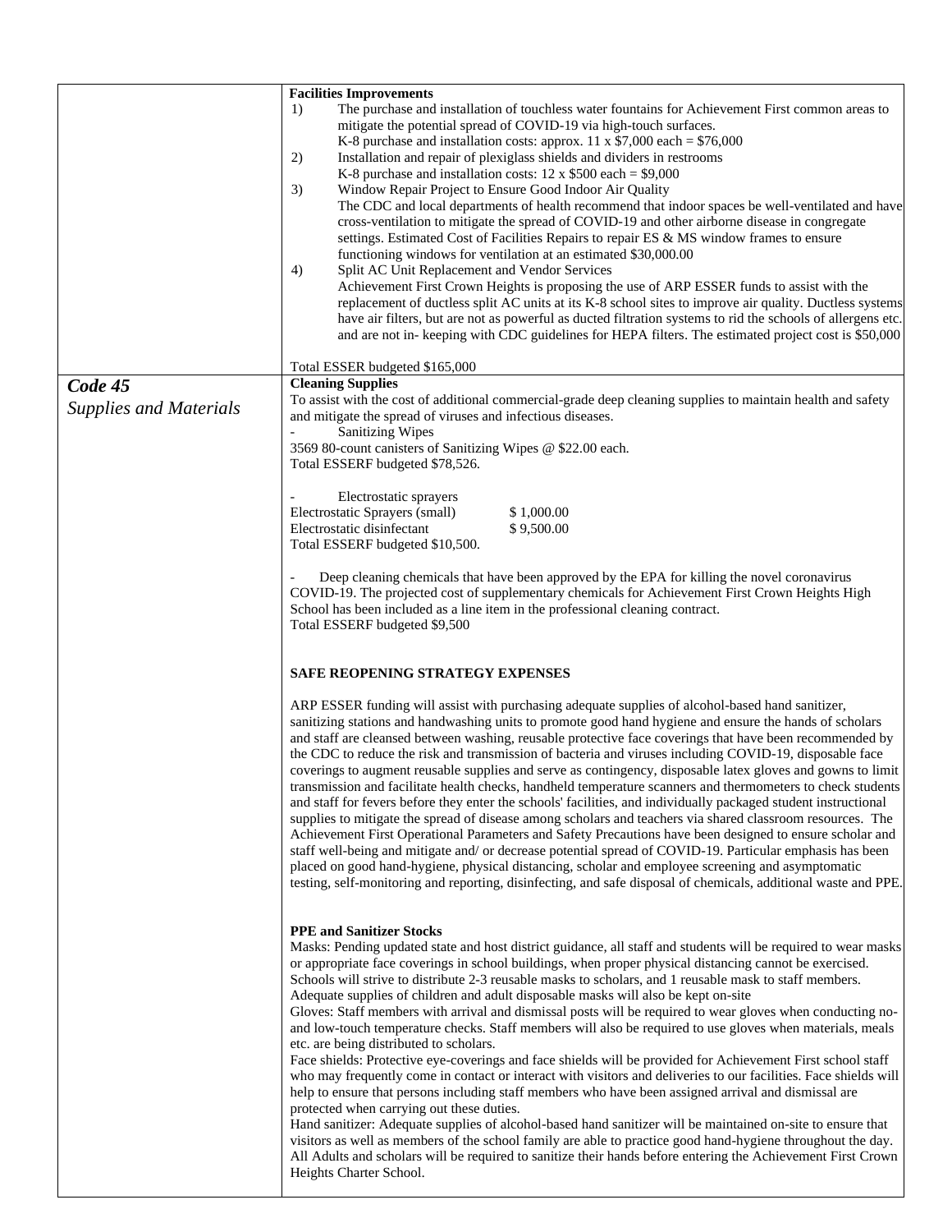| | |
|---|---|
| | **Facilities Improvements**<br>1) The purchase and installation of touchless water fountains for Achievement First common areas to mitigate the potential spread of COVID-19 via high-touch surfaces.<br>K-8 purchase and installation costs: approx. 11 x $7,000 each = $76,000<br>2) Installation and repair of plexiglass shields and dividers in restrooms<br>K-8 purchase and installation costs: 12 x $500 each = $9,000<br>3) Window Repair Project to Ensure Good Indoor Air Quality<br>The CDC and local departments of health recommend that indoor spaces be well-ventilated and have cross-ventilation to mitigate the spread of COVID-19 and other airborne disease in congregate settings. Estimated Cost of Facilities Repairs to repair ES & MS window frames to ensure functioning windows for ventilation at an estimated $30,000.00<br>4) Split AC Unit Replacement and Vendor Services<br>Achievement First Crown Heights is proposing the use of ARP ESSER funds to assist with the replacement of ductless split AC units at its K-8 school sites to improve air quality. Ductless systems have air filters, but are not as powerful as ducted filtration systems to rid the schools of allergens etc. and are not in- keeping with CDC guidelines for HEPA filters. The estimated project cost is $50,000<br><br>Total ESSER budgeted $165,000 |
| ***Code 45***<br>*Supplies and Materials* | **Cleaning Supplies**<br>To assist with the cost of additional commercial-grade deep cleaning supplies to maintain health and safety and mitigate the spread of viruses and infectious diseases.<br>- Sanitizing Wipes<br>3569 80-count canisters of Sanitizing Wipes @ $22.00 each.<br>Total ESSERF budgeted $78,526.<br><br>- Electrostatic sprayers<br>Electrostatic Sprayers (small) $ 1,000.00<br>Electrostatic disinfectant $ 9,500.00<br>Total ESSERF budgeted $10,500.<br><br>- Deep cleaning chemicals that have been approved by the EPA for killing the novel coronavirus COVID-19. The projected cost of supplementary chemicals for Achievement First Crown Heights High School has been included as a line item in the professional cleaning contract.<br>Total ESSERF budgeted $9,500<br><br>**SAFE REOPENING STRATEGY EXPENSES**<br><br>ARP ESSER funding will assist with purchasing adequate supplies of alcohol-based hand sanitizer, sanitizing stations and handwashing units to promote good hand hygiene and ensure the hands of scholars and staff are cleansed between washing, reusable protective face coverings that have been recommended by the CDC to reduce the risk and transmission of bacteria and viruses including COVID-19, disposable face coverings to augment reusable supplies and serve as contingency, disposable latex gloves and gowns to limit transmission and facilitate health checks, handheld temperature scanners and thermometers to check students and staff for fevers before they enter the schools' facilities, and individually packaged student instructional supplies to mitigate the spread of disease among scholars and teachers via shared classroom resources. The Achievement First Operational Parameters and Safety Precautions have been designed to ensure scholar and staff well-being and mitigate and/ or decrease potential spread of COVID-19. Particular emphasis has been placed on good hand-hygiene, physical distancing, scholar and employee screening and asymptomatic testing, self-monitoring and reporting, disinfecting, and safe disposal of chemicals, additional waste and PPE.<br><br>**PPE and Sanitizer Stocks**<br>Masks: Pending updated state and host district guidance, all staff and students will be required to wear masks or appropriate face coverings in school buildings, when proper physical distancing cannot be exercised. Schools will strive to distribute 2-3 reusable masks to scholars, and 1 reusable mask to staff members. Adequate supplies of children and adult disposable masks will also be kept on-site<br>Gloves: Staff members with arrival and dismissal posts will be required to wear gloves when conducting no- and low-touch temperature checks. Staff members will also be required to use gloves when materials, meals etc. are being distributed to scholars.<br>Face shields: Protective eye-coverings and face shields will be provided for Achievement First school staff who may frequently come in contact or interact with visitors and deliveries to our facilities. Face shields will help to ensure that persons including staff members who have been assigned arrival and dismissal are protected when carrying out these duties.<br>Hand sanitizer: Adequate supplies of alcohol-based hand sanitizer will be maintained on-site to ensure that visitors as well as members of the school family are able to practice good hand-hygiene throughout the day. All Adults and scholars will be required to sanitize their hands before entering the Achievement First Crown Heights Charter School. |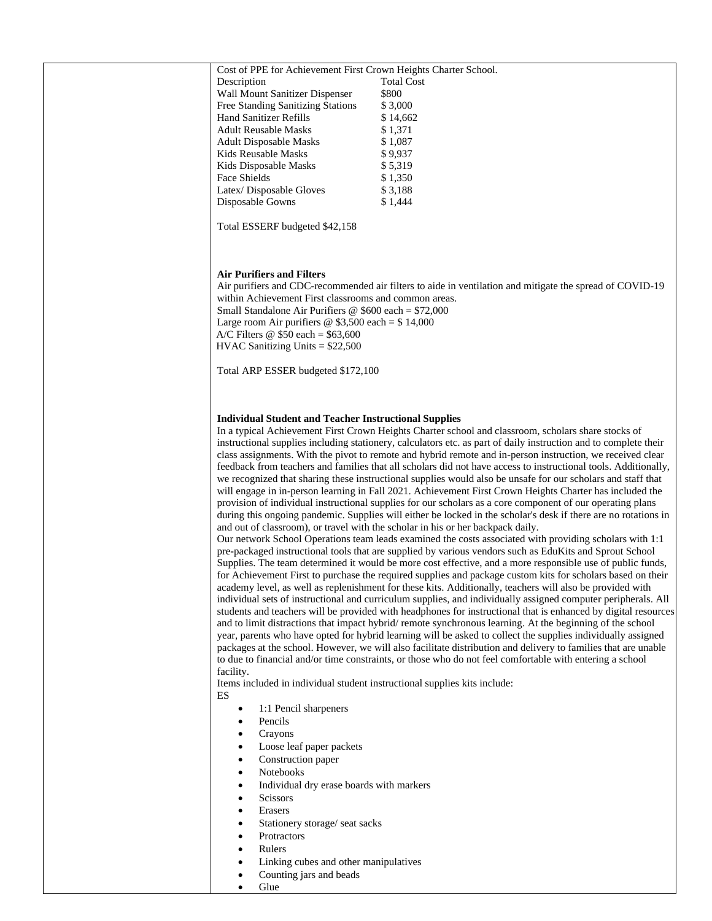Cost of PPE for Achievement First Crown Heights Charter School.

| Description | Total Cost |
|---|---|
| Wall Mount Sanitizer Dispenser | $800 |
| Free Standing Sanitizing Stations | $ 3,000 |
| Hand Sanitizer Refills | $ 14,662 |
| Adult Reusable Masks | $ 1,371 |
| Adult Disposable Masks | $ 1,087 |
| Kids Reusable Masks | $ 9,937 |
| Kids Disposable Masks | $ 5,319 |
| Face Shields | $ 1,350 |
| Latex/ Disposable Gloves | $ 3,188 |
| Disposable Gowns | $ 1,444 |

Total ESSERF budgeted $42,158

**Air Purifiers and Filters**

Air purifiers and CDC-recommended air filters to aide in ventilation and mitigate the spread of COVID-19 within Achievement First classrooms and common areas.

Small Standalone Air Purifiers @ $600 each = $72,000
Large room Air purifiers @ $3,500 each = $ 14,000
A/C Filters @ $50 each = $63,600
HVAC Sanitizing Units = $22,500

Total ARP ESSER budgeted $172,100

**Individual Student and Teacher Instructional Supplies**

In a typical Achievement First Crown Heights Charter school and classroom, scholars share stocks of instructional supplies including stationery, calculators etc. as part of daily instruction and to complete their class assignments. With the pivot to remote and hybrid remote and in-person instruction, we received clear feedback from teachers and families that all scholars did not have access to instructional tools. Additionally, we recognized that sharing these instructional supplies would also be unsafe for our scholars and staff that will engage in in-person learning in Fall 2021. Achievement First Crown Heights Charter has included the provision of individual instructional supplies for our scholars as a core component of our operating plans during this ongoing pandemic. Supplies will either be locked in the scholar's desk if there are no rotations in and out of classroom), or travel with the scholar in his or her backpack daily.

Our network School Operations team leads examined the costs associated with providing scholars with 1:1 pre-packaged instructional tools that are supplied by various vendors such as EduKits and Sprout School Supplies. The team determined it would be more cost effective, and a more responsible use of public funds, for Achievement First to purchase the required supplies and package custom kits for scholars based on their academy level, as well as replenishment for these kits. Additionally, teachers will also be provided with individual sets of instructional and curriculum supplies, and individually assigned computer peripherals. All students and teachers will be provided with headphones for instructional that is enhanced by digital resources and to limit distractions that impact hybrid/ remote synchronous learning. At the beginning of the school year, parents who have opted for hybrid learning will be asked to collect the supplies individually assigned packages at the school. However, we will also facilitate distribution and delivery to families that are unable to due to financial and/or time constraints, or those who do not feel comfortable with entering a school facility.

Items included in individual student instructional supplies kits include:

ES

- 1:1 Pencil sharpeners
- Pencils
- Crayons
- Loose leaf paper packets
- Construction paper
- Notebooks
- Individual dry erase boards with markers
- Scissors
- Erasers
- Stationery storage/ seat sacks
- Protractors
- Rulers
- Linking cubes and other manipulatives
- Counting jars and beads
- Glue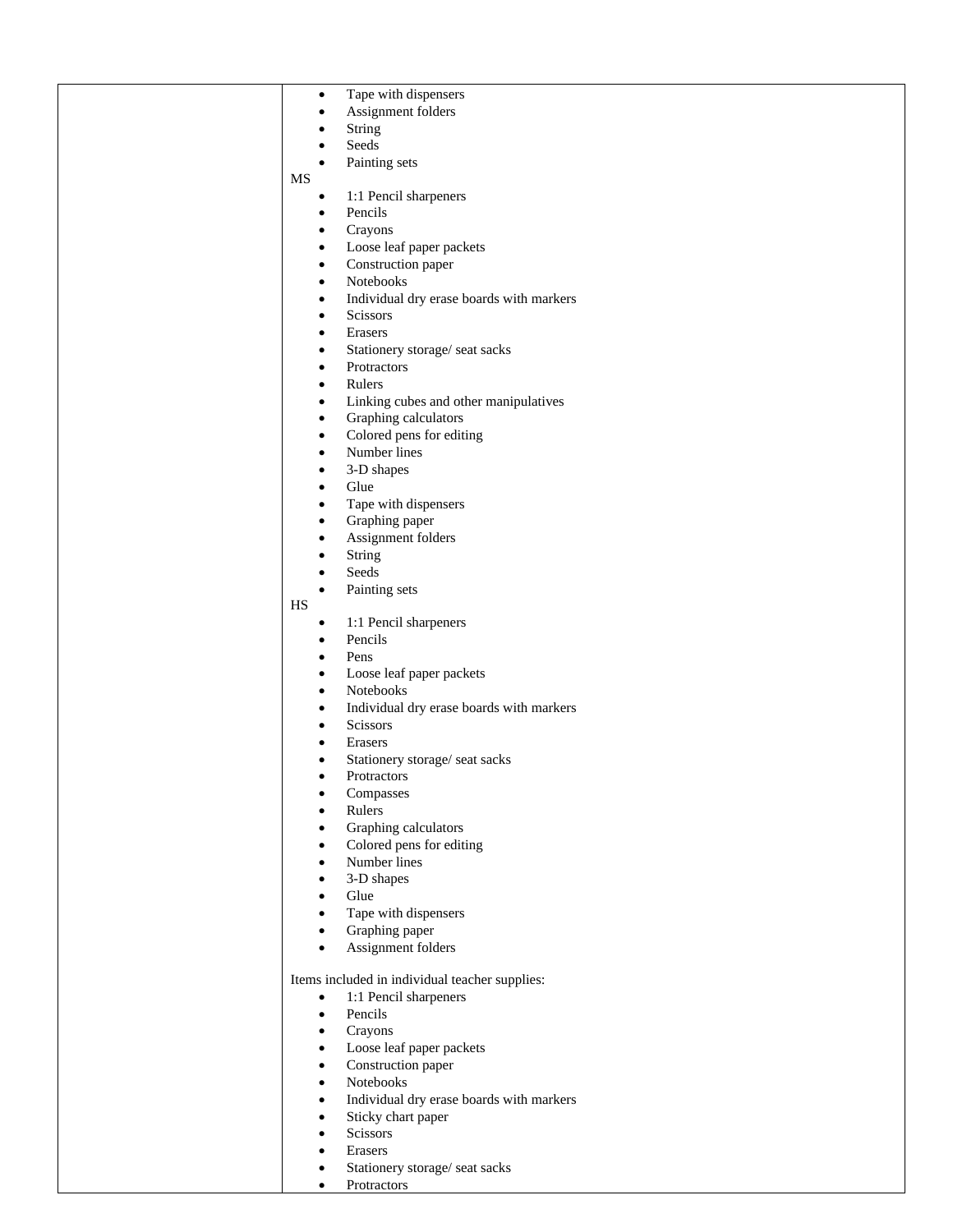| | - Tape with dispensers<br>- Assignment folders<br>- String<br>- Seeds<br>- Painting sets<br><br>MS<br>- 1:1 Pencil sharpeners<br>- Pencils<br>- Crayons<br>- Loose leaf paper packets<br>- Construction paper<br>- Notebooks<br>- Individual dry erase boards with markers<br>- Scissors<br>- Erasers<br>- Stationery storage/ seat sacks<br>- Protractors<br>- Rulers<br>- Linking cubes and other manipulatives<br>- Graphing calculators<br>- Colored pens for editing<br>- Number lines<br>- 3-D shapes<br>- Glue<br>- Tape with dispensers<br>- Graphing paper<br>- Assignment folders<br>- String<br>- Seeds<br>- Painting sets<br><br>HS<br>- 1:1 Pencil sharpeners<br>- Pencils<br>- Pens<br>- Loose leaf paper packets<br>- Notebooks<br>- Individual dry erase boards with markers<br>- Scissors<br>- Erasers<br>- Stationery storage/ seat sacks<br>- Protractors<br>- Compasses<br>- Rulers<br>- Graphing calculators<br>- Colored pens for editing<br>- Number lines<br>- 3-D shapes<br>- Glue<br>- Tape with dispensers<br>- Graphing paper<br>- Assignment folders<br><br>Items included in individual teacher supplies:<br>- 1:1 Pencil sharpeners<br>- Pencils<br>- Crayons<br>- Loose leaf paper packets<br>- Construction paper<br>- Notebooks<br>- Individual dry erase boards with markers<br>- Sticky chart paper<br>- Scissors<br>- Erasers<br>- Stationery storage/ seat sacks<br>- Protractors |
|---|---|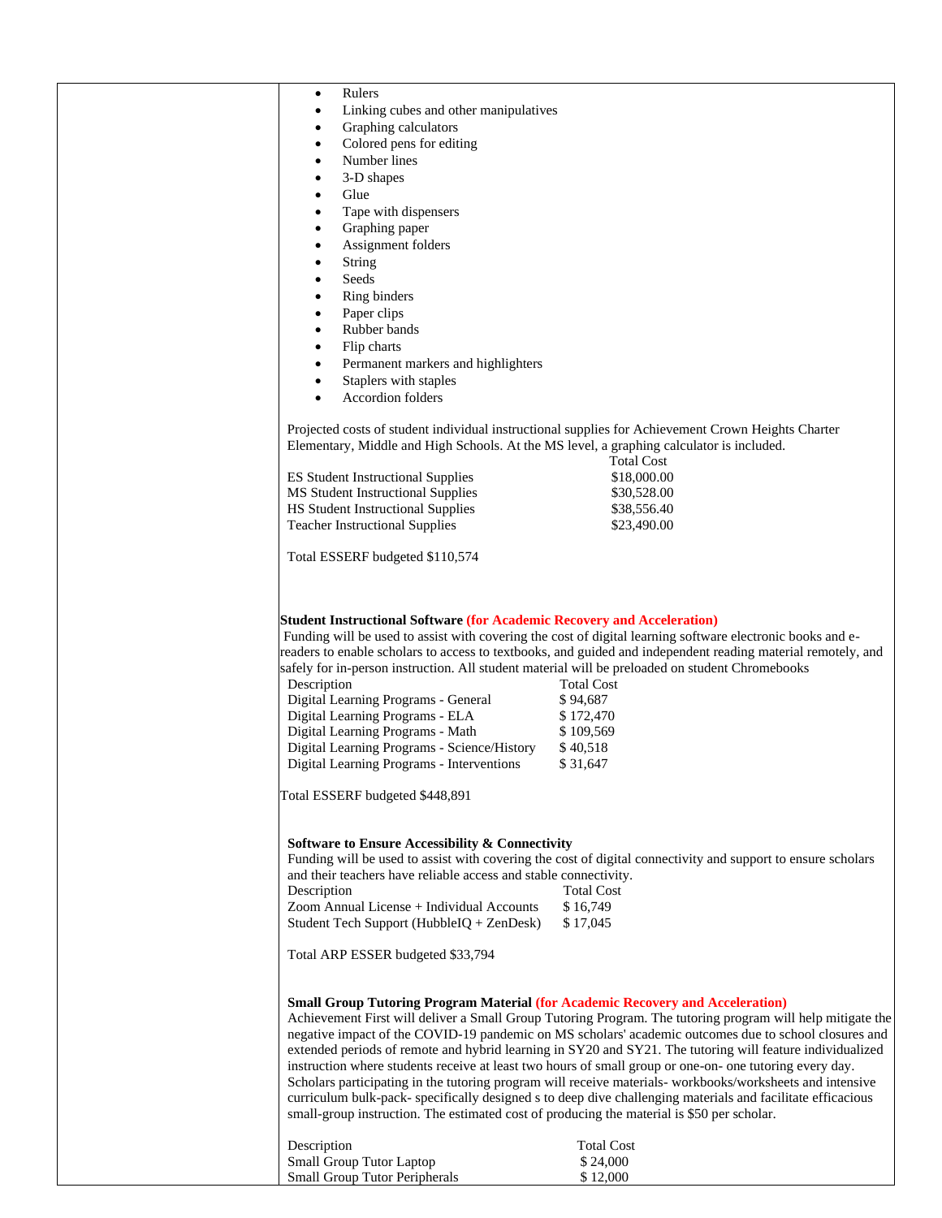- Rulers
- Linking cubes and other manipulatives
- Graphing calculators
- Colored pens for editing
- Number lines
- 3-D shapes
- Glue
- Tape with dispensers
- Graphing paper
- Assignment folders
- String
- Seeds
- Ring binders
- Paper clips
- Rubber bands
- Flip charts
- Permanent markers and highlighters
- Staplers with staples
- Accordion folders

Projected costs of student individual instructional supplies for Achievement Crown Heights Charter Elementary, Middle and High Schools. At the MS level, a graphing calculator is included.

| | Total Cost |
|---|---|
| ES Student Instructional Supplies | $18,000.00 |
| MS Student Instructional Supplies | $30,528.00 |
| HS Student Instructional Supplies | $38,556.40 |
| Teacher Instructional Supplies | $23,490.00 |

Total ESSERF budgeted $110,574

**Student Instructional Software** **(for Academic Recovery and Acceleration)**

Funding will be used to assist with covering the cost of digital learning software electronic books and e-readers to enable scholars to access to textbooks, and guided and independent reading material remotely, and safely for in-person instruction. All student material will be preloaded on student Chromebooks

| Description | Total Cost |
|---|---|
| Digital Learning Programs - General | $ 94,687 |
| Digital Learning Programs - ELA | $ 172,470 |
| Digital Learning Programs - Math | $ 109,569 |
| Digital Learning Programs - Science/History | $ 40,518 |
| Digital Learning Programs - Interventions | $ 31,647 |

Total ESSERF budgeted $448,891

**Software to Ensure Accessibility & Connectivity**

Funding will be used to assist with covering the cost of digital connectivity and support to ensure scholars and their teachers have reliable access and stable connectivity.

| Description | Total Cost |
|---|---|
| Zoom Annual License + Individual Accounts | $ 16,749 |
| Student Tech Support (HubbleIQ + ZenDesk) | $ 17,045 |

Total ARP ESSER budgeted $33,794

**Small Group Tutoring Program Material** **(for Academic Recovery and Acceleration)**

Achievement First will deliver a Small Group Tutoring Program. The tutoring program will help mitigate the negative impact of the COVID-19 pandemic on MS scholars' academic outcomes due to school closures and extended periods of remote and hybrid learning in SY20 and SY21. The tutoring will feature individualized instruction where students receive at least two hours of small group or one-on- one tutoring every day. Scholars participating in the tutoring program will receive materials- workbooks/worksheets and intensive curriculum bulk-pack- specifically designed s to deep dive challenging materials and facilitate efficacious small-group instruction. The estimated cost of producing the material is $50 per scholar.

| Description | Total Cost |
|---|---|
| Small Group Tutor Laptop | $ 24,000 |
| Small Group Tutor Peripherals | $ 12,000 |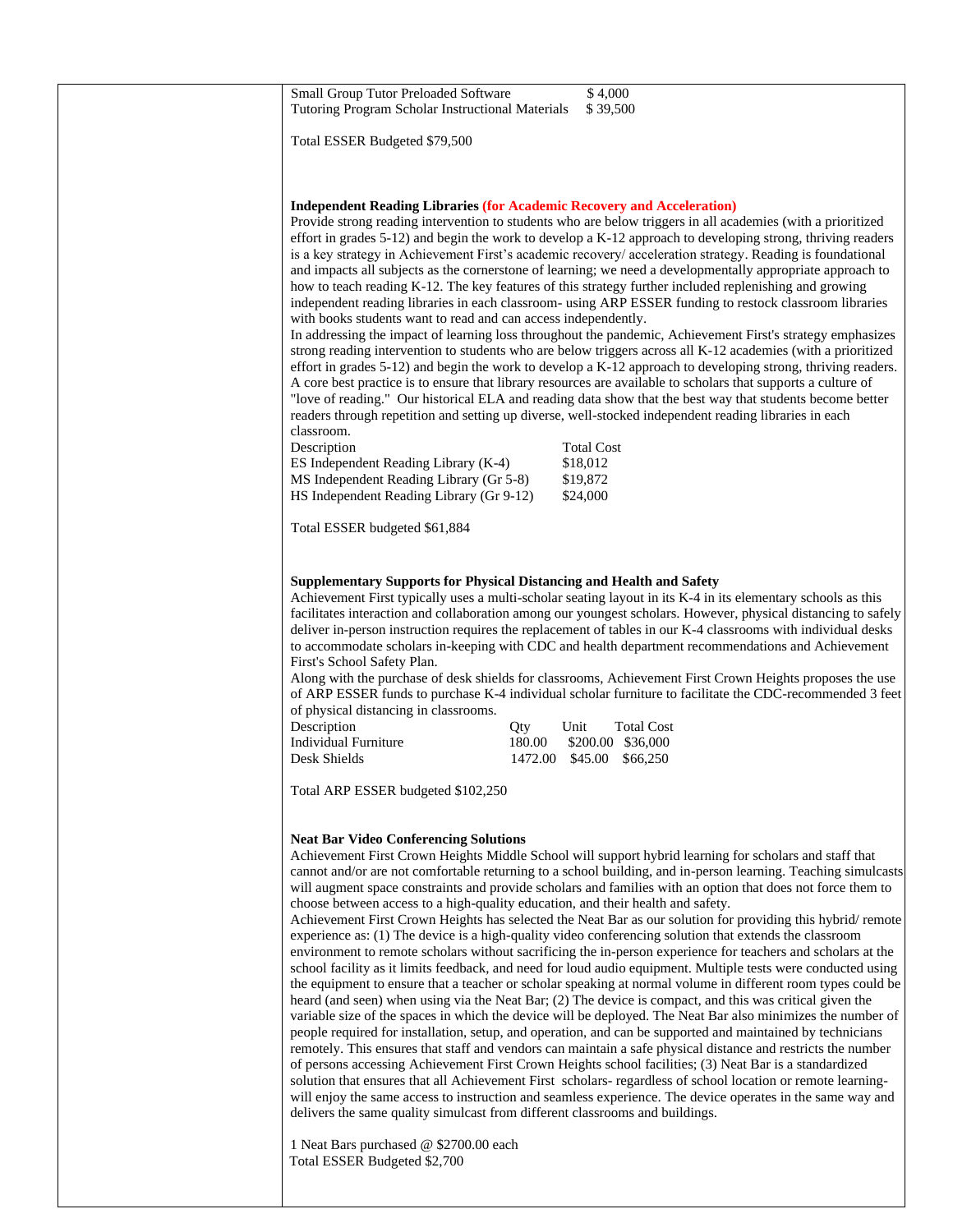| Small Group Tutor Preloaded Software | $ 4,000 |
|---|---|
| Tutoring Program Scholar Instructional Materials | $ 39,500 |

Total ESSER Budgeted $79,500

**Independent Reading Libraries (for Academic Recovery and Acceleration)**

Provide strong reading intervention to students who are below triggers in all academies (with a prioritized effort in grades 5-12) and begin the work to develop a K-12 approach to developing strong, thriving readers is a key strategy in Achievement First's academic recovery/ acceleration strategy. Reading is foundational and impacts all subjects as the cornerstone of learning; we need a developmentally appropriate approach to how to teach reading K-12. The key features of this strategy further included replenishing and growing independent reading libraries in each classroom- using ARP ESSER funding to restock classroom libraries with books students want to read and can access independently.

In addressing the impact of learning loss throughout the pandemic, Achievement First's strategy emphasizes strong reading intervention to students who are below triggers across all K-12 academies (with a prioritized effort in grades 5-12) and begin the work to develop a K-12 approach to developing strong, thriving readers. A core best practice is to ensure that library resources are available to scholars that supports a culture of "love of reading." Our historical ELA and reading data show that the best way that students become better readers through repetition and setting up diverse, well-stocked independent reading libraries in each classroom.

| Description | Total Cost |
|---|---|
| ES Independent Reading Library (K-4) | $18,012 |
| MS Independent Reading Library (Gr 5-8) | $19,872 |
| HS Independent Reading Library (Gr 9-12) | $24,000 |

Total ESSER budgeted $61,884

**Supplementary Supports for Physical Distancing and Health and Safety**

Achievement First typically uses a multi-scholar seating layout in its K-4 in its elementary schools as this facilitates interaction and collaboration among our youngest scholars. However, physical distancing to safely deliver in-person instruction requires the replacement of tables in our K-4 classrooms with individual desks to accommodate scholars in-keeping with CDC and health department recommendations and Achievement First's School Safety Plan.

Along with the purchase of desk shields for classrooms, Achievement First Crown Heights proposes the use of ARP ESSER funds to purchase K-4 individual scholar furniture to facilitate the CDC-recommended 3 feet of physical distancing in classrooms.

| Description | Qty | Unit | Total Cost |
|---|---|---|---|
| Individual Furniture | 180.00 | $200.00 | $36,000 |
| Desk Shields | 1472.00 | $45.00 | $66,250 |

Total ARP ESSER budgeted $102,250

**Neat Bar Video Conferencing Solutions**

Achievement First Crown Heights Middle School will support hybrid learning for scholars and staff that cannot and/or are not comfortable returning to a school building, and in-person learning. Teaching simulcasts will augment space constraints and provide scholars and families with an option that does not force them to choose between access to a high-quality education, and their health and safety.

Achievement First Crown Heights has selected the Neat Bar as our solution for providing this hybrid/ remote experience as: (1) The device is a high-quality video conferencing solution that extends the classroom environment to remote scholars without sacrificing the in-person experience for teachers and scholars at the school facility as it limits feedback, and need for loud audio equipment. Multiple tests were conducted using the equipment to ensure that a teacher or scholar speaking at normal volume in different room types could be heard (and seen) when using via the Neat Bar; (2) The device is compact, and this was critical given the variable size of the spaces in which the device will be deployed. The Neat Bar also minimizes the number of people required for installation, setup, and operation, and can be supported and maintained by technicians remotely. This ensures that staff and vendors can maintain a safe physical distance and restricts the number of persons accessing Achievement First Crown Heights school facilities; (3) Neat Bar is a standardized solution that ensures that all Achievement First scholars- regardless of school location or remote learning- will enjoy the same access to instruction and seamless experience. The device operates in the same way and delivers the same quality simulcast from different classrooms and buildings.

1 Neat Bars purchased @ $2700.00 each
Total ESSER Budgeted $2,700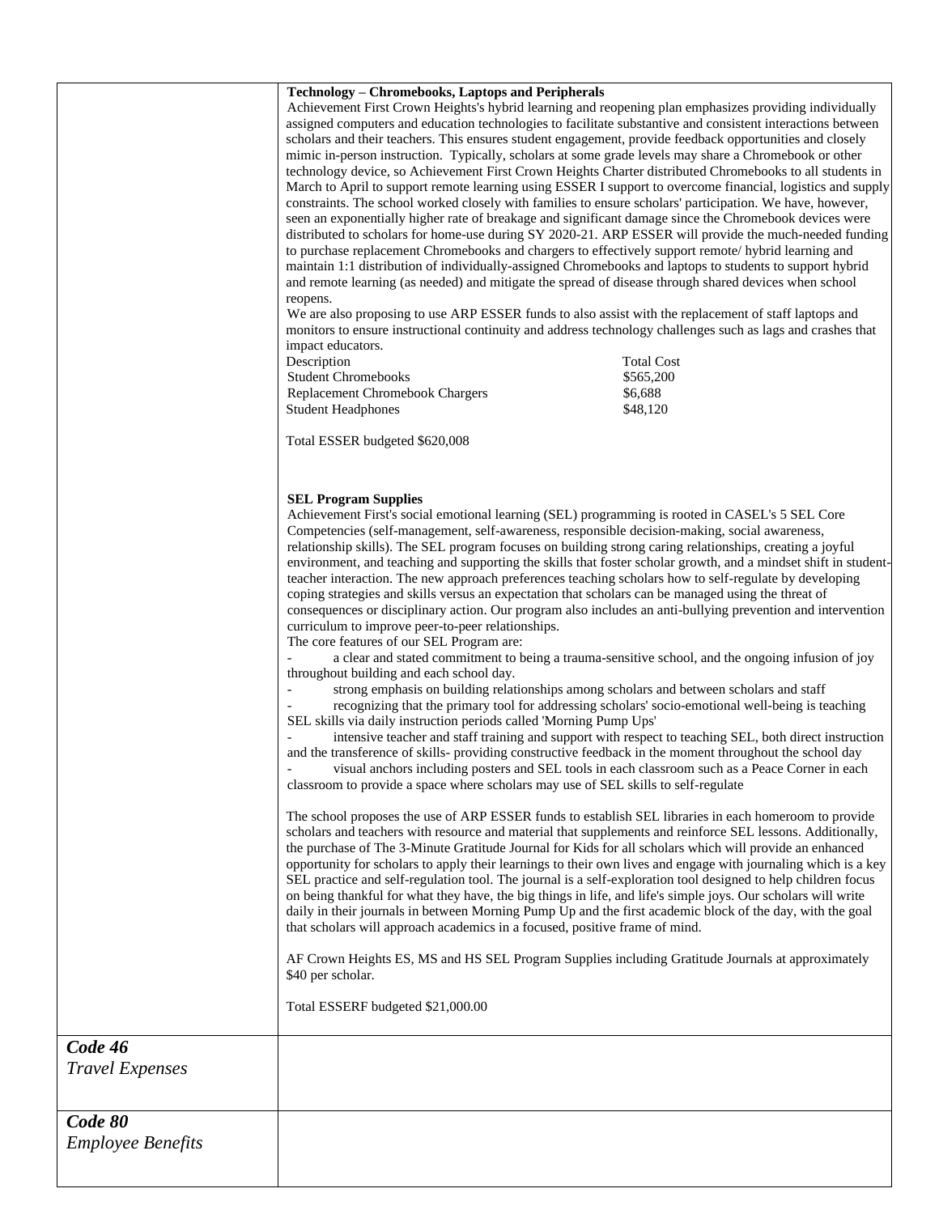| | |
|---|---|
| | **Technology – Chromebooks, Laptops and Peripherals**<br>Achievement First Crown Heights's hybrid learning and reopening plan emphasizes providing individually assigned computers and education technologies to facilitate substantive and consistent interactions between scholars and their teachers. This ensures student engagement, provide feedback opportunities and closely mimic in-person instruction. Typically, scholars at some grade levels may share a Chromebook or other technology device, so Achievement First Crown Heights Charter distributed Chromebooks to all students in March to April to support remote learning using ESSER I support to overcome financial, logistics and supply constraints. The school worked closely with families to ensure scholars' participation. We have, however, seen an exponentially higher rate of breakage and significant damage since the Chromebook devices were distributed to scholars for home-use during SY 2020-21. ARP ESSER will provide the much-needed funding to purchase replacement Chromebooks and chargers to effectively support remote/ hybrid learning and maintain 1:1 distribution of individually-assigned Chromebooks and laptops to students to support hybrid and remote learning (as needed) and mitigate the spread of disease through shared devices when school reopens.<br>We are also proposing to use ARP ESSER funds to also assist with the replacement of staff laptops and monitors to ensure instructional continuity and address technology challenges such as lags and crashes that impact educators.<br>Description — Total Cost<br>Student Chromebooks — $565,200<br>Replacement Chromebook Chargers — $6,688<br>Student Headphones — $48,120<br><br>Total ESSER budgeted $620,008<br><br>**SEL Program Supplies**<br>Achievement First's social emotional learning (SEL) programming is rooted in CASEL's 5 SEL Core Competencies (self-management, self-awareness, responsible decision-making, social awareness, relationship skills). The SEL program focuses on building strong caring relationships, creating a joyful environment, and teaching and supporting the skills that foster scholar growth, and a mindset shift in student-teacher interaction. The new approach preferences teaching scholars how to self-regulate by developing coping strategies and skills versus an expectation that scholars can be managed using the threat of consequences or disciplinary action. Our program also includes an anti-bullying prevention and intervention curriculum to improve peer-to-peer relationships.<br>The core features of our SEL Program are:<br>- a clear and stated commitment to being a trauma-sensitive school, and the ongoing infusion of joy throughout building and each school day.<br>- strong emphasis on building relationships among scholars and between scholars and staff<br>- recognizing that the primary tool for addressing scholars' socio-emotional well-being is teaching SEL skills via daily instruction periods called 'Morning Pump Ups'<br>- intensive teacher and staff training and support with respect to teaching SEL, both direct instruction and the transference of skills- providing constructive feedback in the moment throughout the school day<br>- visual anchors including posters and SEL tools in each classroom such as a Peace Corner in each classroom to provide a space where scholars may use of SEL skills to self-regulate<br><br>The school proposes the use of ARP ESSER funds to establish SEL libraries in each homeroom to provide scholars and teachers with resource and material that supplements and reinforce SEL lessons. Additionally, the purchase of The 3-Minute Gratitude Journal for Kids for all scholars which will provide an enhanced opportunity for scholars to apply their learnings to their own lives and engage with journaling which is a key SEL practice and self-regulation tool. The journal is a self-exploration tool designed to help children focus on being thankful for what they have, the big things in life, and life's simple joys. Our scholars will write daily in their journals in between Morning Pump Up and the first academic block of the day, with the goal that scholars will approach academics in a focused, positive frame of mind.<br><br>AF Crown Heights ES, MS and HS SEL Program Supplies including Gratitude Journals at approximately $40 per scholar.<br><br>Total ESSERF budgeted $21,000.00 |
| ***Code 46***<br>*Travel Expenses* | |
| ***Code 80***<br>*Employee Benefits* | |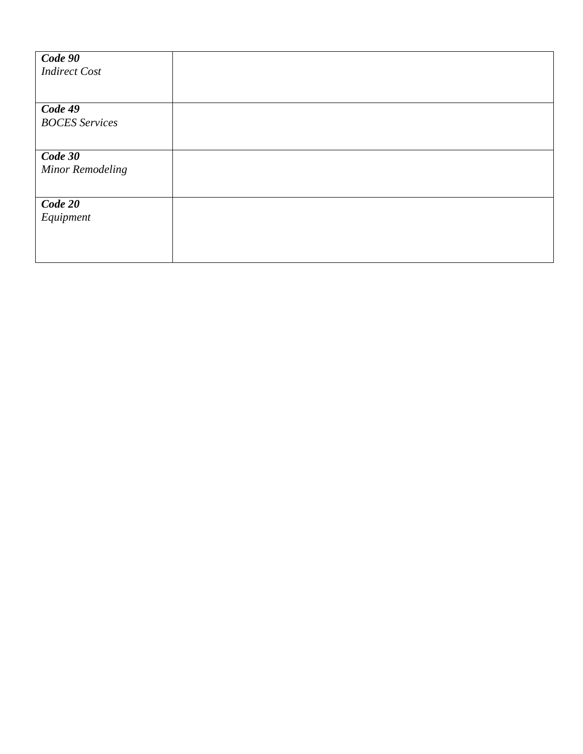| | |
|---|---|
| ***Code 90***<br>*Indirect Cost* | |
| ***Code 49***<br>*BOCES Services* | |
| ***Code 30***<br>*Minor Remodeling* | |
| ***Code 20***<br>*Equipment* | |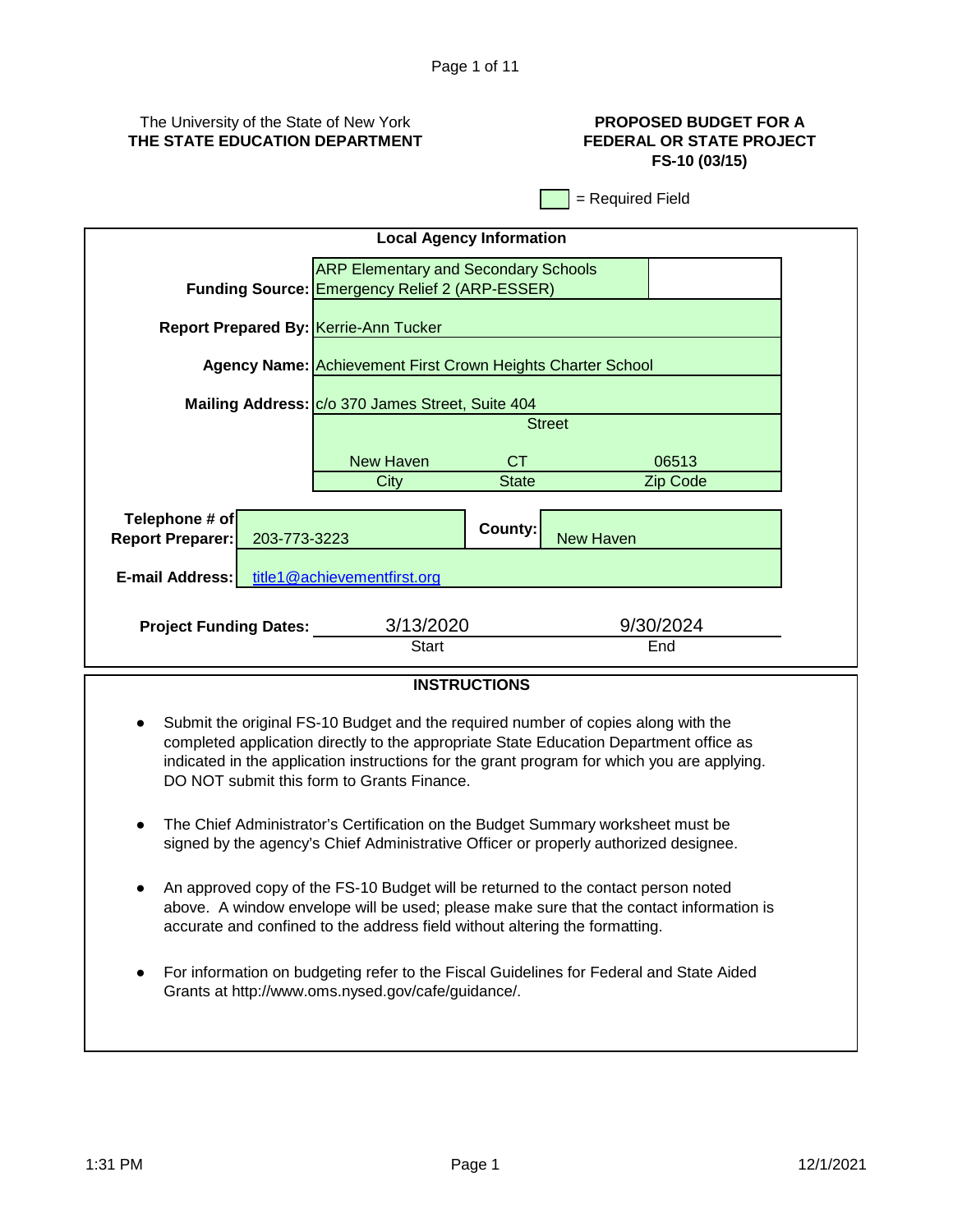The University of the State of New York
**THE STATE EDUCATION DEPARTMENT**

**PROPOSED BUDGET FOR A FEDERAL OR STATE PROJECT**
**FS-10 (03/15)**

= Required Field

## Local Agency Information

| | |
|---|---|
| **Funding Source:** | ARP Elementary and Secondary Schools Emergency Relief 2 (ARP-ESSER) |
| **Report Prepared By:** | Kerrie-Ann Tucker |
| **Agency Name:** | Achievement First Crown Heights Charter School |
| **Mailing Address:** | c/o 370 James Street, Suite 404 |
| | Street |

| City | State | Zip Code |
|---|---|---|
| New Haven | CT | 06513 |

| | | | |
|---|---|---|---|
| **Telephone # of Report Preparer:** | 203-773-3223 | **County:** | New Haven |
| **E-mail Address:** | title1@achievementfirst.org | | |

| | Start | End |
|---|---|---|
| **Project Funding Dates:** | 3/13/2020 | 9/30/2024 |

## INSTRUCTIONS

- Submit the original FS-10 Budget and the required number of copies along with the completed application directly to the appropriate State Education Department office as indicated in the application instructions for the grant program for which you are applying. DO NOT submit this form to Grants Finance.

- The Chief Administrator's Certification on the Budget Summary worksheet must be signed by the agency's Chief Administrative Officer or properly authorized designee.

- An approved copy of the FS-10 Budget will be returned to the contact person noted above. A window envelope will be used; please make sure that the contact information is accurate and confined to the address field without altering the formatting.

- For information on budgeting refer to the Fiscal Guidelines for Federal and State Aided Grants at http://www.oms.nysed.gov/cafe/guidance/.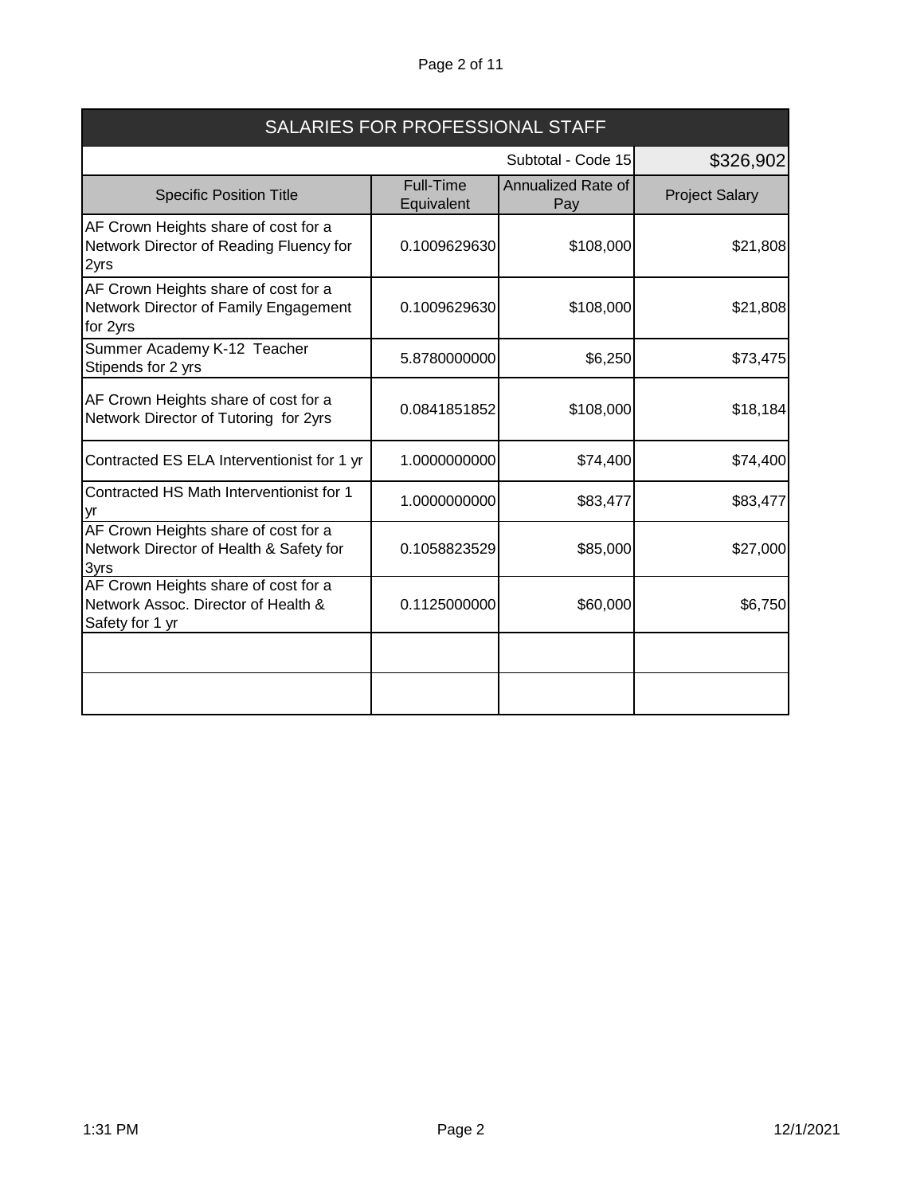## SALARIES FOR PROFESSIONAL STAFF

| | | Subtotal - Code 15 | $326,902 |
|---|---|---|---|
| **Specific Position Title** | **Full-Time Equivalent** | **Annualized Rate of Pay** | **Project Salary** |
| AF Crown Heights share of cost for a Network Director of Reading Fluency for 2yrs | 0.1009629630 | $108,000 | $21,808 |
| AF Crown Heights share of cost for a Network Director of Family Engagement for 2yrs | 0.1009629630 | $108,000 | $21,808 |
| Summer Academy K-12 Teacher Stipends for 2 yrs | 5.8780000000 | $6,250 | $73,475 |
| AF Crown Heights share of cost for a Network Director of Tutoring for 2yrs | 0.0841851852 | $108,000 | $18,184 |
| Contracted ES ELA Interventionist for 1 yr | 1.0000000000 | $74,400 | $74,400 |
| Contracted HS Math Interventionist for 1 yr | 1.0000000000 | $83,477 | $83,477 |
| AF Crown Heights share of cost for a Network Director of Health & Safety for 3yrs | 0.1058823529 | $85,000 | $27,000 |
| AF Crown Heights share of cost for a Network Assoc. Director of Health & Safety for 1 yr | 0.1125000000 | $60,000 | $6,750 |
| | | | |
| | | | |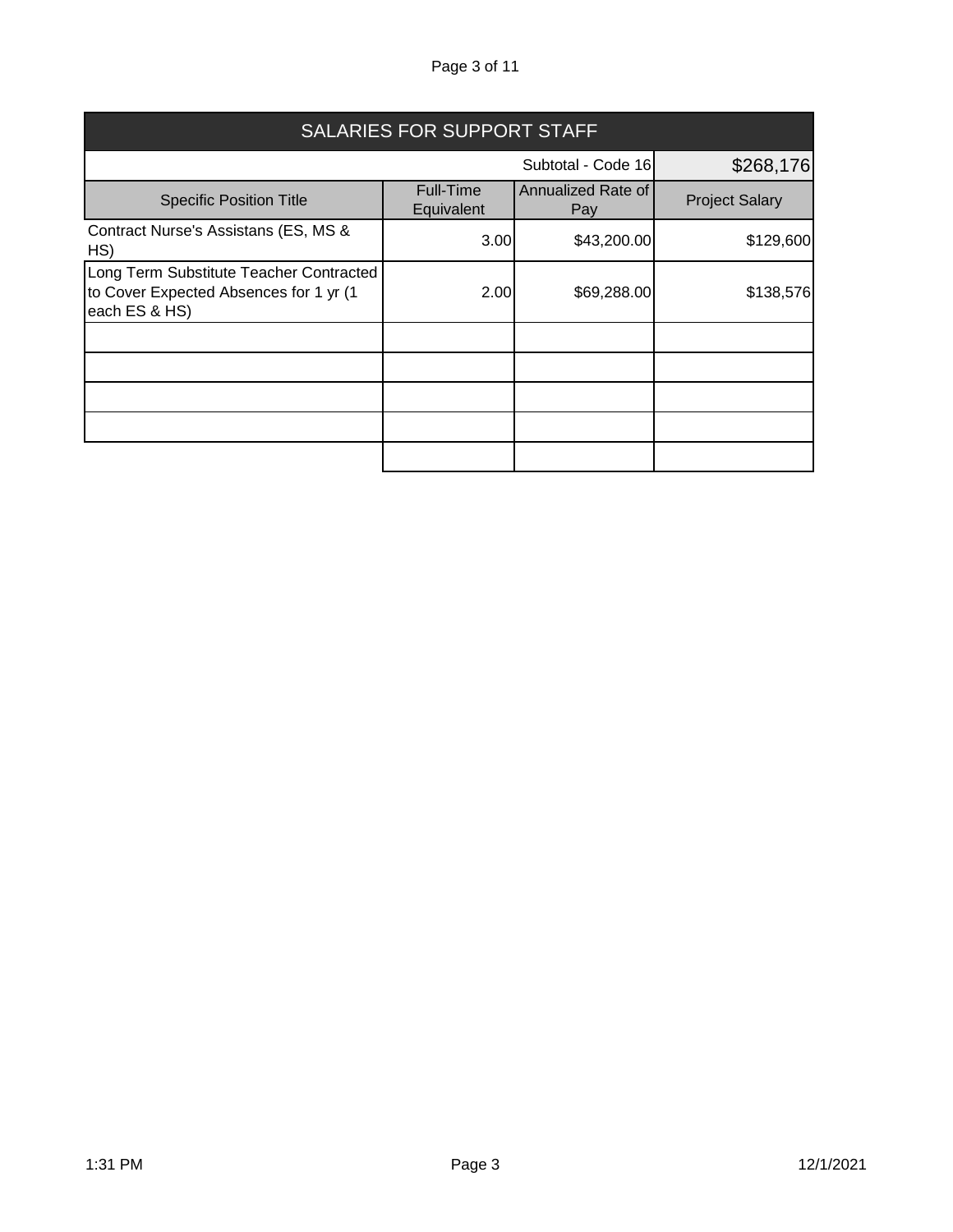| SALARIES FOR SUPPORT STAFF | | | |
|---|---|---|---|
| | | Subtotal - Code 16 | $268,176 |
| Specific Position Title | Full-Time Equivalent | Annualized Rate of Pay | Project Salary |
| Contract Nurse's Assistans (ES, MS & HS) | 3.00 | $43,200.00 | $129,600 |
| Long Term Substitute Teacher Contracted to Cover Expected Absences for 1 yr (1 each ES & HS) | 2.00 | $69,288.00 | $138,576 |
| | | | |
| | | | |
| | | | |
| | | | |
| | | | |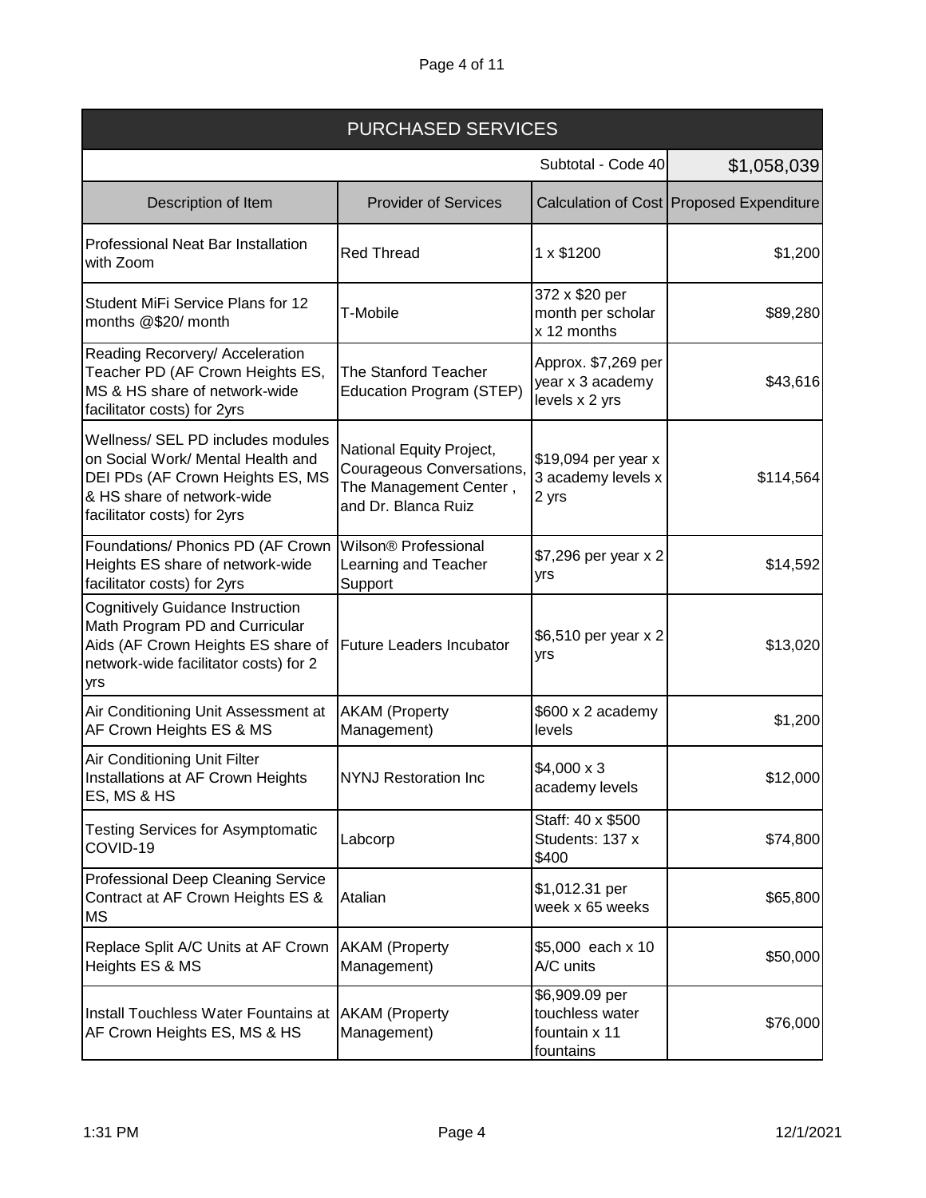## PURCHASED SERVICES

| | | Subtotal - Code 40 | $1,058,039 |
|---|---|---|---|
| **Description of Item** | **Provider of Services** | **Calculation of Cost** | **Proposed Expenditure** |
| Professional Neat Bar Installation with Zoom | Red Thread | 1 x $1200 | $1,200 |
| Student MiFi Service Plans for 12 months @$20/ month | T-Mobile | 372 x $20 per month per scholar x 12 months | $89,280 |
| Reading Recorvery/ Acceleration Teacher PD (AF Crown Heights ES, MS & HS share of network-wide facilitator costs) for 2yrs | The Stanford Teacher Education Program (STEP) | Approx. $7,269 per year x 3 academy levels x 2 yrs | $43,616 |
| Wellness/ SEL PD includes modules on Social Work/ Mental Health and DEI PDs (AF Crown Heights ES, MS & HS share of network-wide facilitator costs) for 2yrs | National Equity Project, Courageous Conversations, The Management Center , and Dr. Blanca Ruiz | $19,094 per year x 3 academy levels x 2 yrs | $114,564 |
| Foundations/ Phonics PD (AF Crown Heights ES share of network-wide facilitator costs) for 2yrs | Wilson® Professional Learning and Teacher Support | $7,296 per year x 2 yrs | $14,592 |
| Cognitively Guidance Instruction Math Program PD and Curricular Aids (AF Crown Heights ES share of network-wide facilitator costs) for 2 yrs | Future Leaders Incubator | $6,510 per year x 2 yrs | $13,020 |
| Air Conditioning Unit Assessment at AF Crown Heights ES & MS | AKAM (Property Management) | $600 x 2 academy levels | $1,200 |
| Air Conditioning Unit Filter Installations at AF Crown Heights ES, MS & HS | NYNJ Restoration Inc | $4,000 x 3 academy levels | $12,000 |
| Testing Services for Asymptomatic COVID-19 | Labcorp | Staff: 40 x $500 Students: 137 x $400 | $74,800 |
| Professional Deep Cleaning Service Contract at AF Crown Heights ES & MS | Atalian | $1,012.31 per week x 65 weeks | $65,800 |
| Replace Split A/C Units at AF Crown Heights ES & MS | AKAM (Property Management) | $5,000 each x 10 A/C units | $50,000 |
| Install Touchless Water Fountains at AF Crown Heights ES, MS & HS | AKAM (Property Management) | $6,909.09 per touchless water fountain x 11 fountains | $76,000 |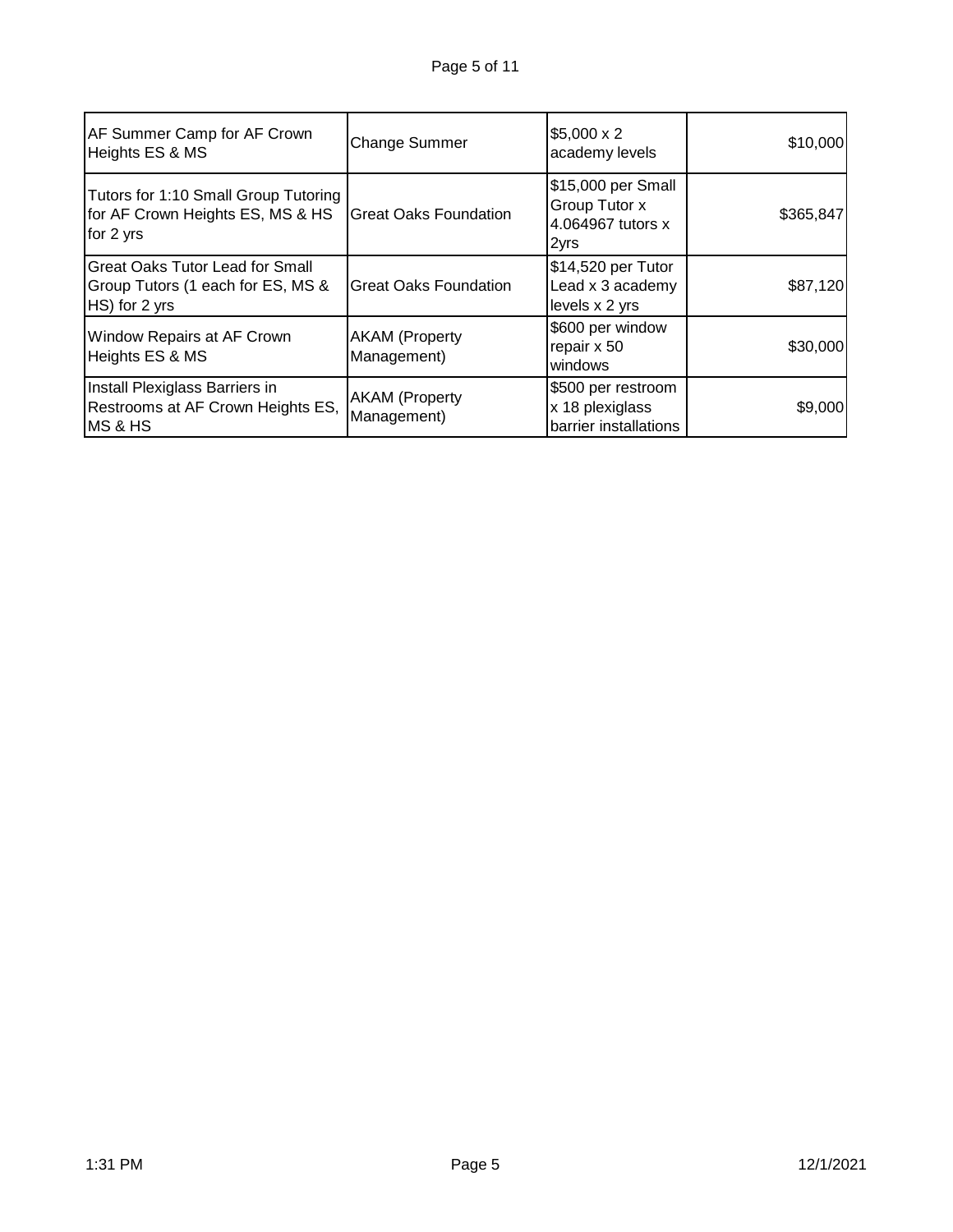| AF Summer Camp for AF Crown Heights ES & MS | Change Summer | $5,000 x 2 academy levels | $10,000 |
|---|---|---|---|
| Tutors for 1:10 Small Group Tutoring for AF Crown Heights ES, MS & HS for 2 yrs | Great Oaks Foundation | $15,000 per Small Group Tutor x 4.064967 tutors x 2yrs | $365,847 |
| Great Oaks Tutor Lead for Small Group Tutors (1 each for ES, MS & HS) for 2 yrs | Great Oaks Foundation | $14,520 per Tutor Lead x 3 academy levels x 2 yrs | $87,120 |
| Window Repairs at AF Crown Heights ES & MS | AKAM (Property Management) | $600 per window repair x 50 windows | $30,000 |
| Install Plexiglass Barriers in Restrooms at AF Crown Heights ES, MS & HS | AKAM (Property Management) | $500 per restroom x 18 plexiglass barrier installations | $9,000 |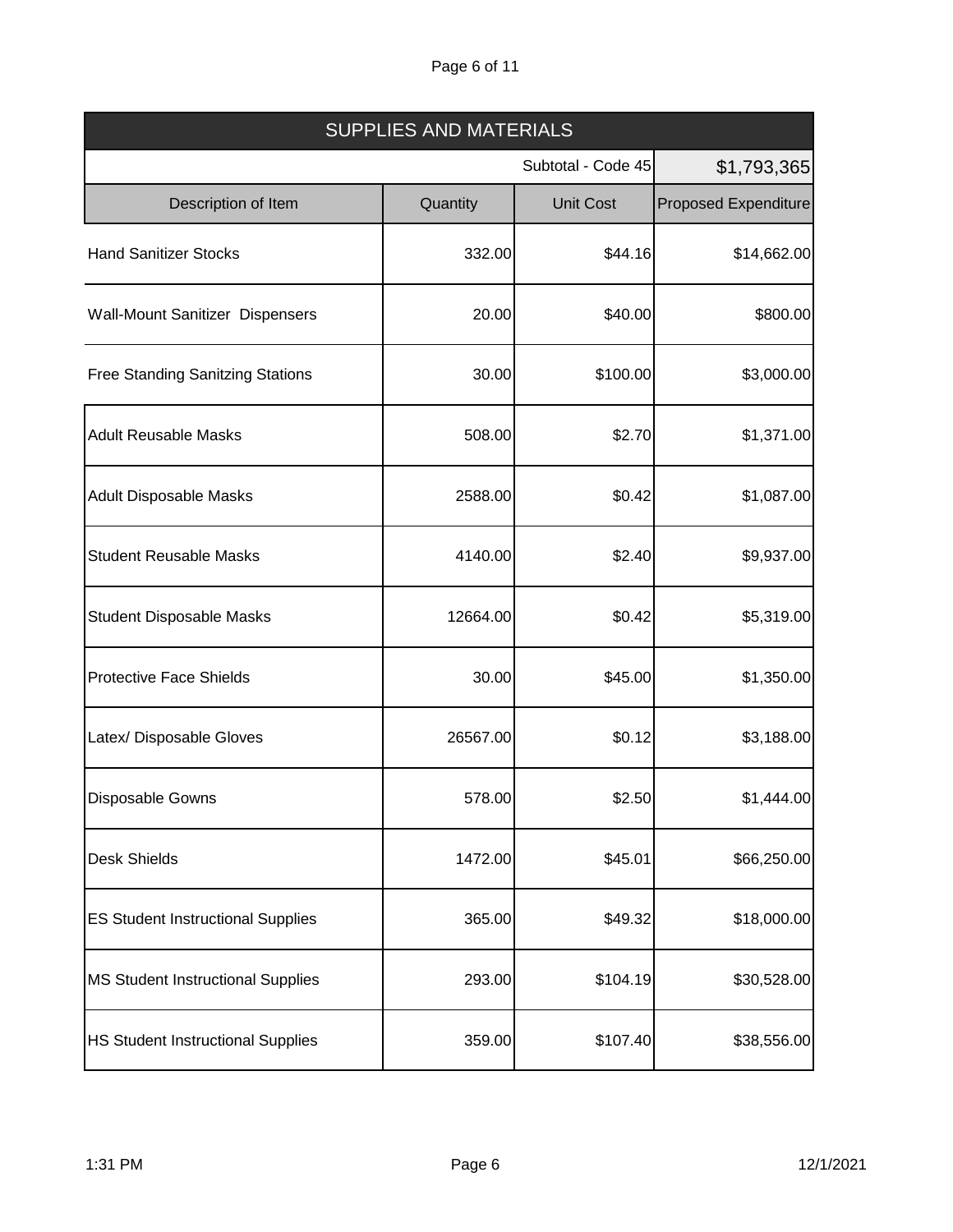## SUPPLIES AND MATERIALS

| | | Subtotal - Code 45 | $1,793,365 |
|---|---|---|---|
| **Description of Item** | **Quantity** | **Unit Cost** | **Proposed Expenditure** |
| Hand Sanitizer Stocks | 332.00 | $44.16 | $14,662.00 |
| Wall-Mount Sanitizer Dispensers | 20.00 | $40.00 | $800.00 |
| Free Standing Sanitzing Stations | 30.00 | $100.00 | $3,000.00 |
| Adult Reusable Masks | 508.00 | $2.70 | $1,371.00 |
| Adult Disposable Masks | 2588.00 | $0.42 | $1,087.00 |
| Student Reusable Masks | 4140.00 | $2.40 | $9,937.00 |
| Student Disposable Masks | 12664.00 | $0.42 | $5,319.00 |
| Protective Face Shields | 30.00 | $45.00 | $1,350.00 |
| Latex/ Disposable Gloves | 26567.00 | $0.12 | $3,188.00 |
| Disposable Gowns | 578.00 | $2.50 | $1,444.00 |
| Desk Shields | 1472.00 | $45.01 | $66,250.00 |
| ES Student Instructional Supplies | 365.00 | $49.32 | $18,000.00 |
| MS Student Instructional Supplies | 293.00 | $104.19 | $30,528.00 |
| HS Student Instructional Supplies | 359.00 | $107.40 | $38,556.00 |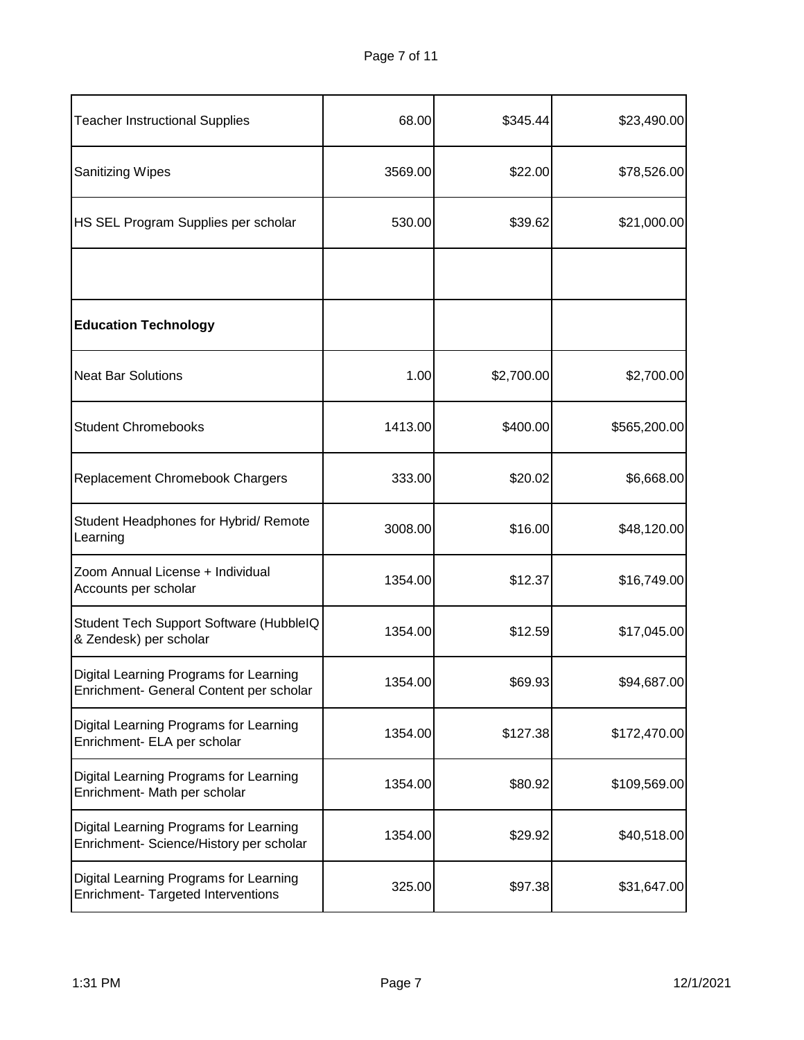| | | | |
|---|---|---|---|
| Teacher Instructional Supplies | 68.00 | $345.44 | $23,490.00 |
| Sanitizing Wipes | 3569.00 | $22.00 | $78,526.00 |
| HS SEL Program Supplies per scholar | 530.00 | $39.62 | $21,000.00 |
| | | | |
| **Education Technology** | | | |
| Neat Bar Solutions | 1.00 | $2,700.00 | $2,700.00 |
| Student Chromebooks | 1413.00 | $400.00 | $565,200.00 |
| Replacement Chromebook Chargers | 333.00 | $20.02 | $6,668.00 |
| Student Headphones for Hybrid/ Remote Learning | 3008.00 | $16.00 | $48,120.00 |
| Zoom Annual License + Individual Accounts per scholar | 1354.00 | $12.37 | $16,749.00 |
| Student Tech Support Software (HubbleIQ & Zendesk) per scholar | 1354.00 | $12.59 | $17,045.00 |
| Digital Learning Programs for Learning Enrichment- General Content per scholar | 1354.00 | $69.93 | $94,687.00 |
| Digital Learning Programs for Learning Enrichment- ELA per scholar | 1354.00 | $127.38 | $172,470.00 |
| Digital Learning Programs for Learning Enrichment- Math per scholar | 1354.00 | $80.92 | $109,569.00 |
| Digital Learning Programs for Learning Enrichment- Science/History per scholar | 1354.00 | $29.92 | $40,518.00 |
| Digital Learning Programs for Learning Enrichment- Targeted Interventions | 325.00 | $97.38 | $31,647.00 |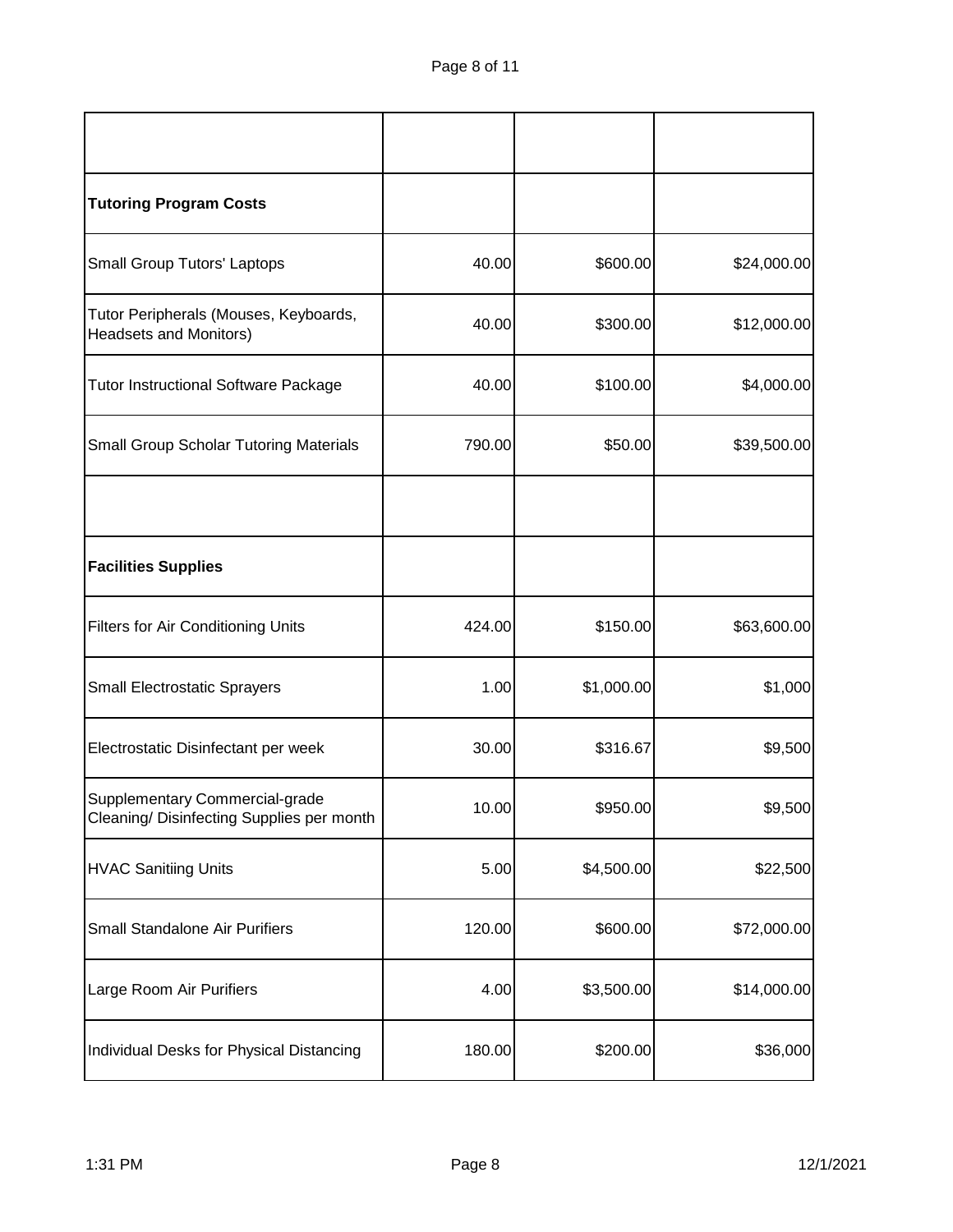| | | | |
|---|---|---|---|
| **Tutoring Program Costs** | | | |
| Small Group Tutors' Laptops | 40.00 | $600.00 | $24,000.00 |
| Tutor Peripherals (Mouses, Keyboards, Headsets and Monitors) | 40.00 | $300.00 | $12,000.00 |
| Tutor Instructional Software Package | 40.00 | $100.00 | $4,000.00 |
| Small Group Scholar Tutoring Materials | 790.00 | $50.00 | $39,500.00 |
| | | | |
| **Facilities Supplies** | | | |
| Filters for Air Conditioning Units | 424.00 | $150.00 | $63,600.00 |
| Small Electrostatic Sprayers | 1.00 | $1,000.00 | $1,000 |
| Electrostatic Disinfectant per week | 30.00 | $316.67 | $9,500 |
| Supplementary Commercial-grade Cleaning/ Disinfecting Supplies per month | 10.00 | $950.00 | $9,500 |
| HVAC Sanitiing Units | 5.00 | $4,500.00 | $22,500 |
| Small Standalone Air Purifiers | 120.00 | $600.00 | $72,000.00 |
| Large Room Air Purifiers | 4.00 | $3,500.00 | $14,000.00 |
| Individual Desks for Physical Distancing | 180.00 | $200.00 | $36,000 |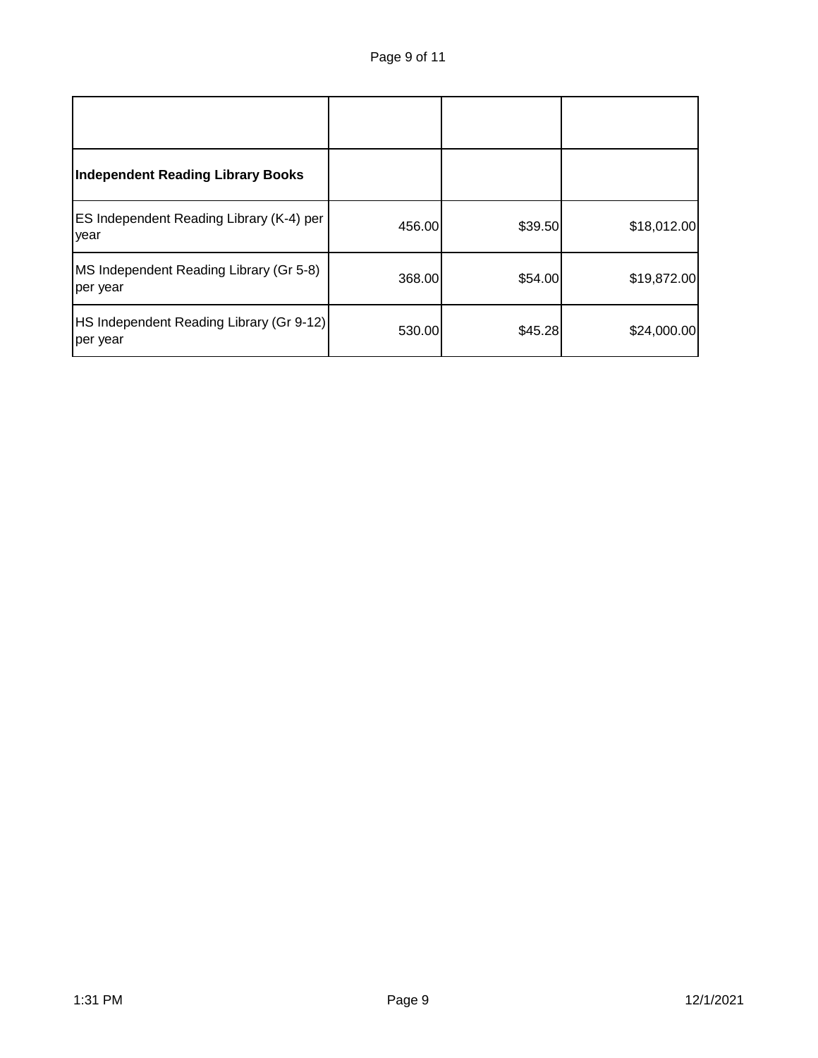| | | | |
|---|---|---|---|
| **Independent Reading Library Books** | | | |
| ES Independent Reading Library (K-4) per year | 456.00 | $39.50 | $18,012.00 |
| MS Independent Reading Library (Gr 5-8) per year | 368.00 | $54.00 | $19,872.00 |
| HS Independent Reading Library (Gr 9-12) per year | 530.00 | $45.28 | $24,000.00 |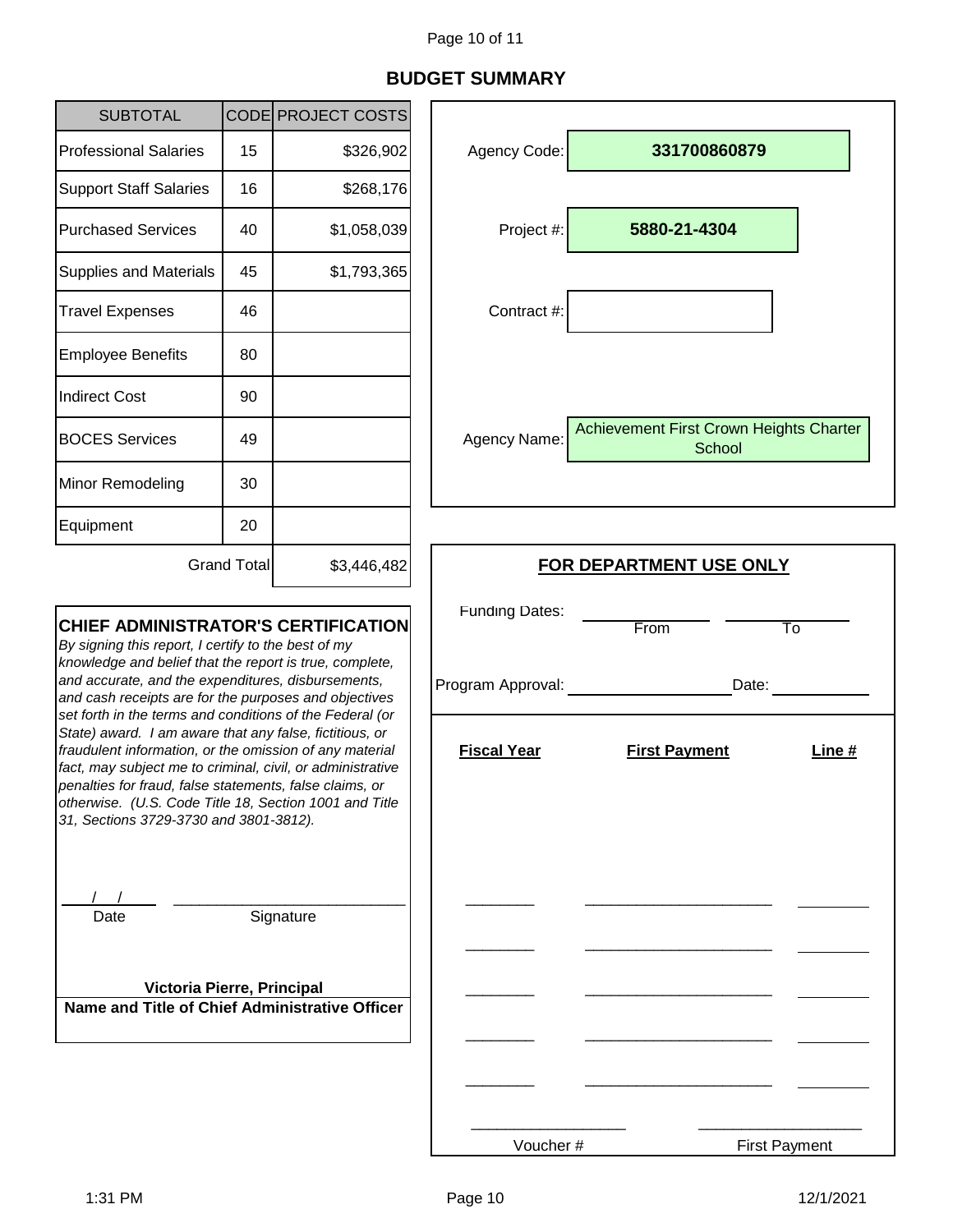# BUDGET SUMMARY

| SUBTOTAL | CODE | PROJECT COSTS |
|---|---|---|
| Professional Salaries | 15 | $326,902 |
| Support Staff Salaries | 16 | $268,176 |
| Purchased Services | 40 | $1,058,039 |
| Supplies and Materials | 45 | $1,793,365 |
| Travel Expenses | 46 | |
| Employee Benefits | 80 | |
| Indirect Cost | 90 | |
| BOCES Services | 49 | |
| Minor Remodeling | 30 | |
| Equipment | 20 | |
| | Grand Total | $3,446,482 |

Agency Code: **331700860879**

Project #: **5880-21-4304**

Contract #:

Agency Name: Achievement First Crown Heights Charter School

## CHIEF ADMINISTRATOR'S CERTIFICATION

*By signing this report, I certify to the best of my knowledge and belief that the report is true, complete, and accurate, and the expenditures, disbursements, and cash receipts are for the purposes and objectives set forth in the terms and conditions of the Federal (or State) award. I am aware that any false, fictitious, or fraudulent information, or the omission of any material fact, may subject me to criminal, civil, or administrative penalties for fraud, false statements, false claims, or otherwise. (U.S. Code Title 18, Section 1001 and Title 31, Sections 3729-3730 and 3801-3812).*

\_\_/\_\_/\_\_ Date &nbsp;&nbsp;&nbsp; \_\_\_\_\_\_\_\_\_\_\_\_\_\_\_\_\_\_\_\_ Signature

**Victoria Pierre, Principal**

**Name and Title of Chief Administrative Officer**

## FOR DEPARTMENT USE ONLY

Funding Dates: \_\_\_\_\_\_\_\_ From \_\_\_\_\_\_\_\_ To

Program Approval: \_\_\_\_\_\_\_\_\_\_\_\_\_\_ Date: \_\_\_\_\_\_\_\_

| Fiscal Year | First Payment | Line # |
|---|---|---|
| | | |
| | | |
| | | |
| | | |
| | | |

\_\_\_\_\_\_\_\_\_\_\_\_ Voucher # &nbsp;&nbsp;&nbsp; \_\_\_\_\_\_\_\_\_\_\_\_ First Payment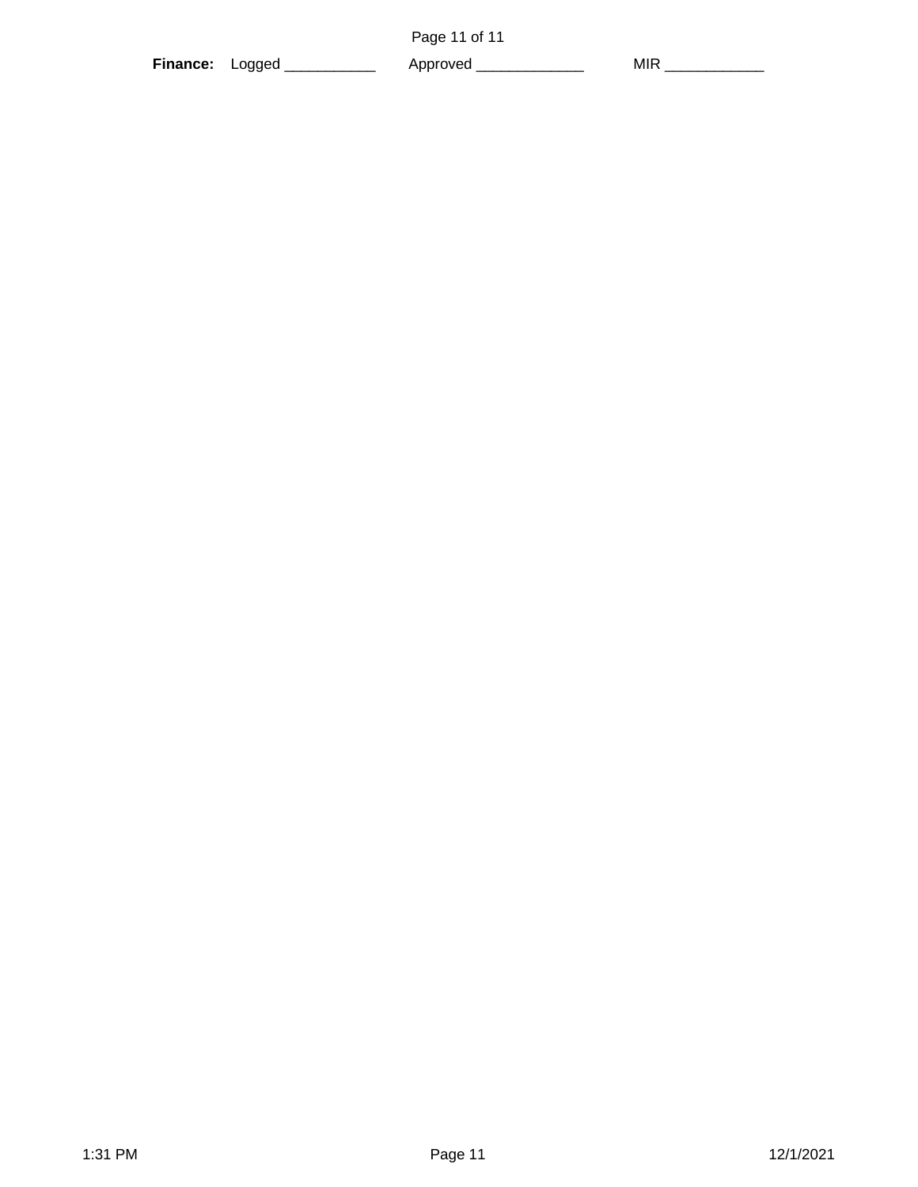**Finance:** Logged ___________ Approved _____________ MIR ____________